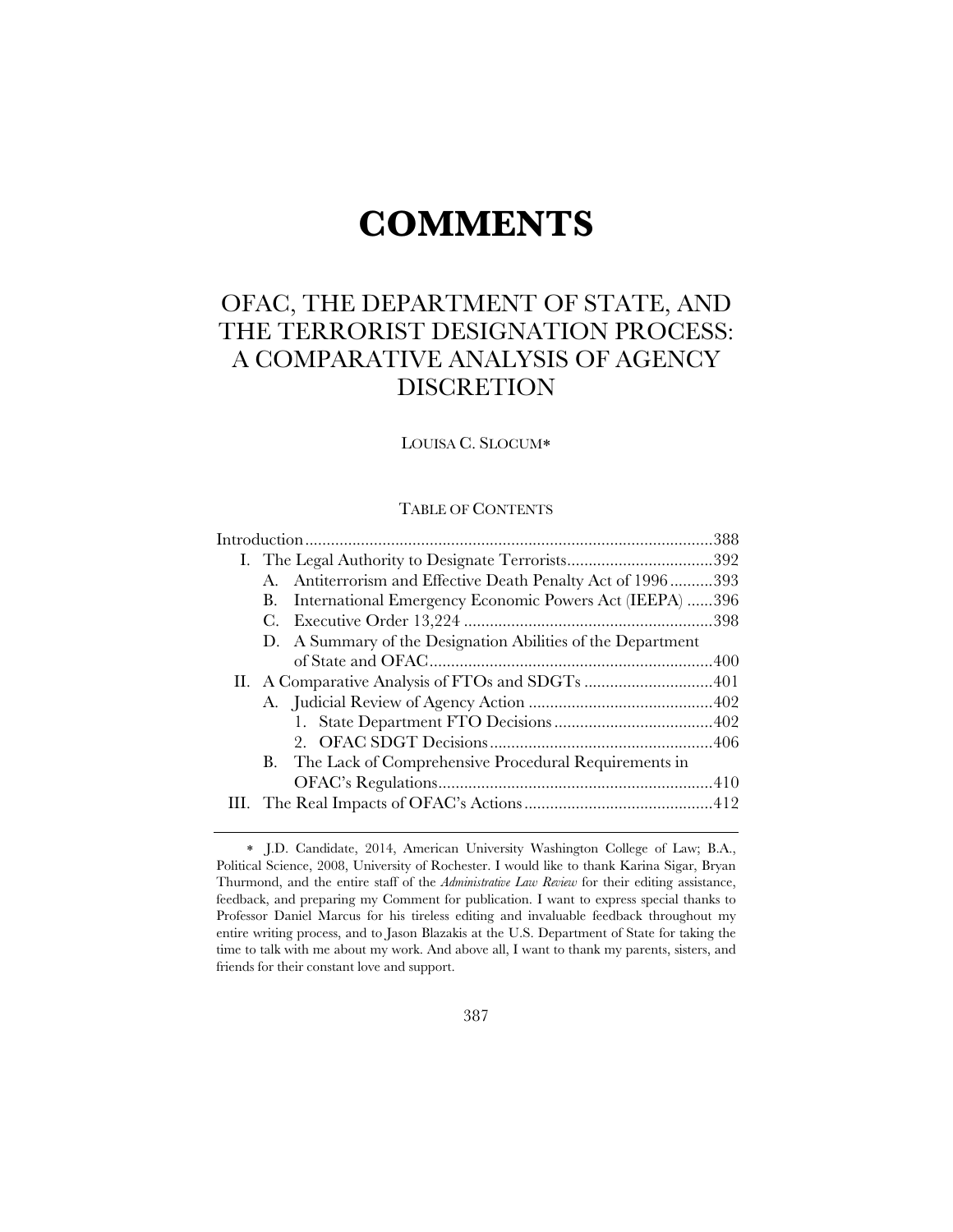# COMMENTS

## OFAC, THE DEPARTMENT OF STATE, AND THE TERRORIST DESIGNATION PROCESS: A COMPARATIVE ANALYSIS OF AGENCY DISCRETION

LOUISA C. SLOCUM*

TABLE OF CONTENTS

Introduction ............................................................................................388

I. The Legal Authority to Designate Terrorists..................................392

- A. Antiterrorism and Effective Death Penalty Act of 1996..........393
- B. International Emergency Economic Powers Act (IEEPA) ......396
- C. Executive Order 13,224 ..........................................................398
- D. A Summary of the Designation Abilities of the Department of State and OFAC..................................................................400

II. A Comparative Analysis of FTOs and SDGTs ..............................401

- A. Judicial Review of Agency Action ...........................................402
  1. State Department FTO Decisions .....................................402
  2. OFAC SDGT Decisions....................................................406
- B. The Lack of Comprehensive Procedural Requirements in OFAC's Regulations................................................................410

III. The Real Impacts of OFAC's Actions............................................412

---

\* J.D. Candidate, 2014, American University Washington College of Law; B.A., Political Science, 2008, University of Rochester. I would like to thank Karina Sigar, Bryan Thurmond, and the entire staff of the *Administrative Law Review* for their editing assistance, feedback, and preparing my Comment for publication. I want to express special thanks to Professor Daniel Marcus for his tireless editing and invaluable feedback throughout my entire writing process, and to Jason Blazakis at the U.S. Department of State for taking the time to talk with me about my work. And above all, I want to thank my parents, sisters, and friends for their constant love and support.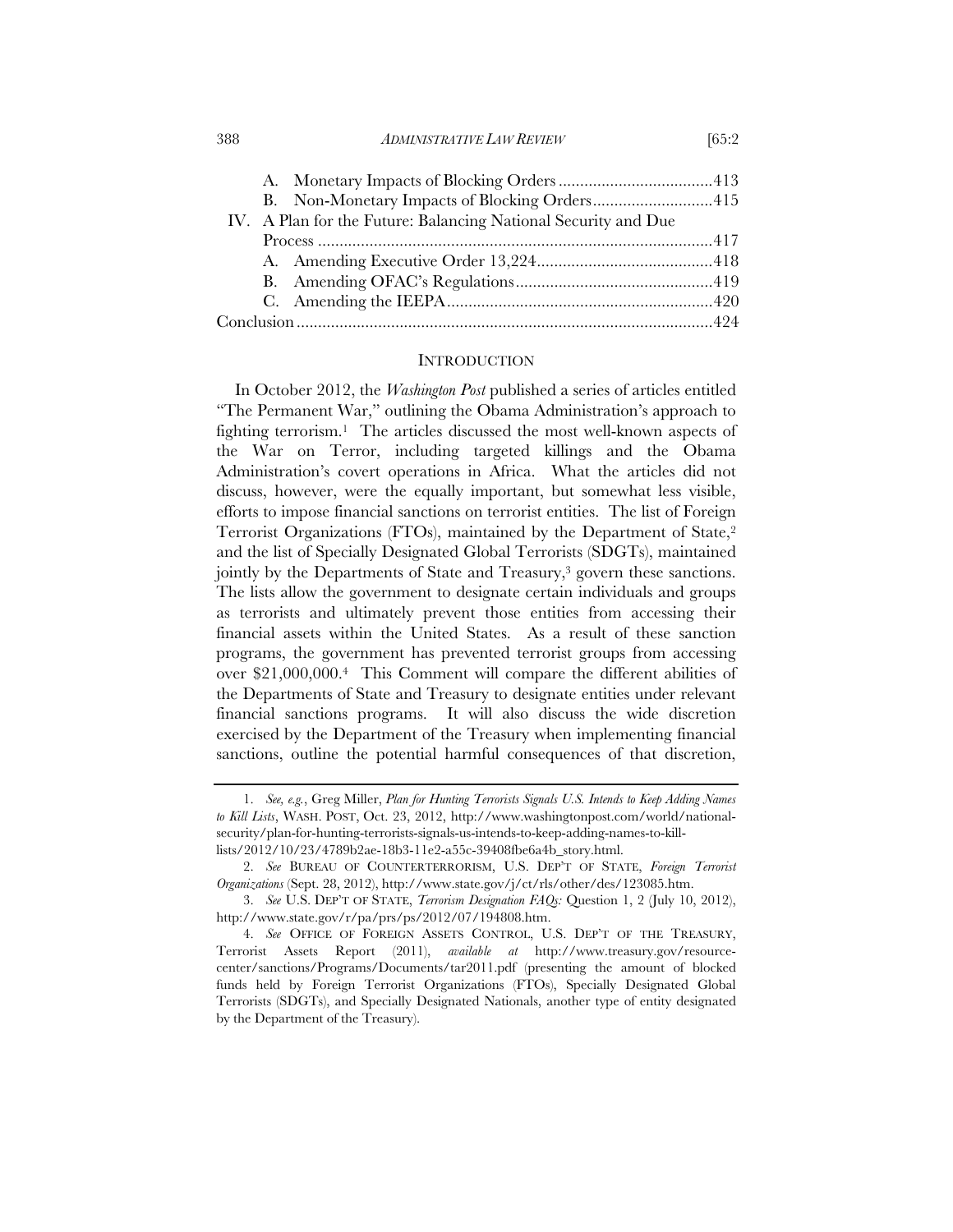A. Monetary Impacts of Blocking Orders ....................................413
B. Non-Monetary Impacts of Blocking Orders............................415

IV. A Plan for the Future: Balancing National Security and Due Process ............................................................................................417
A. Amending Executive Order 13,224.........................................418
B. Amending OFAC's Regulations..............................................419
C. Amending the IEEPA.............................................................420

Conclusion.................................................................................................424

## INTRODUCTION

In October 2012, the *Washington Post* published a series of articles entitled "The Permanent War," outlining the Obama Administration's approach to fighting terrorism.[1] The articles discussed the most well-known aspects of the War on Terror, including targeted killings and the Obama Administration's covert operations in Africa. What the articles did not discuss, however, were the equally important, but somewhat less visible, efforts to impose financial sanctions on terrorist entities. The list of Foreign Terrorist Organizations (FTOs), maintained by the Department of State,[2] and the list of Specially Designated Global Terrorists (SDGTs), maintained jointly by the Departments of State and Treasury,[3] govern these sanctions. The lists allow the government to designate certain individuals and groups as terrorists and ultimately prevent those entities from accessing their financial assets within the United States. As a result of these sanction programs, the government has prevented terrorist groups from accessing over $21,000,000.[4] This Comment will compare the different abilities of the Departments of State and Treasury to designate entities under relevant financial sanctions programs. It will also discuss the wide discretion exercised by the Department of the Treasury when implementing financial sanctions, outline the potential harmful consequences of that discretion,

---

1. *See, e.g.*, Greg Miller, *Plan for Hunting Terrorists Signals U.S. Intends to Keep Adding Names to Kill Lists*, WASH. POST, Oct. 23, 2012, http://www.washingtonpost.com/world/national-security/plan-for-hunting-terrorists-signals-us-intends-to-keep-adding-names-to-kill-lists/2012/10/23/4789b2ae-18b3-11e2-a55c-39408fbe6a4b_story.html.

2. *See* BUREAU OF COUNTERTERRORISM, U.S. DEP'T OF STATE, *Foreign Terrorist Organizations* (Sept. 28, 2012), http://www.state.gov/j/ct/rls/other/des/123085.htm.

3. *See* U.S. DEP'T OF STATE, *Terrorism Designation FAQs:* Question 1, 2 (July 10, 2012), http://www.state.gov/r/pa/prs/ps/2012/07/194808.htm.

4. *See* OFFICE OF FOREIGN ASSETS CONTROL, U.S. DEP'T OF THE TREASURY, Terrorist Assets Report (2011), *available at* http://www.treasury.gov/resource-center/sanctions/Programs/Documents/tar2011.pdf (presenting the amount of blocked funds held by Foreign Terrorist Organizations (FTOs), Specially Designated Global Terrorists (SDGTs), and Specially Designated Nationals, another type of entity designated by the Department of the Treasury).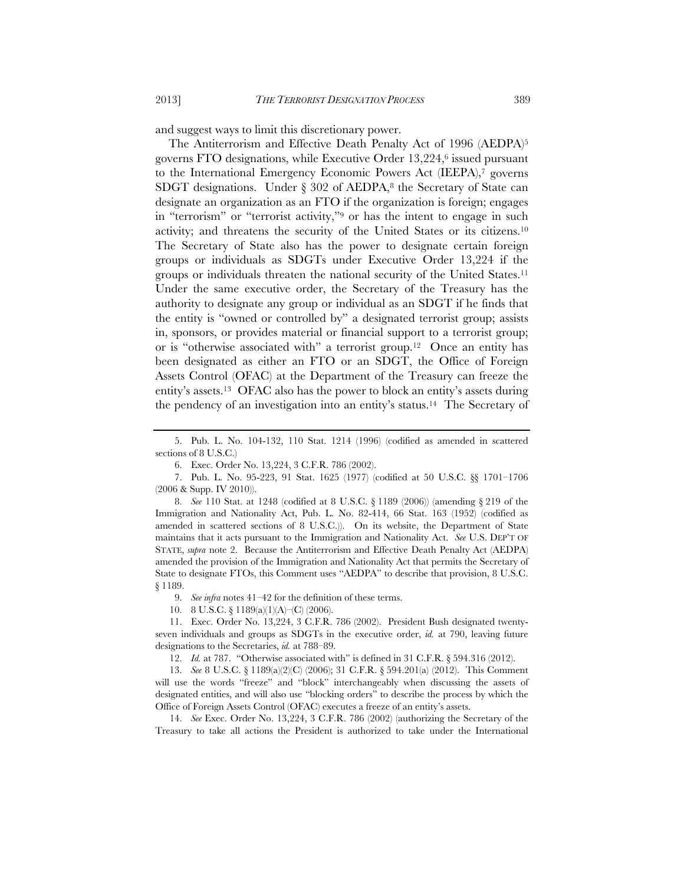and suggest ways to limit this discretionary power.

The Antiterrorism and Effective Death Penalty Act of 1996 (AEDPA)[5] governs FTO designations, while Executive Order 13,224,[6] issued pursuant to the International Emergency Economic Powers Act (IEEPA),[7] governs SDGT designations. Under § 302 of AEDPA,[8] the Secretary of State can designate an organization as an FTO if the organization is foreign; engages in "terrorism" or "terrorist activity,"[9] or has the intent to engage in such activity; and threatens the security of the United States or its citizens.[10] The Secretary of State also has the power to designate certain foreign groups or individuals as SDGTs under Executive Order 13,224 if the groups or individuals threaten the national security of the United States.[11] Under the same executive order, the Secretary of the Treasury has the authority to designate any group or individual as an SDGT if he finds that the entity is "owned or controlled by" a designated terrorist group; assists in, sponsors, or provides material or financial support to a terrorist group; or is "otherwise associated with" a terrorist group.[12] Once an entity has been designated as either an FTO or an SDGT, the Office of Foreign Assets Control (OFAC) at the Department of the Treasury can freeze the entity's assets.[13] OFAC also has the power to block an entity's assets during the pendency of an investigation into an entity's status.[14] The Secretary of

---

5. Pub. L. No. 104-132, 110 Stat. 1214 (1996) (codified as amended in scattered sections of 8 U.S.C.)

6. Exec. Order No. 13,224, 3 C.F.R. 786 (2002).

7. Pub. L. No. 95-223, 91 Stat. 1625 (1977) (codified at 50 U.S.C. §§ 1701–1706 (2006 & Supp. IV 2010)).

8. *See* 110 Stat. at 1248 (codified at 8 U.S.C. § 1189 (2006)) (amending § 219 of the Immigration and Nationality Act, Pub. L. No. 82-414, 66 Stat. 163 (1952) (codified as amended in scattered sections of 8 U.S.C.)). On its website, the Department of State maintains that it acts pursuant to the Immigration and Nationality Act. *See* U.S. DEP'T OF STATE, *supra* note 2. Because the Antiterrorism and Effective Death Penalty Act (AEDPA) amended the provision of the Immigration and Nationality Act that permits the Secretary of State to designate FTOs, this Comment uses "AEDPA" to describe that provision, 8 U.S.C. § 1189.

9. *See infra* notes 41–42 for the definition of these terms.

10. 8 U.S.C. § 1189(a)(1)(A)–(C) (2006).

11. Exec. Order No. 13,224, 3 C.F.R. 786 (2002). President Bush designated twenty-seven individuals and groups as SDGTs in the executive order, *id.* at 790, leaving future designations to the Secretaries, *id.* at 788–89.

12. *Id.* at 787. "Otherwise associated with" is defined in 31 C.F.R. § 594.316 (2012).

13. *See* 8 U.S.C. § 1189(a)(2)(C) (2006); 31 C.F.R. § 594.201(a) (2012). This Comment will use the words "freeze" and "block" interchangeably when discussing the assets of designated entities, and will also use "blocking orders" to describe the process by which the Office of Foreign Assets Control (OFAC) executes a freeze of an entity's assets.

14. *See* Exec. Order No. 13,224, 3 C.F.R. 786 (2002) (authorizing the Secretary of the Treasury to take all actions the President is authorized to take under the International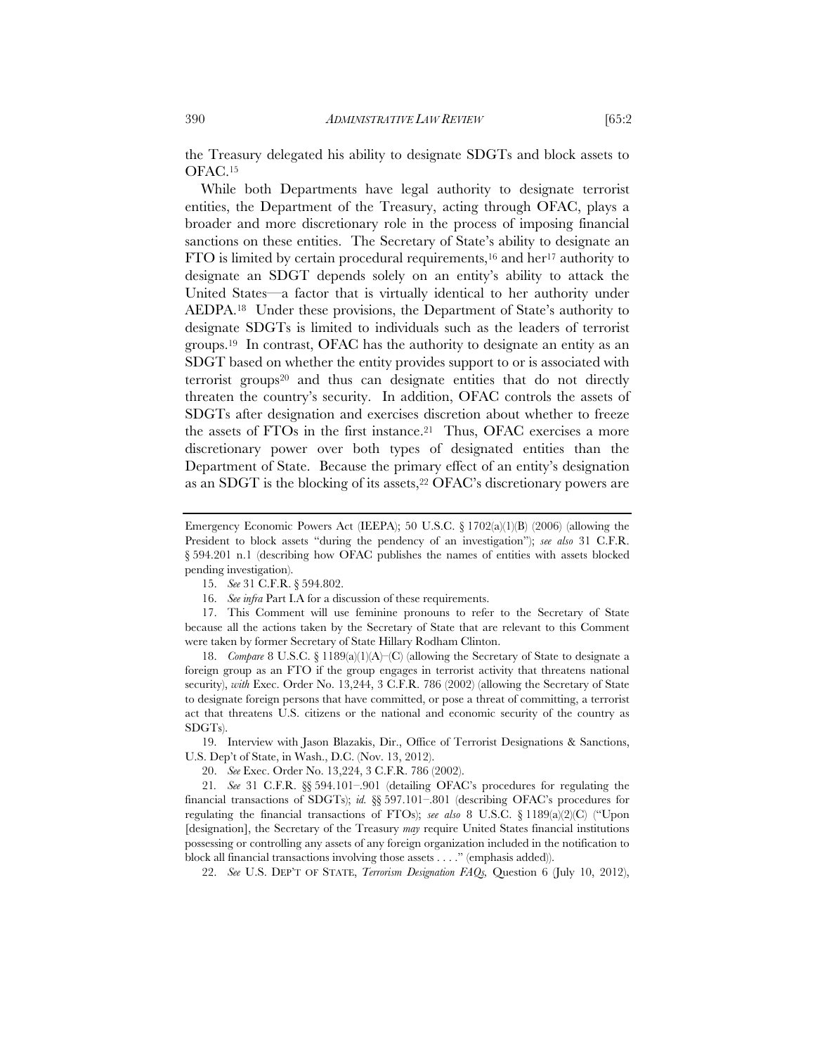the Treasury delegated his ability to designate SDGTs and block assets to OFAC.[15]

While both Departments have legal authority to designate terrorist entities, the Department of the Treasury, acting through OFAC, plays a broader and more discretionary role in the process of imposing financial sanctions on these entities. The Secretary of State's ability to designate an FTO is limited by certain procedural requirements,[16] and her[17] authority to designate an SDGT depends solely on an entity's ability to attack the United States—a factor that is virtually identical to her authority under AEDPA.[18] Under these provisions, the Department of State's authority to designate SDGTs is limited to individuals such as the leaders of terrorist groups.[19] In contrast, OFAC has the authority to designate an entity as an SDGT based on whether the entity provides support to or is associated with terrorist groups[20] and thus can designate entities that do not directly threaten the country's security. In addition, OFAC controls the assets of SDGTs after designation and exercises discretion about whether to freeze the assets of FTOs in the first instance.[21] Thus, OFAC exercises a more discretionary power over both types of designated entities than the Department of State. Because the primary effect of an entity's designation as an SDGT is the blocking of its assets,[22] OFAC's discretionary powers are

---

Emergency Economic Powers Act (IEEPA); 50 U.S.C. § 1702(a)(1)(B) (2006) (allowing the President to block assets "during the pendency of an investigation"); *see also* 31 C.F.R. § 594.201 n.1 (describing how OFAC publishes the names of entities with assets blocked pending investigation).

15. *See* 31 C.F.R. § 594.802.

16. *See infra* Part I.A for a discussion of these requirements.

17. This Comment will use feminine pronouns to refer to the Secretary of State because all the actions taken by the Secretary of State that are relevant to this Comment were taken by former Secretary of State Hillary Rodham Clinton.

18. *Compare* 8 U.S.C. § 1189(a)(1)(A)–(C) (allowing the Secretary of State to designate a foreign group as an FTO if the group engages in terrorist activity that threatens national security), *with* Exec. Order No. 13,244, 3 C.F.R. 786 (2002) (allowing the Secretary of State to designate foreign persons that have committed, or pose a threat of committing, a terrorist act that threatens U.S. citizens or the national and economic security of the country as SDGTs).

19. Interview with Jason Blazakis, Dir., Office of Terrorist Designations & Sanctions, U.S. Dep't of State, in Wash., D.C. (Nov. 13, 2012).

20. *See* Exec. Order No. 13,224, 3 C.F.R. 786 (2002).

21. *See* 31 C.F.R. §§ 594.101–.901 (detailing OFAC's procedures for regulating the financial transactions of SDGTs); *id.* §§ 597.101–.801 (describing OFAC's procedures for regulating the financial transactions of FTOs); *see also* 8 U.S.C. § 1189(a)(2)(C) ("Upon [designation], the Secretary of the Treasury *may* require United States financial institutions possessing or controlling any assets of any foreign organization included in the notification to block all financial transactions involving those assets . . . ." (emphasis added)).

22. *See* U.S. DEP'T OF STATE, *Terrorism Designation FAQs*, Question 6 (July 10, 2012),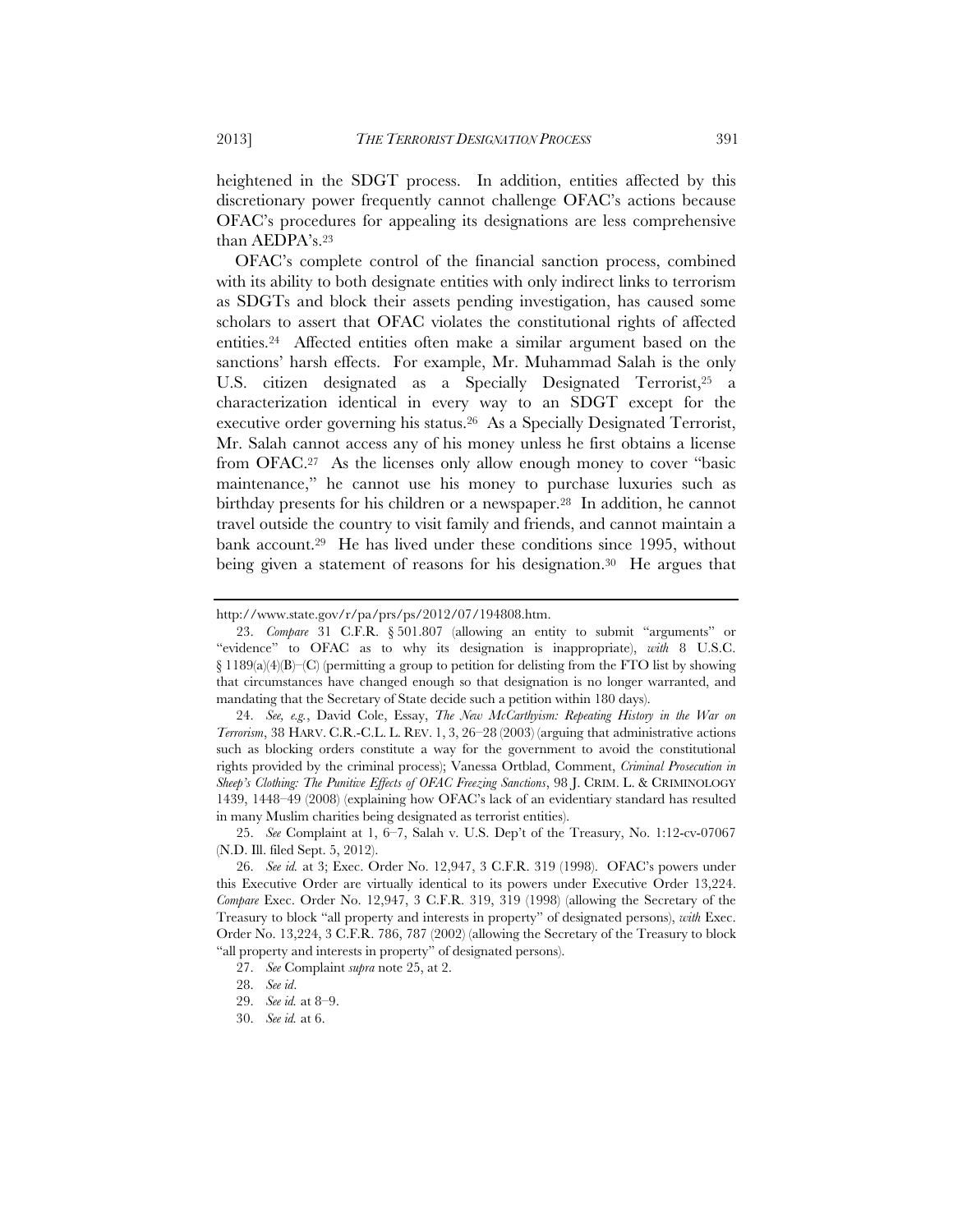heightened in the SDGT process. In addition, entities affected by this discretionary power frequently cannot challenge OFAC's actions because OFAC's procedures for appealing its designations are less comprehensive than AEDPA's.[23]

OFAC's complete control of the financial sanction process, combined with its ability to both designate entities with only indirect links to terrorism as SDGTs and block their assets pending investigation, has caused some scholars to assert that OFAC violates the constitutional rights of affected entities.[24] Affected entities often make a similar argument based on the sanctions' harsh effects. For example, Mr. Muhammad Salah is the only U.S. citizen designated as a Specially Designated Terrorist,[25] a characterization identical in every way to an SDGT except for the executive order governing his status.[26] As a Specially Designated Terrorist, Mr. Salah cannot access any of his money unless he first obtains a license from OFAC.[27] As the licenses only allow enough money to cover "basic maintenance," he cannot use his money to purchase luxuries such as birthday presents for his children or a newspaper.[28] In addition, he cannot travel outside the country to visit family and friends, and cannot maintain a bank account.[29] He has lived under these conditions since 1995, without being given a statement of reasons for his designation.[30] He argues that

---

http://www.state.gov/r/pa/prs/ps/2012/07/194808.htm.

23. *Compare* 31 C.F.R. § 501.807 (allowing an entity to submit "arguments" or "evidence" to OFAC as to why its designation is inappropriate), *with* 8 U.S.C. § 1189(a)(4)(B)–(C) (permitting a group to petition for delisting from the FTO list by showing that circumstances have changed enough so that designation is no longer warranted, and mandating that the Secretary of State decide such a petition within 180 days).

24. *See, e.g.*, David Cole, Essay, *The New McCarthyism: Repeating History in the War on Terrorism*, 38 HARV. C.R.-C.L. L. REV. 1, 3, 26–28 (2003) (arguing that administrative actions such as blocking orders constitute a way for the government to avoid the constitutional rights provided by the criminal process); Vanessa Ortblad, Comment, *Criminal Prosecution in Sheep's Clothing: The Punitive Effects of OFAC Freezing Sanctions*, 98 J. CRIM. L. & CRIMINOLOGY 1439, 1448–49 (2008) (explaining how OFAC's lack of an evidentiary standard has resulted in many Muslim charities being designated as terrorist entities).

25. *See* Complaint at 1, 6–7, Salah v. U.S. Dep't of the Treasury, No. 1:12-cv-07067 (N.D. Ill. filed Sept. 5, 2012).

26. *See id.* at 3; Exec. Order No. 12,947, 3 C.F.R. 319 (1998). OFAC's powers under this Executive Order are virtually identical to its powers under Executive Order 13,224. *Compare* Exec. Order No. 12,947, 3 C.F.R. 319, 319 (1998) (allowing the Secretary of the Treasury to block "all property and interests in property" of designated persons), *with* Exec. Order No. 13,224, 3 C.F.R. 786, 787 (2002) (allowing the Secretary of the Treasury to block "all property and interests in property" of designated persons).

27. *See* Complaint *supra* note 25, at 2.

28. *See id*.

29. *See id.* at 8–9.

30. *See id.* at 6.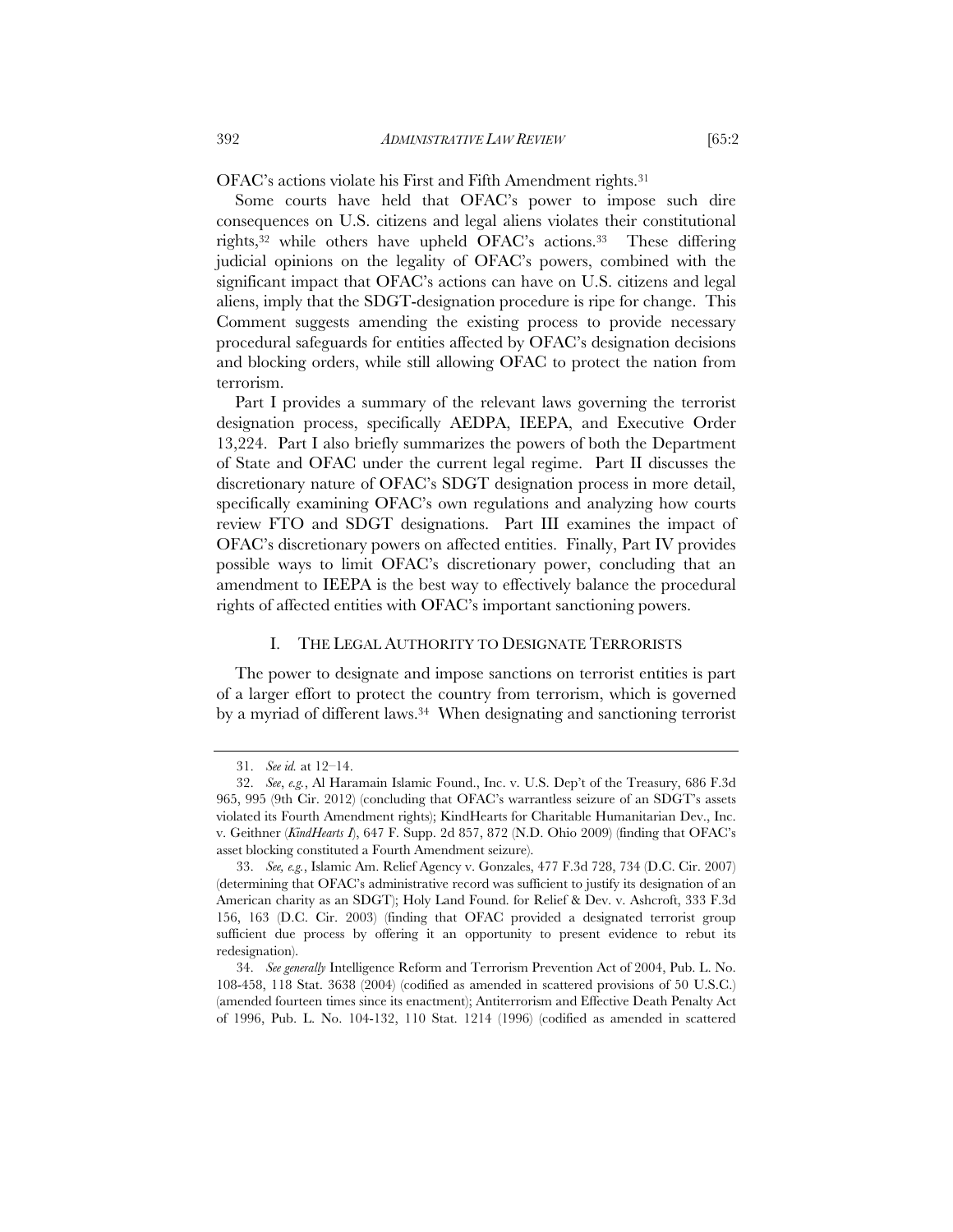OFAC's actions violate his First and Fifth Amendment rights.[31]

Some courts have held that OFAC's power to impose such dire consequences on U.S. citizens and legal aliens violates their constitutional rights,[32] while others have upheld OFAC's actions.[33] These differing judicial opinions on the legality of OFAC's powers, combined with the significant impact that OFAC's actions can have on U.S. citizens and legal aliens, imply that the SDGT-designation procedure is ripe for change. This Comment suggests amending the existing process to provide necessary procedural safeguards for entities affected by OFAC's designation decisions and blocking orders, while still allowing OFAC to protect the nation from terrorism.

Part I provides a summary of the relevant laws governing the terrorist designation process, specifically AEDPA, IEEPA, and Executive Order 13,224. Part I also briefly summarizes the powers of both the Department of State and OFAC under the current legal regime. Part II discusses the discretionary nature of OFAC's SDGT designation process in more detail, specifically examining OFAC's own regulations and analyzing how courts review FTO and SDGT designations. Part III examines the impact of OFAC's discretionary powers on affected entities. Finally, Part IV provides possible ways to limit OFAC's discretionary power, concluding that an amendment to IEEPA is the best way to effectively balance the procedural rights of affected entities with OFAC's important sanctioning powers.

## I. THE LEGAL AUTHORITY TO DESIGNATE TERRORISTS

The power to designate and impose sanctions on terrorist entities is part of a larger effort to protect the country from terrorism, which is governed by a myriad of different laws.[34] When designating and sanctioning terrorist

---

31. *See id.* at 12–14.

32. *See, e.g.*, Al Haramain Islamic Found., Inc. v. U.S. Dep't of the Treasury, 686 F.3d 965, 995 (9th Cir. 2012) (concluding that OFAC's warrantless seizure of an SDGT's assets violated its Fourth Amendment rights); KindHearts for Charitable Humanitarian Dev., Inc. v. Geithner (*KindHearts I*), 647 F. Supp. 2d 857, 872 (N.D. Ohio 2009) (finding that OFAC's asset blocking constituted a Fourth Amendment seizure).

33. *See, e.g.*, Islamic Am. Relief Agency v. Gonzales, 477 F.3d 728, 734 (D.C. Cir. 2007) (determining that OFAC's administrative record was sufficient to justify its designation of an American charity as an SDGT); Holy Land Found. for Relief & Dev. v. Ashcroft, 333 F.3d 156, 163 (D.C. Cir. 2003) (finding that OFAC provided a designated terrorist group sufficient due process by offering it an opportunity to present evidence to rebut its redesignation).

34. *See generally* Intelligence Reform and Terrorism Prevention Act of 2004, Pub. L. No. 108-458, 118 Stat. 3638 (2004) (codified as amended in scattered provisions of 50 U.S.C.) (amended fourteen times since its enactment); Antiterrorism and Effective Death Penalty Act of 1996, Pub. L. No. 104-132, 110 Stat. 1214 (1996) (codified as amended in scattered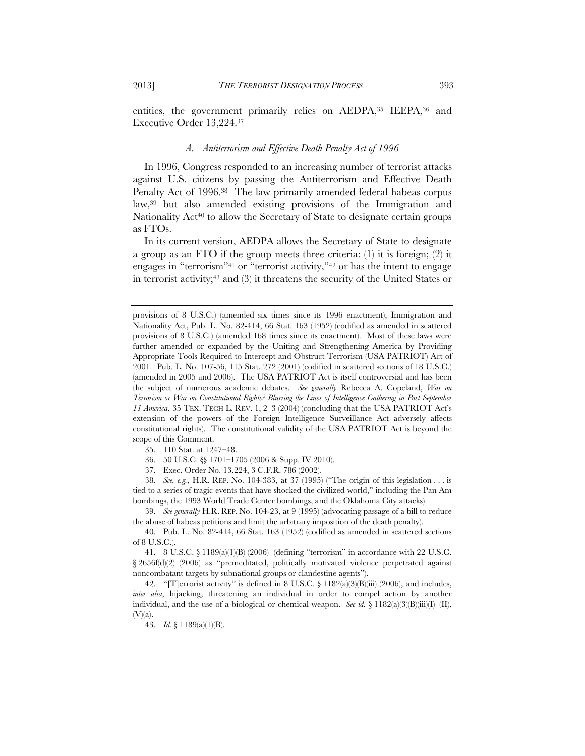entities, the government primarily relies on AEDPA,[35] IEEPA,[36] and Executive Order 13,224.[37]

### *A. Antiterrorism and Effective Death Penalty Act of 1996*

In 1996, Congress responded to an increasing number of terrorist attacks against U.S. citizens by passing the Antiterrorism and Effective Death Penalty Act of 1996.[38] The law primarily amended federal habeas corpus law,[39] but also amended existing provisions of the Immigration and Nationality Act[40] to allow the Secretary of State to designate certain groups as FTOs.

In its current version, AEDPA allows the Secretary of State to designate a group as an FTO if the group meets three criteria: (1) it is foreign; (2) it engages in "terrorism"[41] or "terrorist activity,"[42] or has the intent to engage in terrorist activity;[43] and (3) it threatens the security of the United States or

---

provisions of 8 U.S.C.) (amended six times since its 1996 enactment); Immigration and Nationality Act, Pub. L. No. 82-414, 66 Stat. 163 (1952) (codified as amended in scattered provisions of 8 U.S.C.) (amended 168 times since its enactment). Most of these laws were further amended or expanded by the Uniting and Strengthening America by Providing Appropriate Tools Required to Intercept and Obstruct Terrorism (USA PATRIOT) Act of 2001. Pub. L. No. 107-56, 115 Stat. 272 (2001) (codified in scattered sections of 18 U.S.C.) (amended in 2005 and 2006). The USA PATRIOT Act is itself controversial and has been the subject of numerous academic debates. *See generally* Rebecca A. Copeland, *War on Terrorism or War on Constitutional Rights? Blurring the Lines of Intelligence Gathering in Post-September 11 America*, 35 TEX. TECH L. REV. 1, 2–3 (2004) (concluding that the USA PATRIOT Act's extension of the powers of the Foreign Intelligence Surveillance Act adversely affects constitutional rights). The constitutional validity of the USA PATRIOT Act is beyond the scope of this Comment.

35. 110 Stat. at 1247–48.

36. 50 U.S.C. §§ 1701–1705 (2006 & Supp. IV 2010).

37. Exec. Order No. 13,224, 3 C.F.R. 786 (2002).

38. *See, e.g.*, H.R. REP. No. 104-383, at 37 (1995) ("The origin of this legislation . . . is tied to a series of tragic events that have shocked the civilized world," including the Pan Am bombings, the 1993 World Trade Center bombings, and the Oklahoma City attacks).

39. *See generally* H.R. REP. No. 104-23, at 9 (1995) (advocating passage of a bill to reduce the abuse of habeas petitions and limit the arbitrary imposition of the death penalty).

40. Pub. L. No. 82-414, 66 Stat. 163 (1952) (codified as amended in scattered sections of 8 U.S.C.).

41. 8 U.S.C. § 1189(a)(1)(B) (2006) (defining "terrorism" in accordance with 22 U.S.C. § 2656f(d)(2) (2006) as "premeditated, politically motivated violence perpetrated against noncombatant targets by subnational groups or clandestine agents").

42. "[T]errorist activity" is defined in 8 U.S.C. § 1182(a)(3)(B)(iii) (2006), and includes, *inter alia*, hijacking, threatening an individual in order to compel action by another individual, and the use of a biological or chemical weapon. *See id.* § 1182(a)(3)(B)(iii)(I)–(II), (V)(a).

43. *Id.* § 1189(a)(1)(B).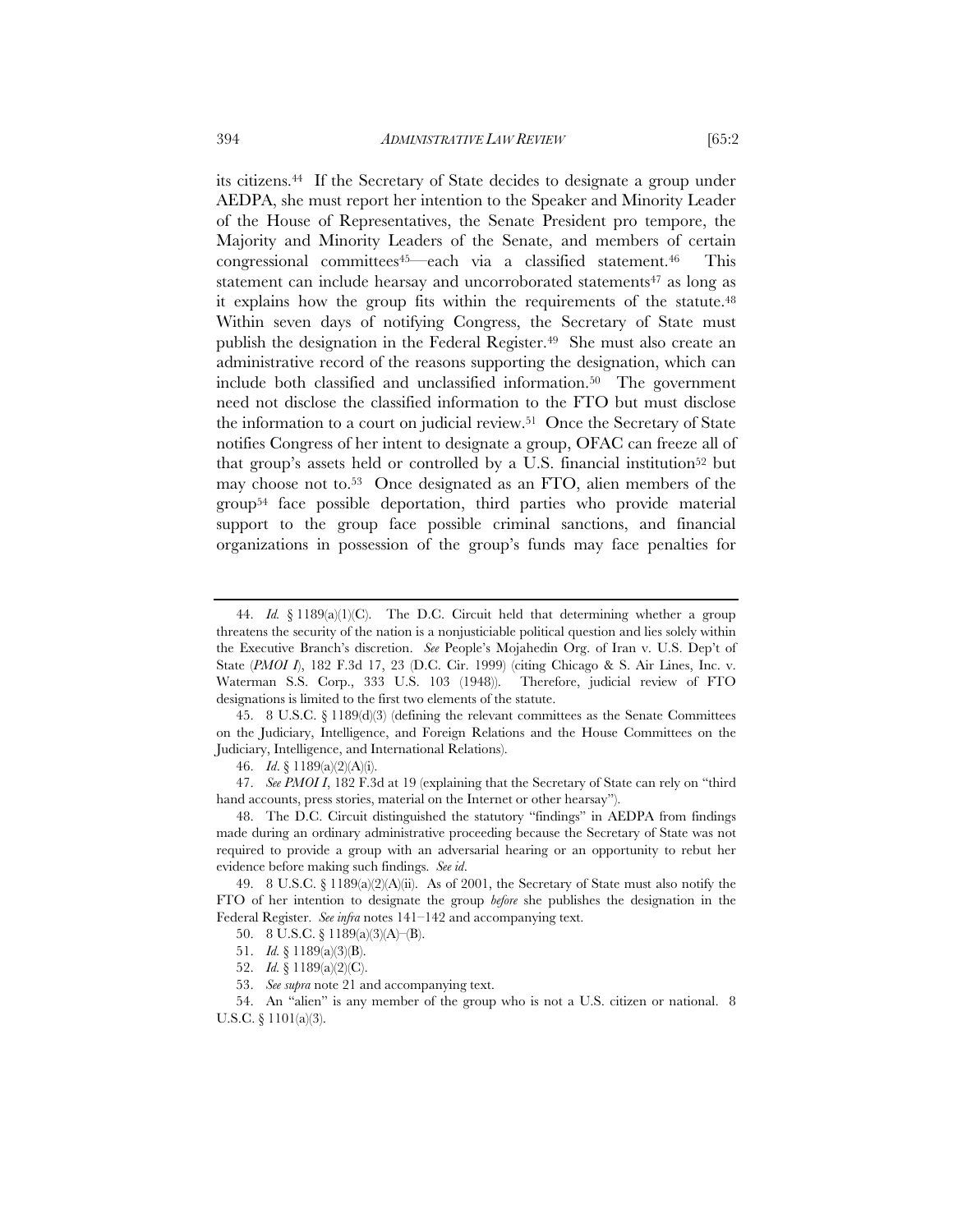its citizens.[44] If the Secretary of State decides to designate a group under AEDPA, she must report her intention to the Speaker and Minority Leader of the House of Representatives, the Senate President pro tempore, the Majority and Minority Leaders of the Senate, and members of certain congressional committees[45]—each via a classified statement.[46] This statement can include hearsay and uncorroborated statements[47] as long as it explains how the group fits within the requirements of the statute.[48] Within seven days of notifying Congress, the Secretary of State must publish the designation in the Federal Register.[49] She must also create an administrative record of the reasons supporting the designation, which can include both classified and unclassified information.[50] The government need not disclose the classified information to the FTO but must disclose the information to a court on judicial review.[51] Once the Secretary of State notifies Congress of her intent to designate a group, OFAC can freeze all of that group's assets held or controlled by a U.S. financial institution[52] but may choose not to.[53] Once designated as an FTO, alien members of the group[54] face possible deportation, third parties who provide material support to the group face possible criminal sanctions, and financial organizations in possession of the group's funds may face penalties for

---

44. *Id.* § 1189(a)(1)(C). The D.C. Circuit held that determining whether a group threatens the security of the nation is a nonjusticiable political question and lies solely within the Executive Branch's discretion. *See* People's Mojahedin Org. of Iran v. U.S. Dep't of State (*PMOI I*), 182 F.3d 17, 23 (D.C. Cir. 1999) (citing Chicago & S. Air Lines, Inc. v. Waterman S.S. Corp., 333 U.S. 103 (1948)). Therefore, judicial review of FTO designations is limited to the first two elements of the statute.

45. 8 U.S.C. § 1189(d)(3) (defining the relevant committees as the Senate Committees on the Judiciary, Intelligence, and Foreign Relations and the House Committees on the Judiciary, Intelligence, and International Relations).

46. *Id.* § 1189(a)(2)(A)(i).

47. *See PMOI I*, 182 F.3d at 19 (explaining that the Secretary of State can rely on "third hand accounts, press stories, material on the Internet or other hearsay").

48. The D.C. Circuit distinguished the statutory "findings" in AEDPA from findings made during an ordinary administrative proceeding because the Secretary of State was not required to provide a group with an adversarial hearing or an opportunity to rebut her evidence before making such findings. *See id.*

49. 8 U.S.C. § 1189(a)(2)(A)(ii). As of 2001, the Secretary of State must also notify the FTO of her intention to designate the group *before* she publishes the designation in the Federal Register. *See infra* notes 141–142 and accompanying text.

50. 8 U.S.C. § 1189(a)(3)(A)–(B).

51. *Id.* § 1189(a)(3)(B).

52. *Id.* § 1189(a)(2)(C).

53. *See supra* note 21 and accompanying text.

54. An "alien" is any member of the group who is not a U.S. citizen or national. 8 U.S.C. § 1101(a)(3).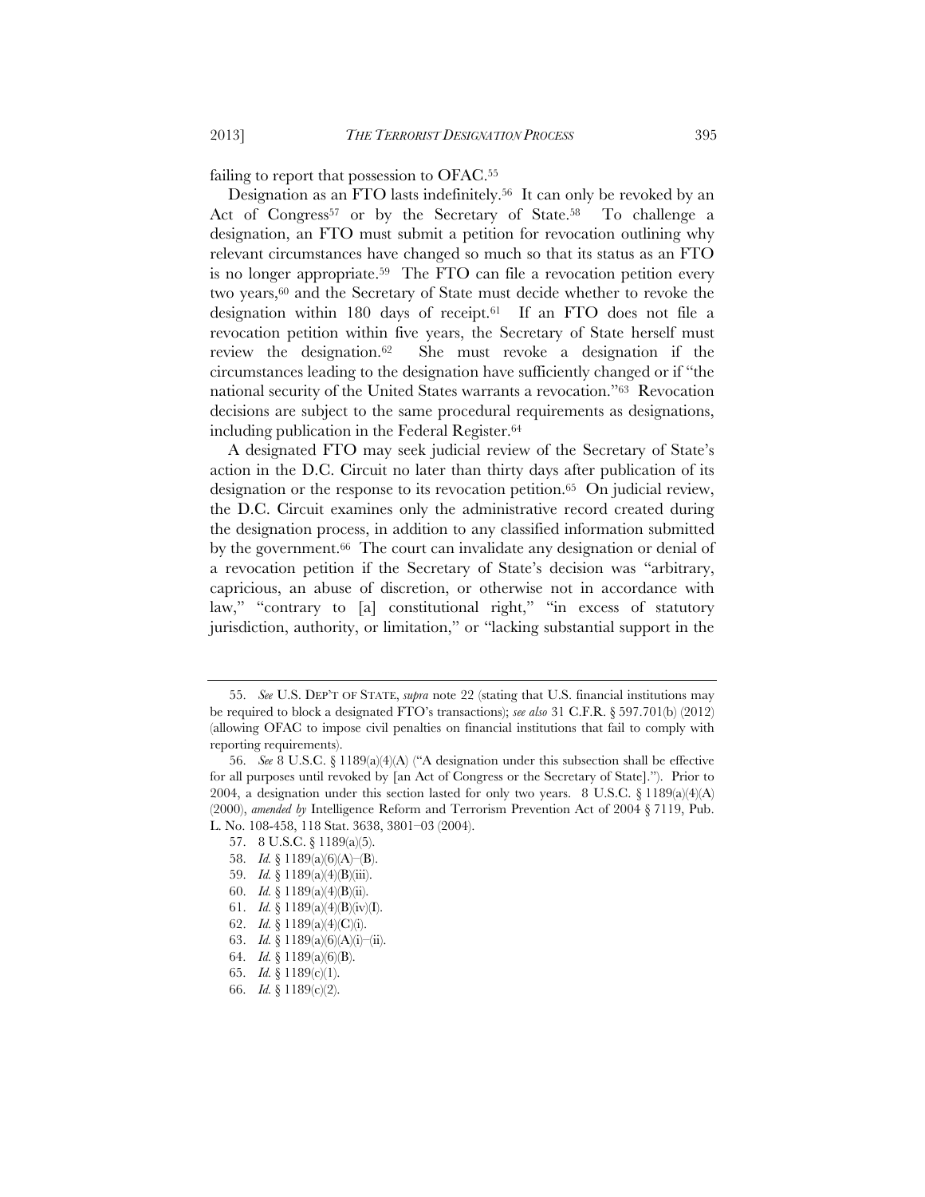failing to report that possession to OFAC.[55]

Designation as an FTO lasts indefinitely.[56] It can only be revoked by an Act of Congress[57] or by the Secretary of State.[58] To challenge a designation, an FTO must submit a petition for revocation outlining why relevant circumstances have changed so much so that its status as an FTO is no longer appropriate.[59] The FTO can file a revocation petition every two years,[60] and the Secretary of State must decide whether to revoke the designation within 180 days of receipt.[61] If an FTO does not file a revocation petition within five years, the Secretary of State herself must review the designation.[62] She must revoke a designation if the circumstances leading to the designation have sufficiently changed or if "the national security of the United States warrants a revocation."[63] Revocation decisions are subject to the same procedural requirements as designations, including publication in the Federal Register.[64]

A designated FTO may seek judicial review of the Secretary of State's action in the D.C. Circuit no later than thirty days after publication of its designation or the response to its revocation petition.[65] On judicial review, the D.C. Circuit examines only the administrative record created during the designation process, in addition to any classified information submitted by the government.[66] The court can invalidate any designation or denial of a revocation petition if the Secretary of State's decision was "arbitrary, capricious, an abuse of discretion, or otherwise not in accordance with law," "contrary to [a] constitutional right," "in excess of statutory jurisdiction, authority, or limitation," or "lacking substantial support in the

---

55. *See* U.S. DEP'T OF STATE, *supra* note 22 (stating that U.S. financial institutions may be required to block a designated FTO's transactions); *see also* 31 C.F.R. § 597.701(b) (2012) (allowing OFAC to impose civil penalties on financial institutions that fail to comply with reporting requirements).

56. *See* 8 U.S.C. § 1189(a)(4)(A) ("A designation under this subsection shall be effective for all purposes until revoked by [an Act of Congress or the Secretary of State]."). Prior to 2004, a designation under this section lasted for only two years. 8 U.S.C. § 1189(a)(4)(A) (2000), *amended by* Intelligence Reform and Terrorism Prevention Act of 2004 § 7119, Pub. L. No. 108-458, 118 Stat. 3638, 3801–03 (2004).

57. 8 U.S.C. § 1189(a)(5).

58. *Id.* § 1189(a)(6)(A)–(B).

59. *Id.* § 1189(a)(4)(B)(iii).

60. *Id.* § 1189(a)(4)(B)(ii).

61. *Id.* § 1189(a)(4)(B)(iv)(I).

62. *Id.* § 1189(a)(4)(C)(i).

63. *Id.* § 1189(a)(6)(A)(i)–(ii).

64. *Id.* § 1189(a)(6)(B).

65. *Id.* § 1189(c)(1).

66. *Id.* § 1189(c)(2).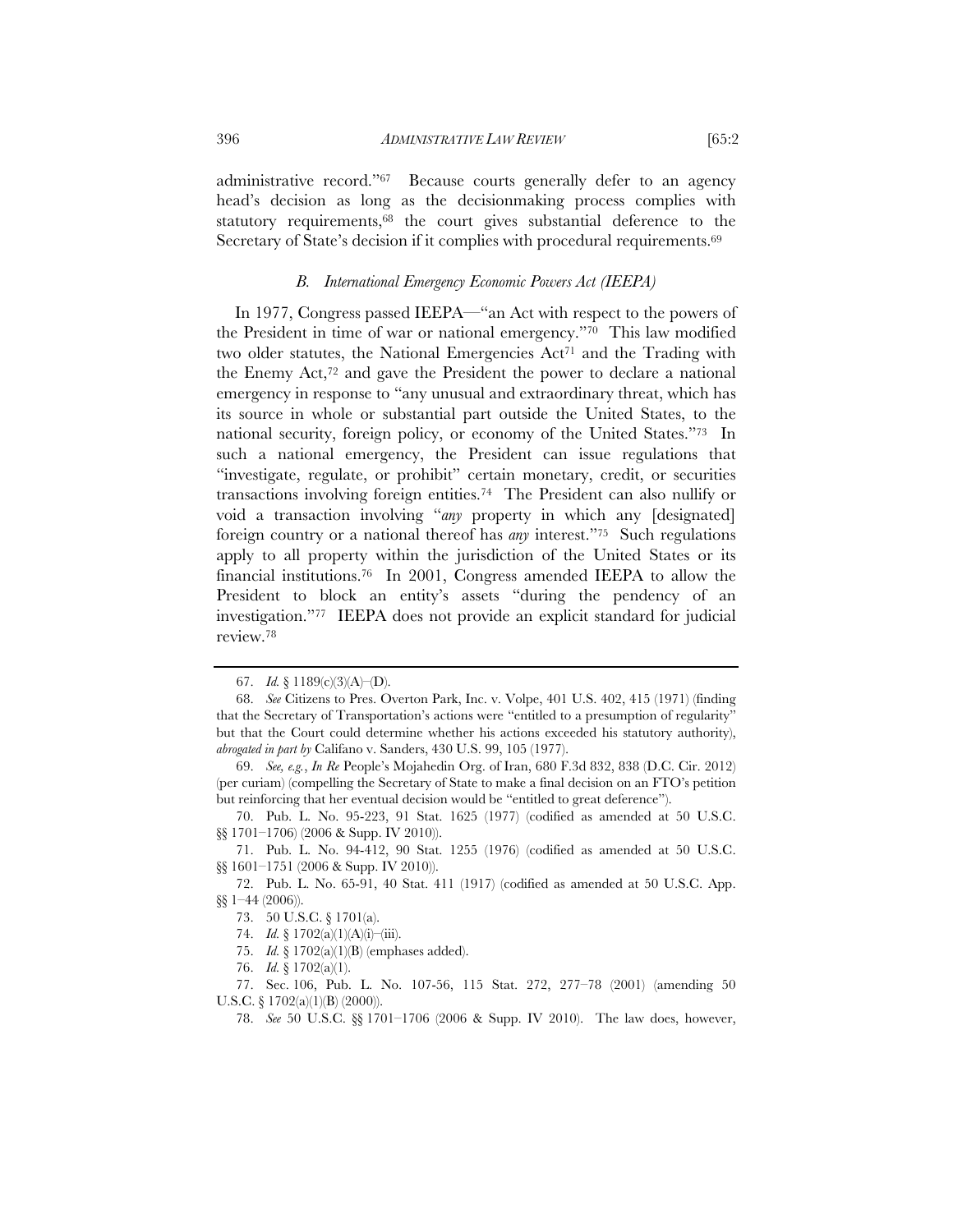administrative record."[67] Because courts generally defer to an agency head's decision as long as the decisionmaking process complies with statutory requirements,[68] the court gives substantial deference to the Secretary of State's decision if it complies with procedural requirements.[69]

### *B. International Emergency Economic Powers Act (IEEPA)*

In 1977, Congress passed IEEPA—"an Act with respect to the powers of the President in time of war or national emergency."[70] This law modified two older statutes, the National Emergencies Act[71] and the Trading with the Enemy Act,[72] and gave the President the power to declare a national emergency in response to "any unusual and extraordinary threat, which has its source in whole or substantial part outside the United States, to the national security, foreign policy, or economy of the United States."[73] In such a national emergency, the President can issue regulations that "investigate, regulate, or prohibit" certain monetary, credit, or securities transactions involving foreign entities.[74] The President can also nullify or void a transaction involving "*any* property in which any [designated] foreign country or a national thereof has *any* interest."[75] Such regulations apply to all property within the jurisdiction of the United States or its financial institutions.[76] In 2001, Congress amended IEEPA to allow the President to block an entity's assets "during the pendency of an investigation."[77] IEEPA does not provide an explicit standard for judicial review.[78]

---

67. *Id.* § 1189(c)(3)(A)–(D).

68. *See* Citizens to Pres. Overton Park, Inc. v. Volpe, 401 U.S. 402, 415 (1971) (finding that the Secretary of Transportation's actions were "entitled to a presumption of regularity" but that the Court could determine whether his actions exceeded his statutory authority), *abrogated in part by* Califano v. Sanders, 430 U.S. 99, 105 (1977).

69. *See, e.g.*, *In Re* People's Mojahedin Org. of Iran, 680 F.3d 832, 838 (D.C. Cir. 2012) (per curiam) (compelling the Secretary of State to make a final decision on an FTO's petition but reinforcing that her eventual decision would be "entitled to great deference").

70. Pub. L. No. 95-223, 91 Stat. 1625 (1977) (codified as amended at 50 U.S.C. §§ 1701–1706) (2006 & Supp. IV 2010)).

71. Pub. L. No. 94-412, 90 Stat. 1255 (1976) (codified as amended at 50 U.S.C. §§ 1601–1751 (2006 & Supp. IV 2010)).

72. Pub. L. No. 65-91, 40 Stat. 411 (1917) (codified as amended at 50 U.S.C. App. §§ 1–44 (2006)).

73. 50 U.S.C. § 1701(a).

74. *Id.* § 1702(a)(1)(A)(i)–(iii).

75. *Id.* § 1702(a)(1)(B) (emphases added).

76. *Id.* § 1702(a)(1).

77. Sec. 106, Pub. L. No. 107-56, 115 Stat. 272, 277–78 (2001) (amending 50 U.S.C. § 1702(a)(1)(B) (2000)).

78. *See* 50 U.S.C. §§ 1701–1706 (2006 & Supp. IV 2010). The law does, however,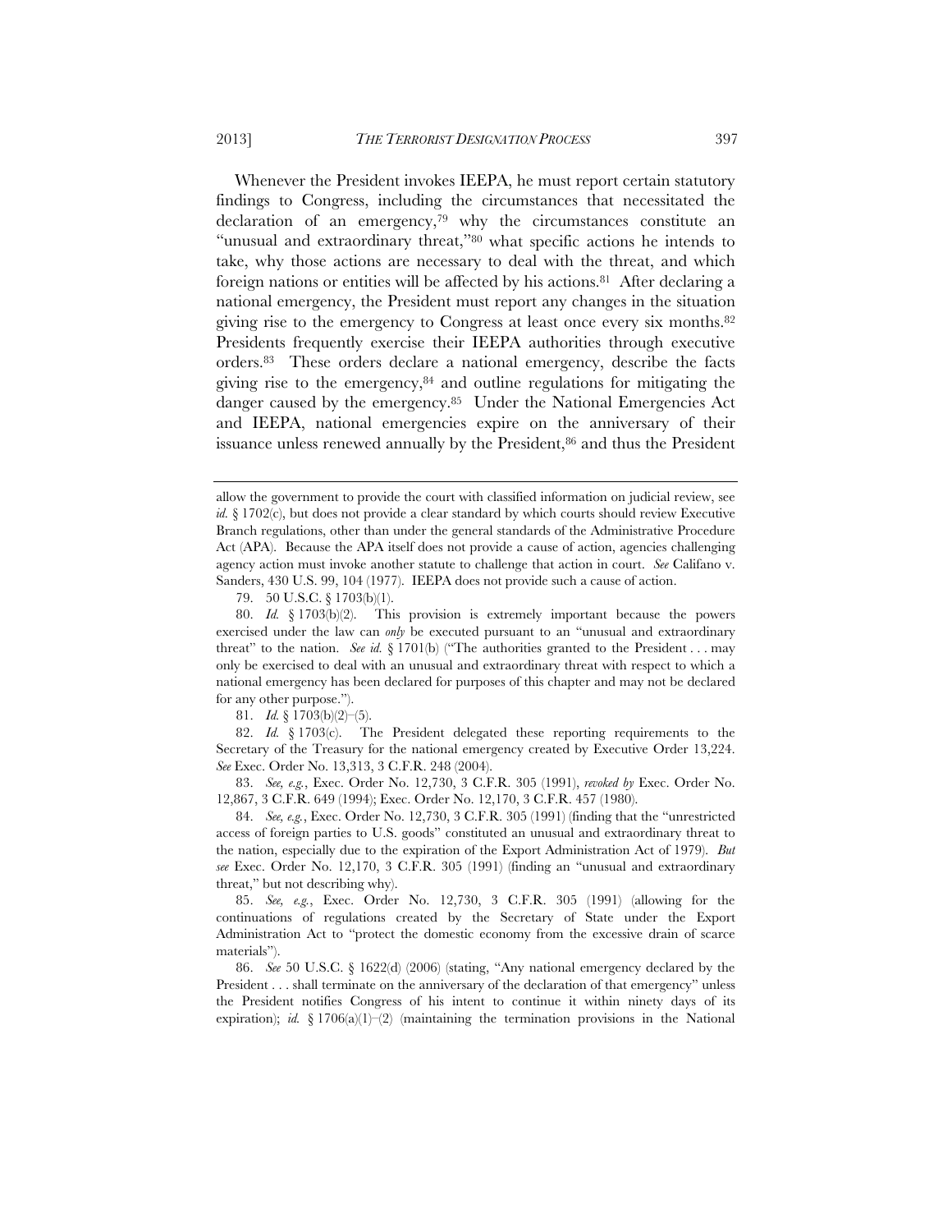Whenever the President invokes IEEPA, he must report certain statutory findings to Congress, including the circumstances that necessitated the declaration of an emergency,[79] why the circumstances constitute an "unusual and extraordinary threat,"[80] what specific actions he intends to take, why those actions are necessary to deal with the threat, and which foreign nations or entities will be affected by his actions.[81] After declaring a national emergency, the President must report any changes in the situation giving rise to the emergency to Congress at least once every six months.[82] Presidents frequently exercise their IEEPA authorities through executive orders.[83] These orders declare a national emergency, describe the facts giving rise to the emergency,[84] and outline regulations for mitigating the danger caused by the emergency.[85] Under the National Emergencies Act and IEEPA, national emergencies expire on the anniversary of their issuance unless renewed annually by the President,[86] and thus the President

---

allow the government to provide the court with classified information on judicial review, see *id.* § 1702(c), but does not provide a clear standard by which courts should review Executive Branch regulations, other than under the general standards of the Administrative Procedure Act (APA). Because the APA itself does not provide a cause of action, agencies challenging agency action must invoke another statute to challenge that action in court. *See* Califano v. Sanders, 430 U.S. 99, 104 (1977). IEEPA does not provide such a cause of action.

79. 50 U.S.C. § 1703(b)(1).

80. *Id.* § 1703(b)(2). This provision is extremely important because the powers exercised under the law can *only* be executed pursuant to an "unusual and extraordinary threat" to the nation. *See id.* § 1701(b) ("The authorities granted to the President . . . may only be exercised to deal with an unusual and extraordinary threat with respect to which a national emergency has been declared for purposes of this chapter and may not be declared for any other purpose.").

81. *Id.* § 1703(b)(2)–(5).

82. *Id.* § 1703(c). The President delegated these reporting requirements to the Secretary of the Treasury for the national emergency created by Executive Order 13,224. *See* Exec. Order No. 13,313, 3 C.F.R. 248 (2004).

83. *See, e.g.*, Exec. Order No. 12,730, 3 C.F.R. 305 (1991), *revoked by* Exec. Order No. 12,867, 3 C.F.R. 649 (1994); Exec. Order No. 12,170, 3 C.F.R. 457 (1980).

84. *See, e.g.*, Exec. Order No. 12,730, 3 C.F.R. 305 (1991) (finding that the "unrestricted access of foreign parties to U.S. goods" constituted an unusual and extraordinary threat to the nation, especially due to the expiration of the Export Administration Act of 1979). *But see* Exec. Order No. 12,170, 3 C.F.R. 305 (1991) (finding an "unusual and extraordinary threat," but not describing why).

85. *See, e.g.*, Exec. Order No. 12,730, 3 C.F.R. 305 (1991) (allowing for the continuations of regulations created by the Secretary of State under the Export Administration Act to "protect the domestic economy from the excessive drain of scarce materials").

86. *See* 50 U.S.C. § 1622(d) (2006) (stating, "Any national emergency declared by the President . . . shall terminate on the anniversary of the declaration of that emergency" unless the President notifies Congress of his intent to continue it within ninety days of its expiration); *id.* § 1706(a)(1)–(2) (maintaining the termination provisions in the National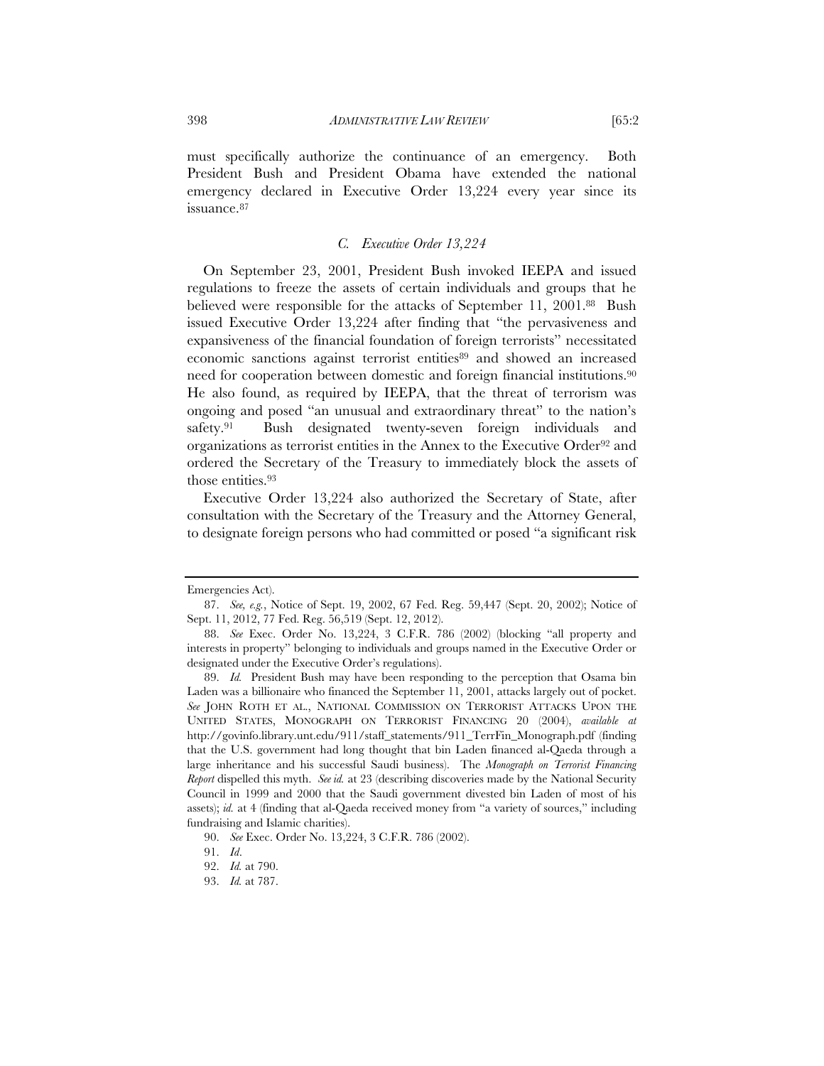must specifically authorize the continuance of an emergency. Both President Bush and President Obama have extended the national emergency declared in Executive Order 13,224 every year since its issuance.[87]

### *C. Executive Order 13,224*

On September 23, 2001, President Bush invoked IEEPA and issued regulations to freeze the assets of certain individuals and groups that he believed were responsible for the attacks of September 11, 2001.[88] Bush issued Executive Order 13,224 after finding that "the pervasiveness and expansiveness of the financial foundation of foreign terrorists" necessitated economic sanctions against terrorist entities[89] and showed an increased need for cooperation between domestic and foreign financial institutions.[90] He also found, as required by IEEPA, that the threat of terrorism was ongoing and posed "an unusual and extraordinary threat" to the nation's safety.[91] Bush designated twenty-seven foreign individuals and organizations as terrorist entities in the Annex to the Executive Order[92] and ordered the Secretary of the Treasury to immediately block the assets of those entities.[93]

Executive Order 13,224 also authorized the Secretary of State, after consultation with the Secretary of the Treasury and the Attorney General, to designate foreign persons who had committed or posed "a significant risk

---

Emergencies Act).

87. *See, e.g.*, Notice of Sept. 19, 2002, 67 Fed. Reg. 59,447 (Sept. 20, 2002); Notice of Sept. 11, 2012, 77 Fed. Reg. 56,519 (Sept. 12, 2012).

88. *See* Exec. Order No. 13,224, 3 C.F.R. 786 (2002) (blocking "all property and interests in property" belonging to individuals and groups named in the Executive Order or designated under the Executive Order's regulations).

89. *Id.* President Bush may have been responding to the perception that Osama bin Laden was a billionaire who financed the September 11, 2001, attacks largely out of pocket. *See* JOHN ROTH ET AL., NATIONAL COMMISSION ON TERRORIST ATTACKS UPON THE UNITED STATES, MONOGRAPH ON TERRORIST FINANCING 20 (2004), *available at* http://govinfo.library.unt.edu/911/staff_statements/911_TerrFin_Monograph.pdf (finding that the U.S. government had long thought that bin Laden financed al-Qaeda through a large inheritance and his successful Saudi business). The *Monograph on Terrorist Financing Report* dispelled this myth. *See id.* at 23 (describing discoveries made by the National Security Council in 1999 and 2000 that the Saudi government divested bin Laden of most of his assets); *id.* at 4 (finding that al-Qaeda received money from "a variety of sources," including fundraising and Islamic charities).

90. *See* Exec. Order No. 13,224, 3 C.F.R. 786 (2002).

91. *Id.*

92. *Id.* at 790.

93. *Id.* at 787.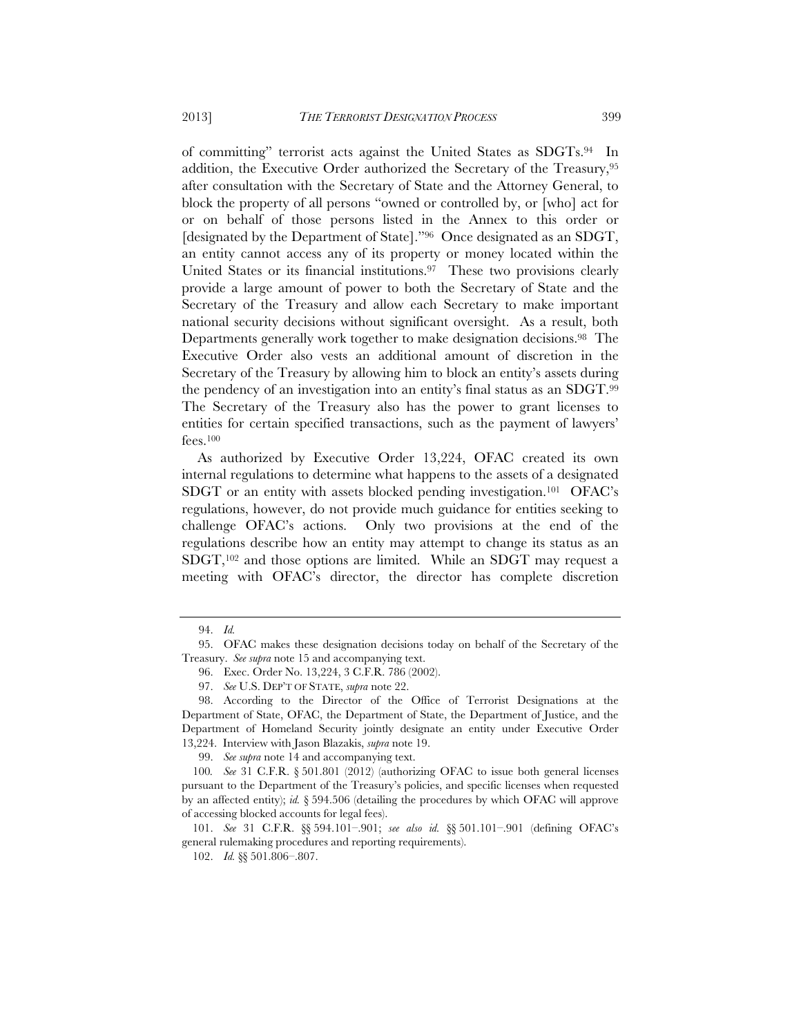of committing" terrorist acts against the United States as SDGTs.[94] In addition, the Executive Order authorized the Secretary of the Treasury,[95] after consultation with the Secretary of State and the Attorney General, to block the property of all persons "owned or controlled by, or [who] act for or on behalf of those persons listed in the Annex to this order or [designated by the Department of State]."[96] Once designated as an SDGT, an entity cannot access any of its property or money located within the United States or its financial institutions.[97] These two provisions clearly provide a large amount of power to both the Secretary of State and the Secretary of the Treasury and allow each Secretary to make important national security decisions without significant oversight. As a result, both Departments generally work together to make designation decisions.[98] The Executive Order also vests an additional amount of discretion in the Secretary of the Treasury by allowing him to block an entity's assets during the pendency of an investigation into an entity's final status as an SDGT.[99] The Secretary of the Treasury also has the power to grant licenses to entities for certain specified transactions, such as the payment of lawyers' fees.[100]

As authorized by Executive Order 13,224, OFAC created its own internal regulations to determine what happens to the assets of a designated SDGT or an entity with assets blocked pending investigation.[101] OFAC's regulations, however, do not provide much guidance for entities seeking to challenge OFAC's actions. Only two provisions at the end of the regulations describe how an entity may attempt to change its status as an SDGT,[102] and those options are limited. While an SDGT may request a meeting with OFAC's director, the director has complete discretion

---

94. *Id.*

95. OFAC makes these designation decisions today on behalf of the Secretary of the Treasury. *See supra* note 15 and accompanying text.

96. Exec. Order No. 13,224, 3 C.F.R. 786 (2002).

97. *See* U.S. DEP'T OF STATE, *supra* note 22.

98. According to the Director of the Office of Terrorist Designations at the Department of State, OFAC, the Department of State, the Department of Justice, and the Department of Homeland Security jointly designate an entity under Executive Order 13,224. Interview with Jason Blazakis, *supra* note 19.

99. *See supra* note 14 and accompanying text.

100. *See* 31 C.F.R. § 501.801 (2012) (authorizing OFAC to issue both general licenses pursuant to the Department of the Treasury's policies, and specific licenses when requested by an affected entity); *id.* § 594.506 (detailing the procedures by which OFAC will approve of accessing blocked accounts for legal fees).

101. *See* 31 C.F.R. §§ 594.101–.901; *see also id.* §§ 501.101–.901 (defining OFAC's general rulemaking procedures and reporting requirements).

102. *Id.* §§ 501.806–.807.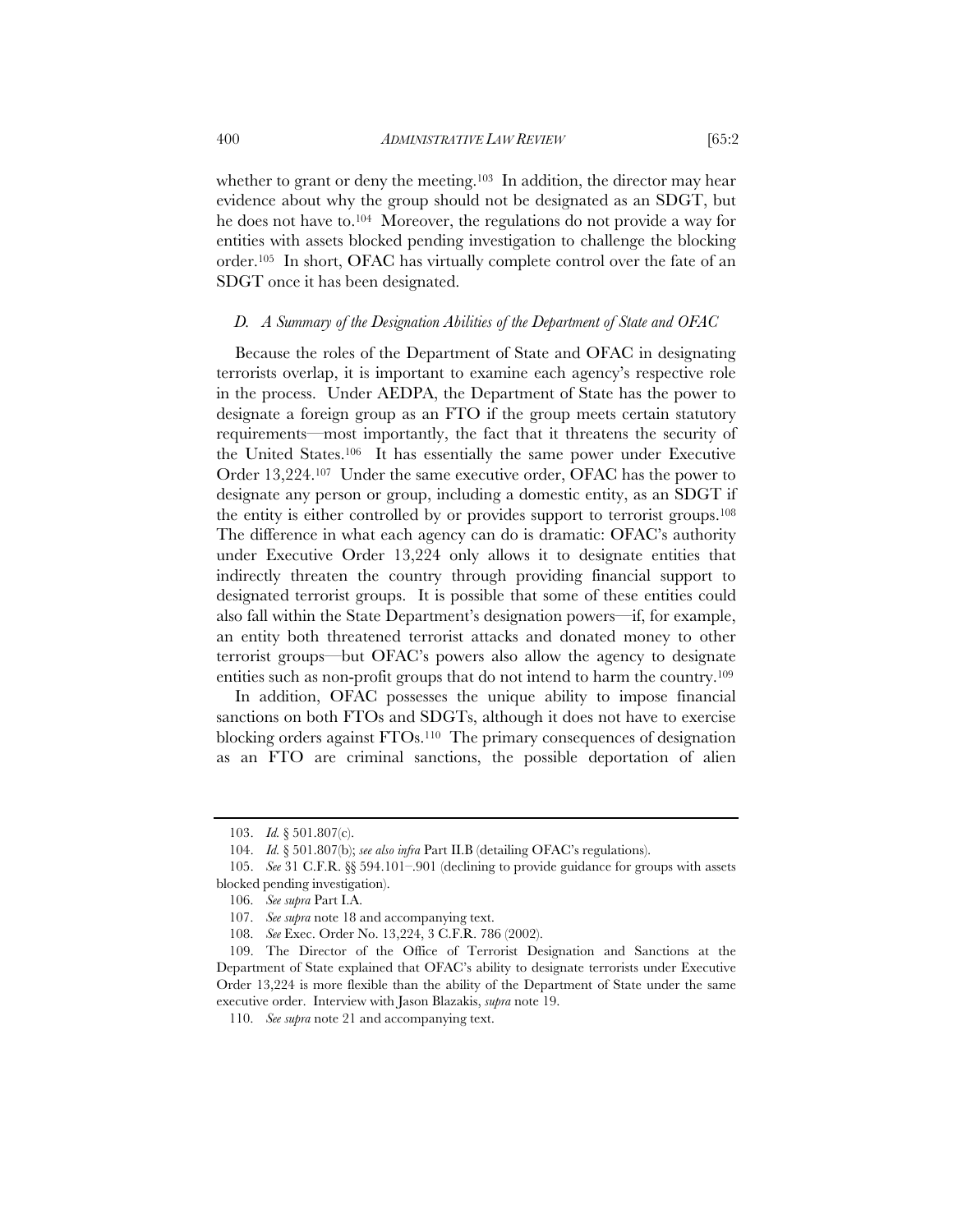whether to grant or deny the meeting.[103] In addition, the director may hear evidence about why the group should not be designated as an SDGT, but he does not have to.[104] Moreover, the regulations do not provide a way for entities with assets blocked pending investigation to challenge the blocking order.[105] In short, OFAC has virtually complete control over the fate of an SDGT once it has been designated.

### *D. A Summary of the Designation Abilities of the Department of State and OFAC*

Because the roles of the Department of State and OFAC in designating terrorists overlap, it is important to examine each agency's respective role in the process. Under AEDPA, the Department of State has the power to designate a foreign group as an FTO if the group meets certain statutory requirements—most importantly, the fact that it threatens the security of the United States.[106] It has essentially the same power under Executive Order 13,224.[107] Under the same executive order, OFAC has the power to designate any person or group, including a domestic entity, as an SDGT if the entity is either controlled by or provides support to terrorist groups.[108] The difference in what each agency can do is dramatic: OFAC's authority under Executive Order 13,224 only allows it to designate entities that indirectly threaten the country through providing financial support to designated terrorist groups. It is possible that some of these entities could also fall within the State Department's designation powers—if, for example, an entity both threatened terrorist attacks and donated money to other terrorist groups—but OFAC's powers also allow the agency to designate entities such as non-profit groups that do not intend to harm the country.[109]

In addition, OFAC possesses the unique ability to impose financial sanctions on both FTOs and SDGTs, although it does not have to exercise blocking orders against FTOs.[110] The primary consequences of designation as an FTO are criminal sanctions, the possible deportation of alien

---

103. *Id.* § 501.807(c).

104. *Id.* § 501.807(b); *see also infra* Part II.B (detailing OFAC's regulations).

105. *See* 31 C.F.R. §§ 594.101–.901 (declining to provide guidance for groups with assets blocked pending investigation).

106. *See supra* Part I.A.

107. *See supra* note 18 and accompanying text.

108. *See* Exec. Order No. 13,224, 3 C.F.R. 786 (2002).

109. The Director of the Office of Terrorist Designation and Sanctions at the Department of State explained that OFAC's ability to designate terrorists under Executive Order 13,224 is more flexible than the ability of the Department of State under the same executive order. Interview with Jason Blazakis, *supra* note 19.

110. *See supra* note 21 and accompanying text.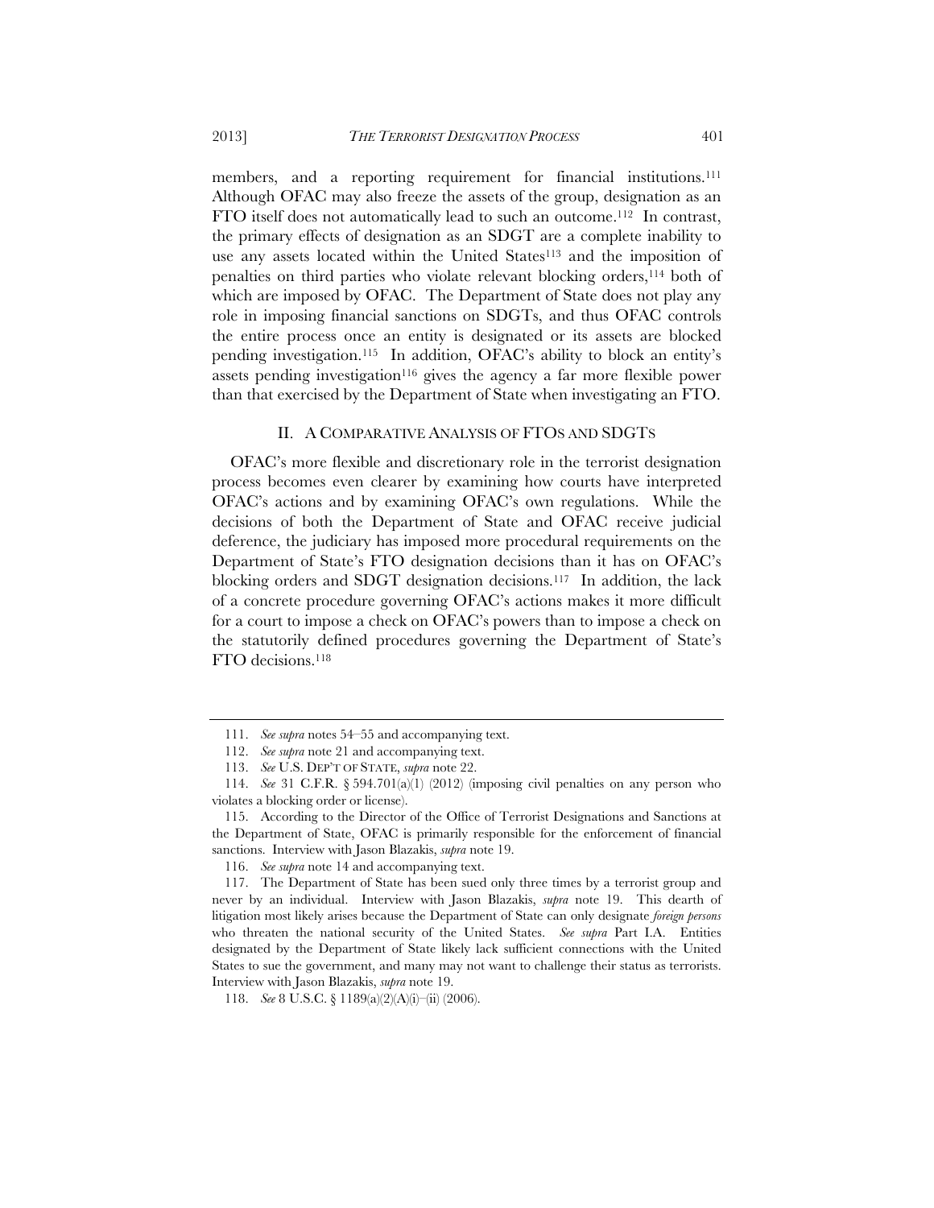members, and a reporting requirement for financial institutions.[111] Although OFAC may also freeze the assets of the group, designation as an FTO itself does not automatically lead to such an outcome.[112] In contrast, the primary effects of designation as an SDGT are a complete inability to use any assets located within the United States[113] and the imposition of penalties on third parties who violate relevant blocking orders,[114] both of which are imposed by OFAC. The Department of State does not play any role in imposing financial sanctions on SDGTs, and thus OFAC controls the entire process once an entity is designated or its assets are blocked pending investigation.[115] In addition, OFAC's ability to block an entity's assets pending investigation[116] gives the agency a far more flexible power than that exercised by the Department of State when investigating an FTO.

## II. A COMPARATIVE ANALYSIS OF FTOS AND SDGTS

OFAC's more flexible and discretionary role in the terrorist designation process becomes even clearer by examining how courts have interpreted OFAC's actions and by examining OFAC's own regulations. While the decisions of both the Department of State and OFAC receive judicial deference, the judiciary has imposed more procedural requirements on the Department of State's FTO designation decisions than it has on OFAC's blocking orders and SDGT designation decisions.[117] In addition, the lack of a concrete procedure governing OFAC's actions makes it more difficult for a court to impose a check on OFAC's powers than to impose a check on the statutorily defined procedures governing the Department of State's FTO decisions.[118]

---

111. *See supra* notes 54–55 and accompanying text.

112. *See supra* note 21 and accompanying text.

113. *See* U.S. DEP'T OF STATE, *supra* note 22.

114. *See* 31 C.F.R. § 594.701(a)(1) (2012) (imposing civil penalties on any person who violates a blocking order or license).

115. According to the Director of the Office of Terrorist Designations and Sanctions at the Department of State, OFAC is primarily responsible for the enforcement of financial sanctions. Interview with Jason Blazakis, *supra* note 19.

116. *See supra* note 14 and accompanying text.

117. The Department of State has been sued only three times by a terrorist group and never by an individual. Interview with Jason Blazakis, *supra* note 19. This dearth of litigation most likely arises because the Department of State can only designate *foreign persons* who threaten the national security of the United States. *See supra* Part I.A. Entities designated by the Department of State likely lack sufficient connections with the United States to sue the government, and many may not want to challenge their status as terrorists. Interview with Jason Blazakis, *supra* note 19.

118. *See* 8 U.S.C. § 1189(a)(2)(A)(i)–(ii) (2006).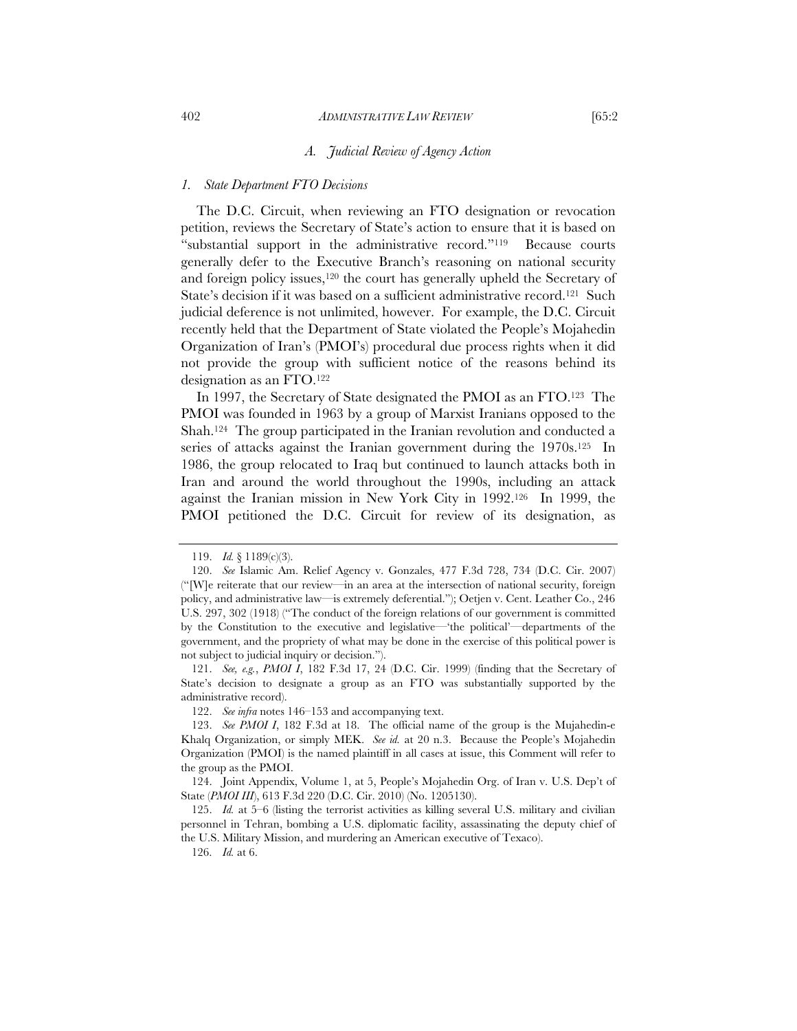### A. *Judicial Review of Agency Action*

#### 1. *State Department FTO Decisions*

The D.C. Circuit, when reviewing an FTO designation or revocation petition, reviews the Secretary of State's action to ensure that it is based on "substantial support in the administrative record."[119] Because courts generally defer to the Executive Branch's reasoning on national security and foreign policy issues,[120] the court has generally upheld the Secretary of State's decision if it was based on a sufficient administrative record.[121] Such judicial deference is not unlimited, however. For example, the D.C. Circuit recently held that the Department of State violated the People's Mojahedin Organization of Iran's (PMOI's) procedural due process rights when it did not provide the group with sufficient notice of the reasons behind its designation as an FTO.[122]

In 1997, the Secretary of State designated the PMOI as an FTO.[123] The PMOI was founded in 1963 by a group of Marxist Iranians opposed to the Shah.[124] The group participated in the Iranian revolution and conducted a series of attacks against the Iranian government during the 1970s.[125] In 1986, the group relocated to Iraq but continued to launch attacks both in Iran and around the world throughout the 1990s, including an attack against the Iranian mission in New York City in 1992.[126] In 1999, the PMOI petitioned the D.C. Circuit for review of its designation, as

---

119. *Id.* § 1189(c)(3).

120. *See* Islamic Am. Relief Agency v. Gonzales, 477 F.3d 728, 734 (D.C. Cir. 2007) ("[W]e reiterate that our review—in an area at the intersection of national security, foreign policy, and administrative law—is extremely deferential."); Oetjen v. Cent. Leather Co., 246 U.S. 297, 302 (1918) ("The conduct of the foreign relations of our government is committed by the Constitution to the executive and legislative—'the political'—departments of the government, and the propriety of what may be done in the exercise of this political power is not subject to judicial inquiry or decision.").

121. *See, e.g.*, *PMOI I*, 182 F.3d 17, 24 (D.C. Cir. 1999) (finding that the Secretary of State's decision to designate a group as an FTO was substantially supported by the administrative record).

122. *See infra* notes 146–153 and accompanying text.

123. *See PMOI I*, 182 F.3d at 18. The official name of the group is the Mujahedin-e Khalq Organization, or simply MEK. *See id.* at 20 n.3. Because the People's Mojahedin Organization (PMOI) is the named plaintiff in all cases at issue, this Comment will refer to the group as the PMOI.

124. Joint Appendix, Volume 1, at 5, People's Mojahedin Org. of Iran v. U.S. Dep't of State (*PMOI III*), 613 F.3d 220 (D.C. Cir. 2010) (No. 1205130).

125. *Id.* at 5–6 (listing the terrorist activities as killing several U.S. military and civilian personnel in Tehran, bombing a U.S. diplomatic facility, assassinating the deputy chief of the U.S. Military Mission, and murdering an American executive of Texaco).

126. *Id.* at 6.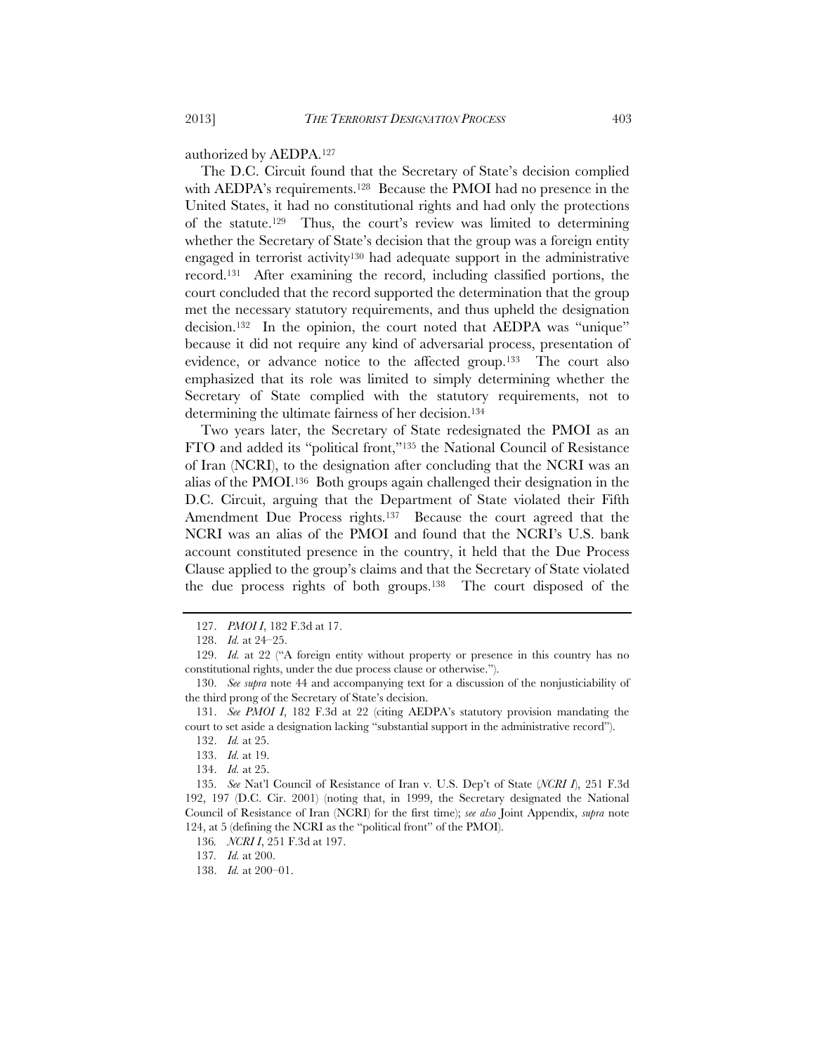authorized by AEDPA.[127]

The D.C. Circuit found that the Secretary of State's decision complied with AEDPA's requirements.[128] Because the PMOI had no presence in the United States, it had no constitutional rights and had only the protections of the statute.[129] Thus, the court's review was limited to determining whether the Secretary of State's decision that the group was a foreign entity engaged in terrorist activity[130] had adequate support in the administrative record.[131] After examining the record, including classified portions, the court concluded that the record supported the determination that the group met the necessary statutory requirements, and thus upheld the designation decision.[132] In the opinion, the court noted that AEDPA was "unique" because it did not require any kind of adversarial process, presentation of evidence, or advance notice to the affected group.[133] The court also emphasized that its role was limited to simply determining whether the Secretary of State complied with the statutory requirements, not to determining the ultimate fairness of her decision.[134]

Two years later, the Secretary of State redesignated the PMOI as an FTO and added its "political front,"[135] the National Council of Resistance of Iran (NCRI), to the designation after concluding that the NCRI was an alias of the PMOI.[136] Both groups again challenged their designation in the D.C. Circuit, arguing that the Department of State violated their Fifth Amendment Due Process rights.[137] Because the court agreed that the NCRI was an alias of the PMOI and found that the NCRI's U.S. bank account constituted presence in the country, it held that the Due Process Clause applied to the group's claims and that the Secretary of State violated the due process rights of both groups.[138] The court disposed of the

---

127. *PMOI I*, 182 F.3d at 17.

128. *Id.* at 24–25.

129. *Id.* at 22 ("A foreign entity without property or presence in this country has no constitutional rights, under the due process clause or otherwise.").

130. *See supra* note 44 and accompanying text for a discussion of the nonjusticiability of the third prong of the Secretary of State's decision.

131. *See PMOI I*, 182 F.3d at 22 (citing AEDPA's statutory provision mandating the court to set aside a designation lacking "substantial support in the administrative record").

132. *Id.* at 25.

133. *Id.* at 19.

134. *Id.* at 25.

135. *See* Nat'l Council of Resistance of Iran v. U.S. Dep't of State (*NCRI I*), 251 F.3d 192, 197 (D.C. Cir. 2001) (noting that, in 1999, the Secretary designated the National Council of Resistance of Iran (NCRI) for the first time); *see also* Joint Appendix, *supra* note 124, at 5 (defining the NCRI as the "political front" of the PMOI).

136. *NCRI I*, 251 F.3d at 197.

137. *Id.* at 200.

138. *Id.* at 200–01.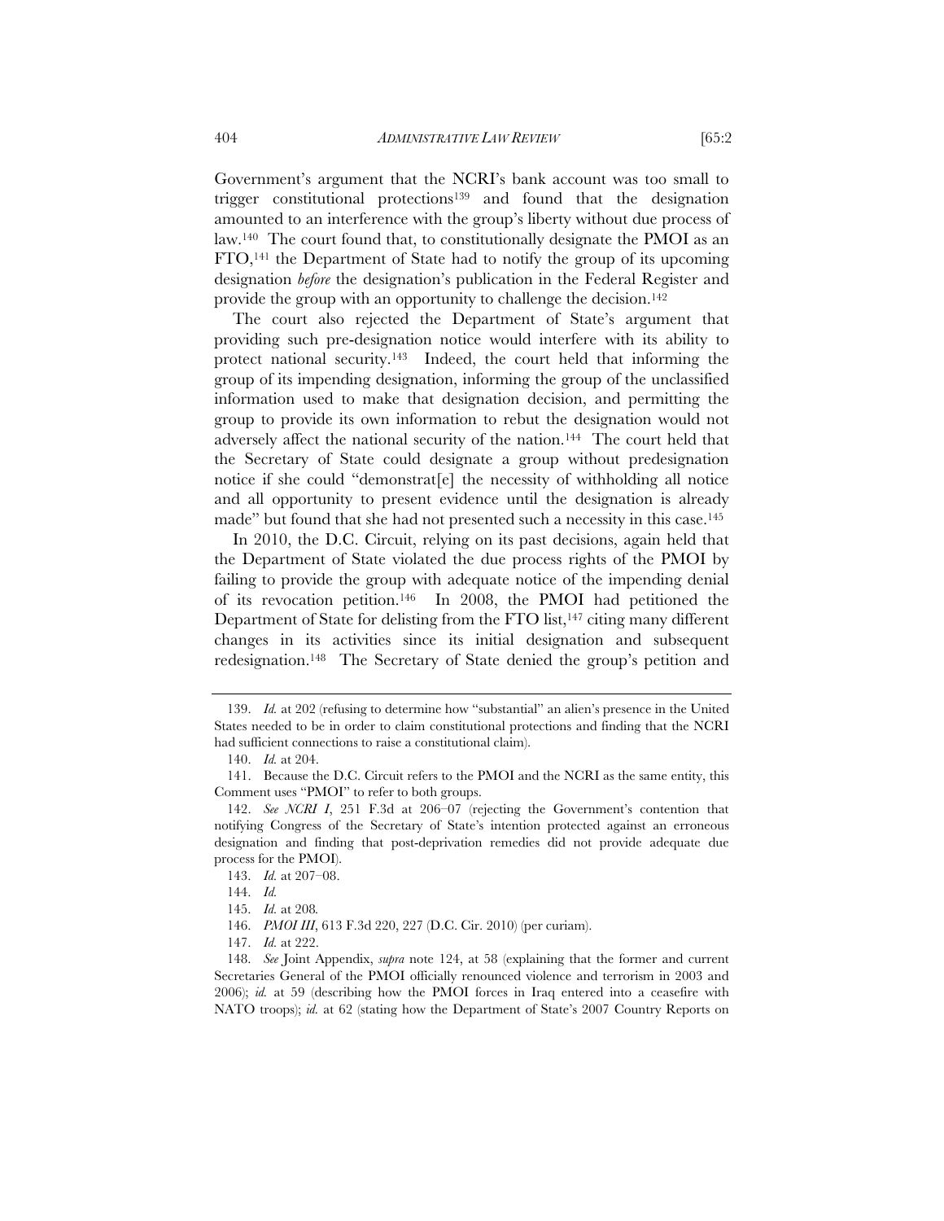Government's argument that the NCRI's bank account was too small to trigger constitutional protections[139] and found that the designation amounted to an interference with the group's liberty without due process of law.[140] The court found that, to constitutionally designate the PMOI as an FTO,[141] the Department of State had to notify the group of its upcoming designation *before* the designation's publication in the Federal Register and provide the group with an opportunity to challenge the decision.[142]

The court also rejected the Department of State's argument that providing such pre-designation notice would interfere with its ability to protect national security.[143] Indeed, the court held that informing the group of its impending designation, informing the group of the unclassified information used to make that designation decision, and permitting the group to provide its own information to rebut the designation would not adversely affect the national security of the nation.[144] The court held that the Secretary of State could designate a group without predesignation notice if she could "demonstrat[e] the necessity of withholding all notice and all opportunity to present evidence until the designation is already made" but found that she had not presented such a necessity in this case.[145]

In 2010, the D.C. Circuit, relying on its past decisions, again held that the Department of State violated the due process rights of the PMOI by failing to provide the group with adequate notice of the impending denial of its revocation petition.[146] In 2008, the PMOI had petitioned the Department of State for delisting from the FTO list,[147] citing many different changes in its activities since its initial designation and subsequent redesignation.[148] The Secretary of State denied the group's petition and

---

139. *Id.* at 202 (refusing to determine how "substantial" an alien's presence in the United States needed to be in order to claim constitutional protections and finding that the NCRI had sufficient connections to raise a constitutional claim).

140. *Id.* at 204.

141. Because the D.C. Circuit refers to the PMOI and the NCRI as the same entity, this Comment uses "PMOI" to refer to both groups.

142. *See NCRI I*, 251 F.3d at 206–07 (rejecting the Government's contention that notifying Congress of the Secretary of State's intention protected against an erroneous designation and finding that post-deprivation remedies did not provide adequate due process for the PMOI).

143. *Id.* at 207–08.

144. *Id.*

145. *Id.* at 208.

146. *PMOI III*, 613 F.3d 220, 227 (D.C. Cir. 2010) (per curiam).

147. *Id.* at 222.

148. *See* Joint Appendix, *supra* note 124, at 58 (explaining that the former and current Secretaries General of the PMOI officially renounced violence and terrorism in 2003 and 2006); *id.* at 59 (describing how the PMOI forces in Iraq entered into a ceasefire with NATO troops); *id.* at 62 (stating how the Department of State's 2007 Country Reports on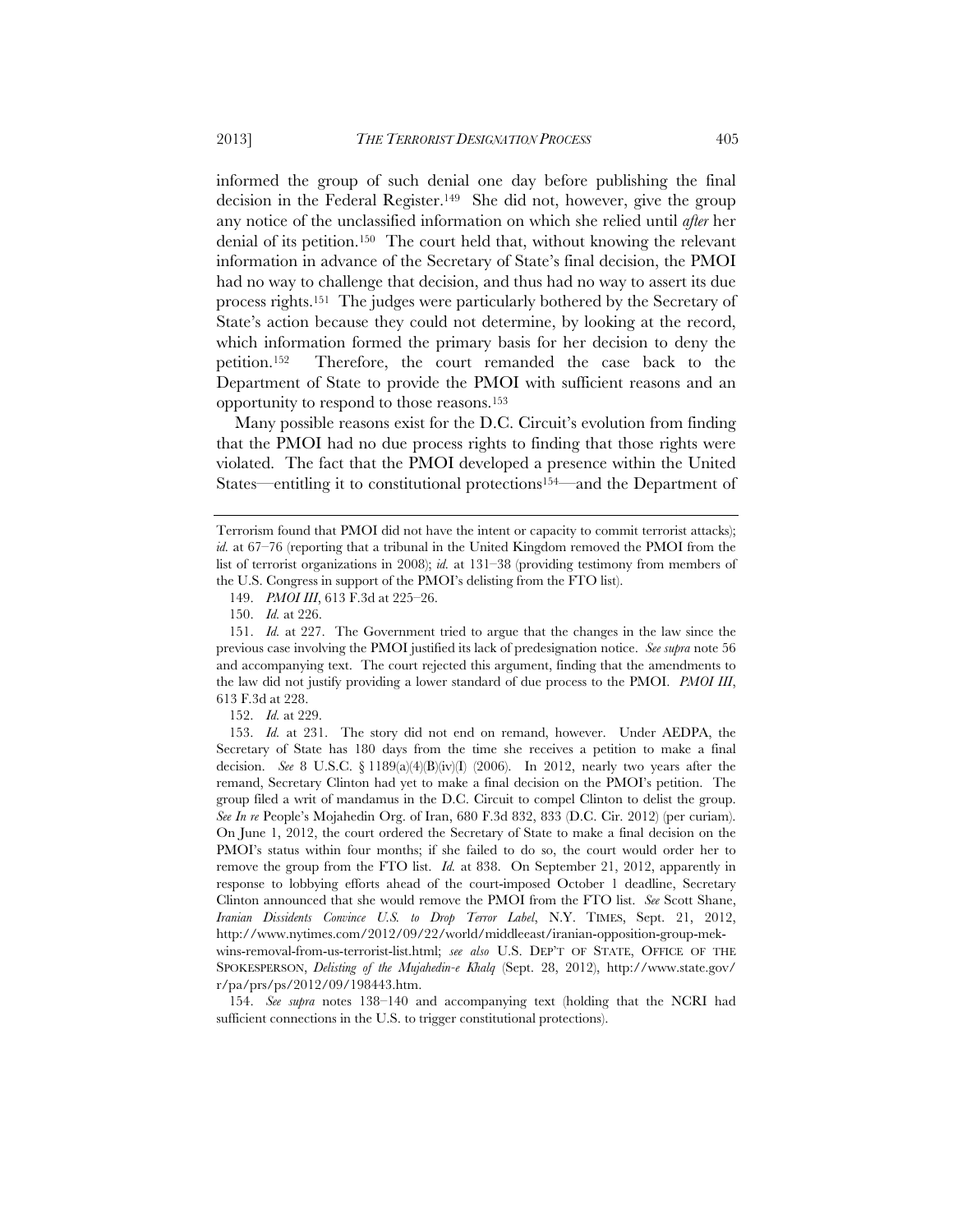informed the group of such denial one day before publishing the final decision in the Federal Register.[149] She did not, however, give the group any notice of the unclassified information on which she relied until *after* her denial of its petition.[150] The court held that, without knowing the relevant information in advance of the Secretary of State's final decision, the PMOI had no way to challenge that decision, and thus had no way to assert its due process rights.[151] The judges were particularly bothered by the Secretary of State's action because they could not determine, by looking at the record, which information formed the primary basis for her decision to deny the petition.[152] Therefore, the court remanded the case back to the Department of State to provide the PMOI with sufficient reasons and an opportunity to respond to those reasons.[153]

Many possible reasons exist for the D.C. Circuit's evolution from finding that the PMOI had no due process rights to finding that those rights were violated. The fact that the PMOI developed a presence within the United States—entitling it to constitutional protections[154]—and the Department of

---

Terrorism found that PMOI did not have the intent or capacity to commit terrorist attacks); *id.* at 67–76 (reporting that a tribunal in the United Kingdom removed the PMOI from the list of terrorist organizations in 2008); *id.* at 131–38 (providing testimony from members of the U.S. Congress in support of the PMOI's delisting from the FTO list).

149. *PMOI III*, 613 F.3d at 225–26.

150. *Id.* at 226.

151. *Id.* at 227. The Government tried to argue that the changes in the law since the previous case involving the PMOI justified its lack of predesignation notice. *See supra* note 56 and accompanying text. The court rejected this argument, finding that the amendments to the law did not justify providing a lower standard of due process to the PMOI. *PMOI III*, 613 F.3d at 228.

152. *Id.* at 229.

153. *Id.* at 231. The story did not end on remand, however. Under AEDPA, the Secretary of State has 180 days from the time she receives a petition to make a final decision. *See* 8 U.S.C. § 1189(a)(4)(B)(iv)(I) (2006). In 2012, nearly two years after the remand, Secretary Clinton had yet to make a final decision on the PMOI's petition. The group filed a writ of mandamus in the D.C. Circuit to compel Clinton to delist the group. *See In re* People's Mojahedin Org. of Iran, 680 F.3d 832, 833 (D.C. Cir. 2012) (per curiam). On June 1, 2012, the court ordered the Secretary of State to make a final decision on the PMOI's status within four months; if she failed to do so, the court would order her to remove the group from the FTO list. *Id.* at 838. On September 21, 2012, apparently in response to lobbying efforts ahead of the court-imposed October 1 deadline, Secretary Clinton announced that she would remove the PMOI from the FTO list. *See* Scott Shane, *Iranian Dissidents Convince U.S. to Drop Terror Label*, N.Y. TIMES, Sept. 21, 2012, http://www.nytimes.com/2012/09/22/world/middleeast/iranian-opposition-group-mek-wins-removal-from-us-terrorist-list.html; *see also* U.S. DEP'T OF STATE, OFFICE OF THE SPOKESPERSON, *Delisting of the Mujahedin-e Khalq* (Sept. 28, 2012), http://www.state.gov/r/pa/prs/ps/2012/09/198443.htm.

154. *See supra* notes 138–140 and accompanying text (holding that the NCRI had sufficient connections in the U.S. to trigger constitutional protections).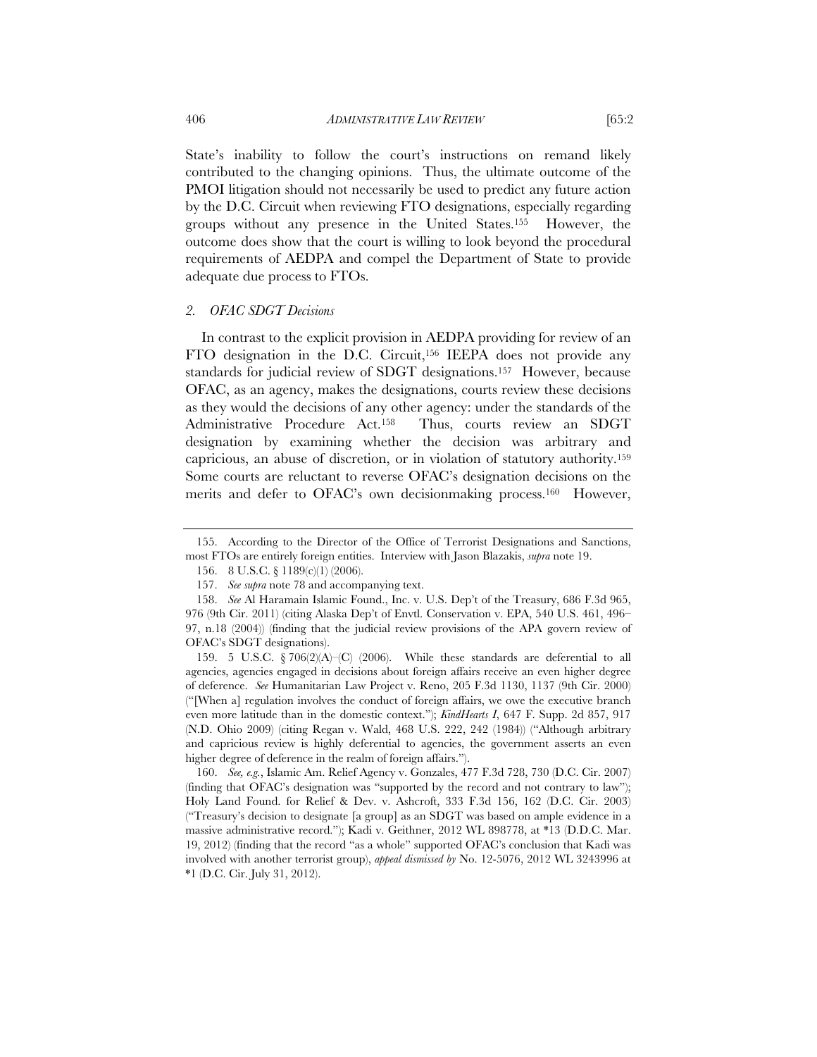State's inability to follow the court's instructions on remand likely contributed to the changing opinions. Thus, the ultimate outcome of the PMOI litigation should not necessarily be used to predict any future action by the D.C. Circuit when reviewing FTO designations, especially regarding groups without any presence in the United States.[155] However, the outcome does show that the court is willing to look beyond the procedural requirements of AEDPA and compel the Department of State to provide adequate due process to FTOs.

### *2. OFAC SDGT Decisions*

In contrast to the explicit provision in AEDPA providing for review of an FTO designation in the D.C. Circuit,[156] IEEPA does not provide any standards for judicial review of SDGT designations.[157] However, because OFAC, as an agency, makes the designations, courts review these decisions as they would the decisions of any other agency: under the standards of the Administrative Procedure Act.[158] Thus, courts review an SDGT designation by examining whether the decision was arbitrary and capricious, an abuse of discretion, or in violation of statutory authority.[159] Some courts are reluctant to reverse OFAC's designation decisions on the merits and defer to OFAC's own decisionmaking process.[160] However,

---

155. According to the Director of the Office of Terrorist Designations and Sanctions, most FTOs are entirely foreign entities. Interview with Jason Blazakis, *supra* note 19.

156. 8 U.S.C. § 1189(c)(1) (2006).

157. *See supra* note 78 and accompanying text.

158. *See* Al Haramain Islamic Found., Inc. v. U.S. Dep't of the Treasury, 686 F.3d 965, 976 (9th Cir. 2011) (citing Alaska Dep't of Envtl. Conservation v. EPA, 540 U.S. 461, 496–97, n.18 (2004)) (finding that the judicial review provisions of the APA govern review of OFAC's SDGT designations).

159. 5 U.S.C. § 706(2)(A)–(C) (2006). While these standards are deferential to all agencies, agencies engaged in decisions about foreign affairs receive an even higher degree of deference. *See* Humanitarian Law Project v. Reno, 205 F.3d 1130, 1137 (9th Cir. 2000) ("[When a] regulation involves the conduct of foreign affairs, we owe the executive branch even more latitude than in the domestic context."); *KindHearts I*, 647 F. Supp. 2d 857, 917 (N.D. Ohio 2009) (citing Regan v. Wald, 468 U.S. 222, 242 (1984)) ("Although arbitrary and capricious review is highly deferential to agencies, the government asserts an even higher degree of deference in the realm of foreign affairs.").

160. *See, e.g.*, Islamic Am. Relief Agency v. Gonzales, 477 F.3d 728, 730 (D.C. Cir. 2007) (finding that OFAC's designation was "supported by the record and not contrary to law"); Holy Land Found. for Relief & Dev. v. Ashcroft, 333 F.3d 156, 162 (D.C. Cir. 2003) ("Treasury's decision to designate [a group] as an SDGT was based on ample evidence in a massive administrative record."); Kadi v. Geithner, 2012 WL 898778, at *13 (D.D.C. Mar. 19, 2012) (finding that the record "as a whole" supported OFAC's conclusion that Kadi was involved with another terrorist group), *appeal dismissed by* No. 12-5076, 2012 WL 3243996 at *1 (D.C. Cir. July 31, 2012).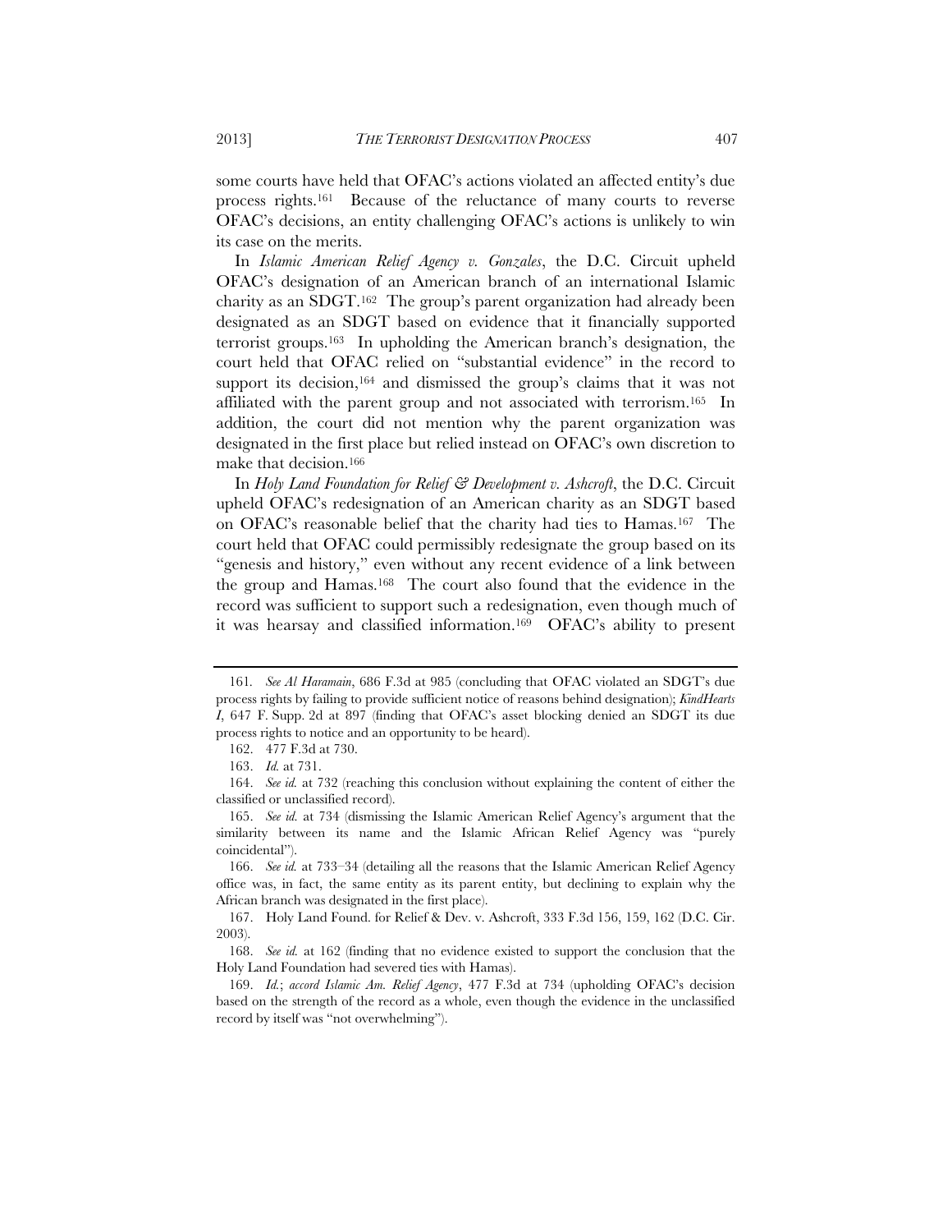some courts have held that OFAC's actions violated an affected entity's due process rights.[161] Because of the reluctance of many courts to reverse OFAC's decisions, an entity challenging OFAC's actions is unlikely to win its case on the merits.

In *Islamic American Relief Agency v. Gonzales*, the D.C. Circuit upheld OFAC's designation of an American branch of an international Islamic charity as an SDGT.[162] The group's parent organization had already been designated as an SDGT based on evidence that it financially supported terrorist groups.[163] In upholding the American branch's designation, the court held that OFAC relied on "substantial evidence" in the record to support its decision,[164] and dismissed the group's claims that it was not affiliated with the parent group and not associated with terrorism.[165] In addition, the court did not mention why the parent organization was designated in the first place but relied instead on OFAC's own discretion to make that decision.[166]

In *Holy Land Foundation for Relief & Development v. Ashcroft*, the D.C. Circuit upheld OFAC's redesignation of an American charity as an SDGT based on OFAC's reasonable belief that the charity had ties to Hamas.[167] The court held that OFAC could permissibly redesignate the group based on its "genesis and history," even without any recent evidence of a link between the group and Hamas.[168] The court also found that the evidence in the record was sufficient to support such a redesignation, even though much of it was hearsay and classified information.[169] OFAC's ability to present

---

161. *See Al Haramain*, 686 F.3d at 985 (concluding that OFAC violated an SDGT's due process rights by failing to provide sufficient notice of reasons behind designation); *KindHearts I*, 647 F. Supp. 2d at 897 (finding that OFAC's asset blocking denied an SDGT its due process rights to notice and an opportunity to be heard).

162. 477 F.3d at 730.

163. *Id.* at 731.

164. *See id.* at 732 (reaching this conclusion without explaining the content of either the classified or unclassified record).

165. *See id.* at 734 (dismissing the Islamic American Relief Agency's argument that the similarity between its name and the Islamic African Relief Agency was "purely coincidental").

166. *See id.* at 733–34 (detailing all the reasons that the Islamic American Relief Agency office was, in fact, the same entity as its parent entity, but declining to explain why the African branch was designated in the first place).

167. Holy Land Found. for Relief & Dev. v. Ashcroft, 333 F.3d 156, 159, 162 (D.C. Cir. 2003).

168. *See id.* at 162 (finding that no evidence existed to support the conclusion that the Holy Land Foundation had severed ties with Hamas).

169. *Id.*; *accord Islamic Am. Relief Agency*, 477 F.3d at 734 (upholding OFAC's decision based on the strength of the record as a whole, even though the evidence in the unclassified record by itself was "not overwhelming").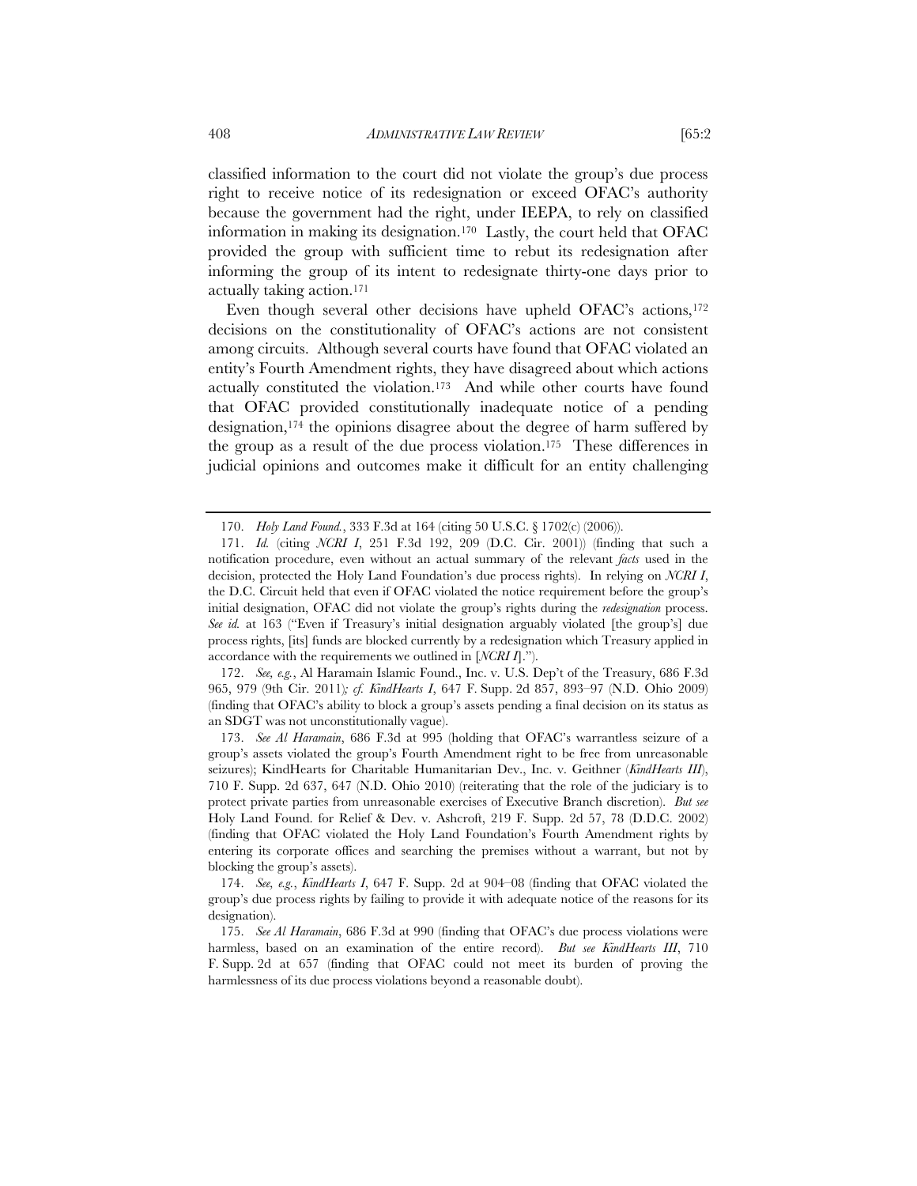classified information to the court did not violate the group's due process right to receive notice of its redesignation or exceed OFAC's authority because the government had the right, under IEEPA, to rely on classified information in making its designation.[170] Lastly, the court held that OFAC provided the group with sufficient time to rebut its redesignation after informing the group of its intent to redesignate thirty-one days prior to actually taking action.[171]

Even though several other decisions have upheld OFAC's actions,[172] decisions on the constitutionality of OFAC's actions are not consistent among circuits. Although several courts have found that OFAC violated an entity's Fourth Amendment rights, they have disagreed about which actions actually constituted the violation.[173] And while other courts have found that OFAC provided constitutionally inadequate notice of a pending designation,[174] the opinions disagree about the degree of harm suffered by the group as a result of the due process violation.[175] These differences in judicial opinions and outcomes make it difficult for an entity challenging

---

170. *Holy Land Found.*, 333 F.3d at 164 (citing 50 U.S.C. § 1702(c) (2006)).

171. *Id.* (citing *NCRI I*, 251 F.3d 192, 209 (D.C. Cir. 2001)) (finding that such a notification procedure, even without an actual summary of the relevant *facts* used in the decision, protected the Holy Land Foundation's due process rights). In relying on *NCRI I*, the D.C. Circuit held that even if OFAC violated the notice requirement before the group's initial designation, OFAC did not violate the group's rights during the *redesignation* process. *See id.* at 163 ("Even if Treasury's initial designation arguably violated [the group's] due process rights, [its] funds are blocked currently by a redesignation which Treasury applied in accordance with the requirements we outlined in [*NCRI I*].").

172. *See, e.g.*, Al Haramain Islamic Found., Inc. v. U.S. Dep't of the Treasury, 686 F.3d 965, 979 (9th Cir. 2011)*; cf. KindHearts I*, 647 F. Supp. 2d 857, 893–97 (N.D. Ohio 2009) (finding that OFAC's ability to block a group's assets pending a final decision on its status as an SDGT was not unconstitutionally vague).

173. *See Al Haramain*, 686 F.3d at 995 (holding that OFAC's warrantless seizure of a group's assets violated the group's Fourth Amendment right to be free from unreasonable seizures); KindHearts for Charitable Humanitarian Dev., Inc. v. Geithner (*KindHearts III*), 710 F. Supp. 2d 637, 647 (N.D. Ohio 2010) (reiterating that the role of the judiciary is to protect private parties from unreasonable exercises of Executive Branch discretion). *But see* Holy Land Found. for Relief & Dev. v. Ashcroft, 219 F. Supp. 2d 57, 78 (D.D.C. 2002) (finding that OFAC violated the Holy Land Foundation's Fourth Amendment rights by entering its corporate offices and searching the premises without a warrant, but not by blocking the group's assets).

174. *See, e.g.*, *KindHearts I*, 647 F. Supp. 2d at 904–08 (finding that OFAC violated the group's due process rights by failing to provide it with adequate notice of the reasons for its designation).

175. *See Al Haramain*, 686 F.3d at 990 (finding that OFAC's due process violations were harmless, based on an examination of the entire record). *But see KindHearts III*, 710 F. Supp. 2d at 657 (finding that OFAC could not meet its burden of proving the harmlessness of its due process violations beyond a reasonable doubt).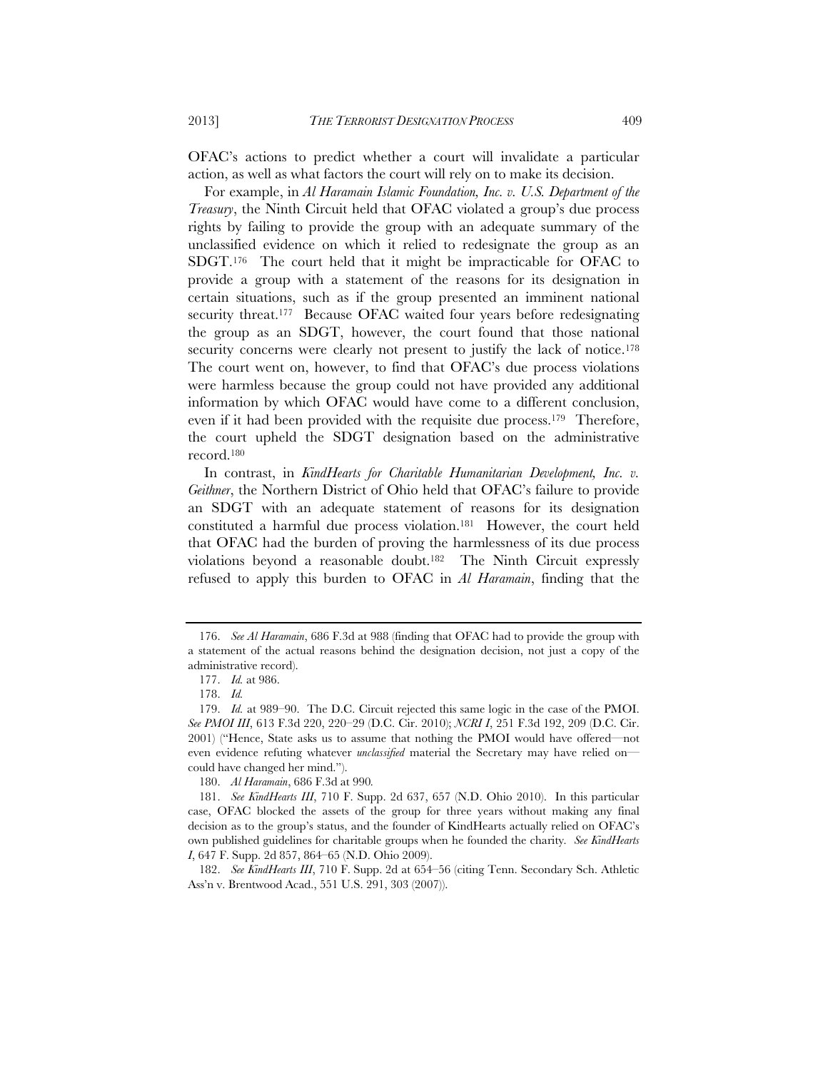OFAC's actions to predict whether a court will invalidate a particular action, as well as what factors the court will rely on to make its decision.

For example, in *Al Haramain Islamic Foundation, Inc. v. U.S. Department of the Treasury*, the Ninth Circuit held that OFAC violated a group's due process rights by failing to provide the group with an adequate summary of the unclassified evidence on which it relied to redesignate the group as an SDGT.[176] The court held that it might be impracticable for OFAC to provide a group with a statement of the reasons for its designation in certain situations, such as if the group presented an imminent national security threat.[177] Because OFAC waited four years before redesignating the group as an SDGT, however, the court found that those national security concerns were clearly not present to justify the lack of notice.[178] The court went on, however, to find that OFAC's due process violations were harmless because the group could not have provided any additional information by which OFAC would have come to a different conclusion, even if it had been provided with the requisite due process.[179] Therefore, the court upheld the SDGT designation based on the administrative record.[180]

In contrast, in *KindHearts for Charitable Humanitarian Development, Inc. v. Geithner*, the Northern District of Ohio held that OFAC's failure to provide an SDGT with an adequate statement of reasons for its designation constituted a harmful due process violation.[181] However, the court held that OFAC had the burden of proving the harmlessness of its due process violations beyond a reasonable doubt.[182] The Ninth Circuit expressly refused to apply this burden to OFAC in *Al Haramain*, finding that the

---

176. *See Al Haramain*, 686 F.3d at 988 (finding that OFAC had to provide the group with a statement of the actual reasons behind the designation decision, not just a copy of the administrative record).

177. *Id.* at 986.

178. *Id.*

179. *Id.* at 989–90. The D.C. Circuit rejected this same logic in the case of the PMOI. *See PMOI III*, 613 F.3d 220, 220–29 (D.C. Cir. 2010); *NCRI I*, 251 F.3d 192, 209 (D.C. Cir. 2001) ("Hence, State asks us to assume that nothing the PMOI would have offered—not even evidence refuting whatever *unclassified* material the Secretary may have relied on—could have changed her mind.").

180. *Al Haramain*, 686 F.3d at 990.

181. *See KindHearts III*, 710 F. Supp. 2d 637, 657 (N.D. Ohio 2010). In this particular case, OFAC blocked the assets of the group for three years without making any final decision as to the group's status, and the founder of KindHearts actually relied on OFAC's own published guidelines for charitable groups when he founded the charity. *See KindHearts I*, 647 F. Supp. 2d 857, 864–65 (N.D. Ohio 2009).

182. *See KindHearts III*, 710 F. Supp. 2d at 654–56 (citing Tenn. Secondary Sch. Athletic Ass'n v. Brentwood Acad., 551 U.S. 291, 303 (2007)).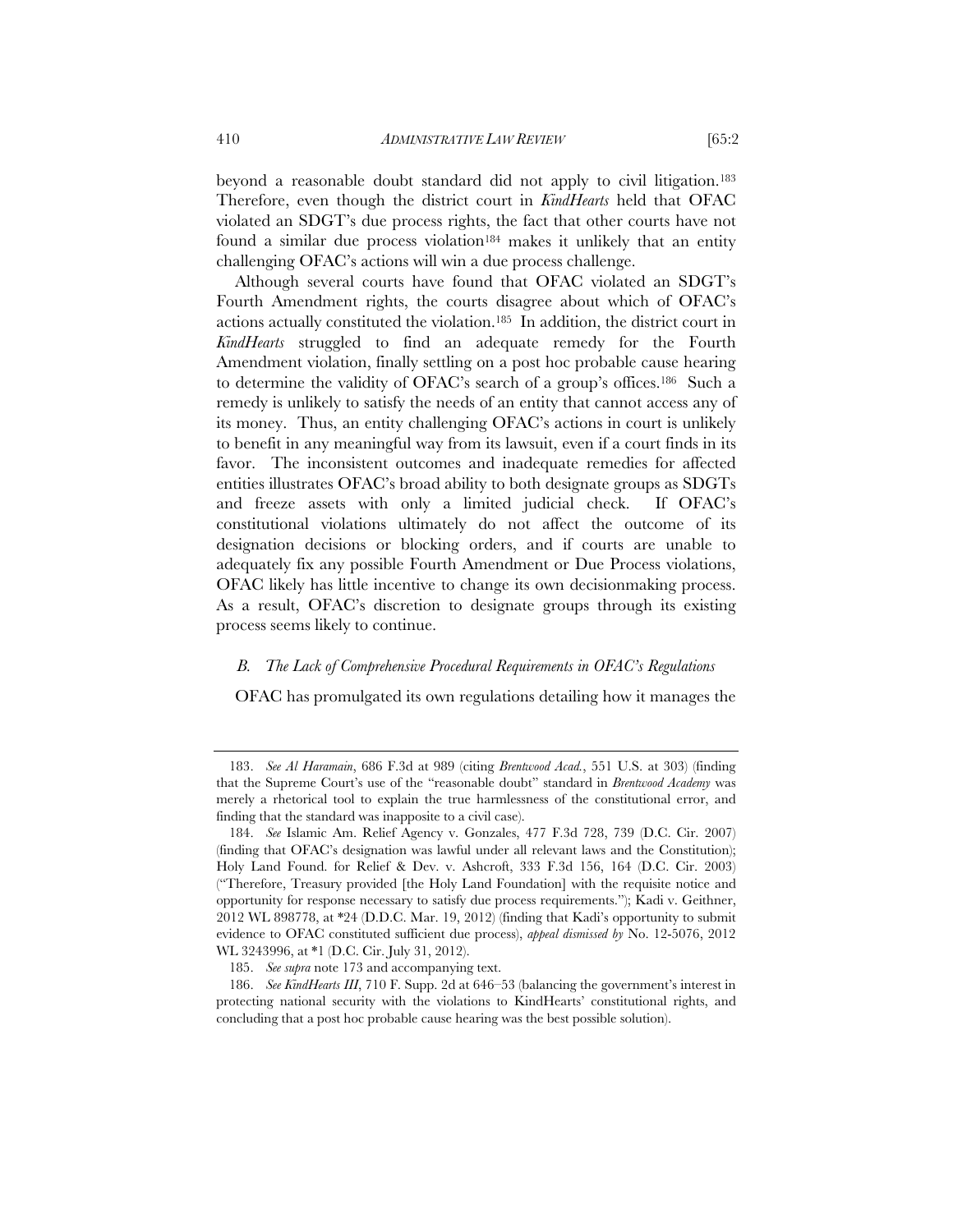beyond a reasonable doubt standard did not apply to civil litigation.[183] Therefore, even though the district court in *KindHearts* held that OFAC violated an SDGT's due process rights, the fact that other courts have not found a similar due process violation[184] makes it unlikely that an entity challenging OFAC's actions will win a due process challenge.

Although several courts have found that OFAC violated an SDGT's Fourth Amendment rights, the courts disagree about which of OFAC's actions actually constituted the violation.[185] In addition, the district court in *KindHearts* struggled to find an adequate remedy for the Fourth Amendment violation, finally settling on a post hoc probable cause hearing to determine the validity of OFAC's search of a group's offices.[186] Such a remedy is unlikely to satisfy the needs of an entity that cannot access any of its money. Thus, an entity challenging OFAC's actions in court is unlikely to benefit in any meaningful way from its lawsuit, even if a court finds in its favor. The inconsistent outcomes and inadequate remedies for affected entities illustrates OFAC's broad ability to both designate groups as SDGTs and freeze assets with only a limited judicial check. If OFAC's constitutional violations ultimately do not affect the outcome of its designation decisions or blocking orders, and if courts are unable to adequately fix any possible Fourth Amendment or Due Process violations, OFAC likely has little incentive to change its own decisionmaking process. As a result, OFAC's discretion to designate groups through its existing process seems likely to continue.

### *B. The Lack of Comprehensive Procedural Requirements in OFAC's Regulations*

OFAC has promulgated its own regulations detailing how it manages the

---

183. *See Al Haramain*, 686 F.3d at 989 (citing *Brentwood Acad.*, 551 U.S. at 303) (finding that the Supreme Court's use of the "reasonable doubt" standard in *Brentwood Academy* was merely a rhetorical tool to explain the true harmlessness of the constitutional error, and finding that the standard was inapposite to a civil case).

184. *See* Islamic Am. Relief Agency v. Gonzales, 477 F.3d 728, 739 (D.C. Cir. 2007) (finding that OFAC's designation was lawful under all relevant laws and the Constitution); Holy Land Found. for Relief & Dev. v. Ashcroft, 333 F.3d 156, 164 (D.C. Cir. 2003) ("Therefore, Treasury provided [the Holy Land Foundation] with the requisite notice and opportunity for response necessary to satisfy due process requirements."); Kadi v. Geithner, 2012 WL 898778, at *24 (D.D.C. Mar. 19, 2012) (finding that Kadi's opportunity to submit evidence to OFAC constituted sufficient due process), *appeal dismissed by* No. 12-5076, 2012 WL 3243996, at *1 (D.C. Cir. July 31, 2012).

185. *See supra* note 173 and accompanying text.

186. *See KindHearts III*, 710 F. Supp. 2d at 646–53 (balancing the government's interest in protecting national security with the violations to KindHearts' constitutional rights, and concluding that a post hoc probable cause hearing was the best possible solution).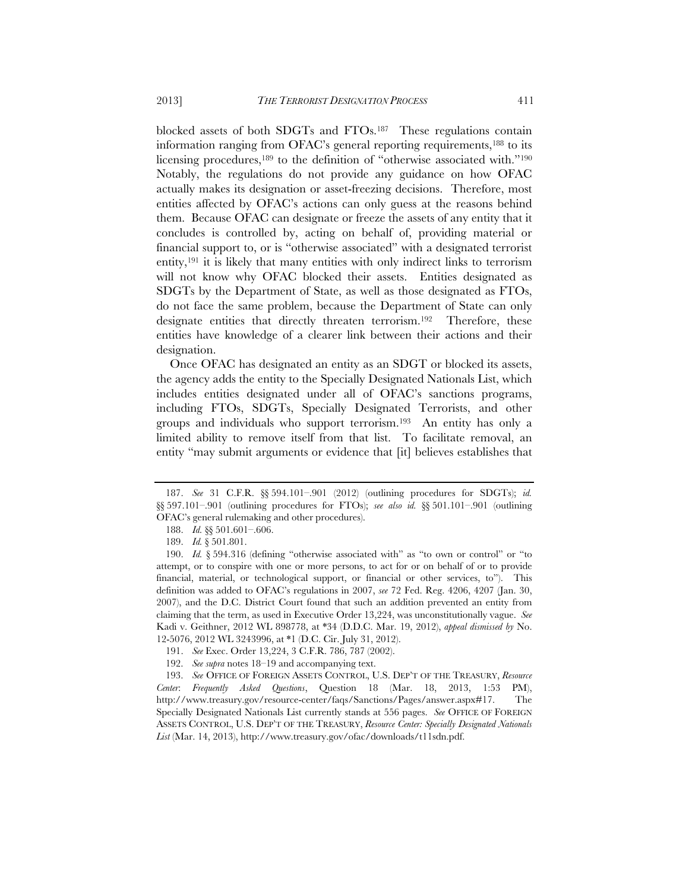blocked assets of both SDGTs and FTOs.[187] These regulations contain information ranging from OFAC's general reporting requirements,[188] to its licensing procedures,[189] to the definition of "otherwise associated with."[190] Notably, the regulations do not provide any guidance on how OFAC actually makes its designation or asset-freezing decisions. Therefore, most entities affected by OFAC's actions can only guess at the reasons behind them. Because OFAC can designate or freeze the assets of any entity that it concludes is controlled by, acting on behalf of, providing material or financial support to, or is "otherwise associated" with a designated terrorist entity,[191] it is likely that many entities with only indirect links to terrorism will not know why OFAC blocked their assets. Entities designated as SDGTs by the Department of State, as well as those designated as FTOs, do not face the same problem, because the Department of State can only designate entities that directly threaten terrorism.[192] Therefore, these entities have knowledge of a clearer link between their actions and their designation.

Once OFAC has designated an entity as an SDGT or blocked its assets, the agency adds the entity to the Specially Designated Nationals List, which includes entities designated under all of OFAC's sanctions programs, including FTOs, SDGTs, Specially Designated Terrorists, and other groups and individuals who support terrorism.[193] An entity has only a limited ability to remove itself from that list. To facilitate removal, an entity "may submit arguments or evidence that [it] believes establishes that

---

187. *See* 31 C.F.R. §§ 594.101–.901 (2012) (outlining procedures for SDGTs); *id.* §§ 597.101–.901 (outlining procedures for FTOs); *see also id.* §§ 501.101–.901 (outlining OFAC's general rulemaking and other procedures).

188. *Id.* §§ 501.601–.606.

189. *Id.* § 501.801.

190. *Id.* § 594.316 (defining "otherwise associated with" as "to own or control" or "to attempt, or to conspire with one or more persons, to act for or on behalf of or to provide financial, material, or technological support, or financial or other services, to"). This definition was added to OFAC's regulations in 2007, *see* 72 Fed. Reg. 4206, 4207 (Jan. 30, 2007), and the D.C. District Court found that such an addition prevented an entity from claiming that the term, as used in Executive Order 13,224, was unconstitutionally vague. *See* Kadi v. Geithner, 2012 WL 898778, at *34 (D.D.C. Mar. 19, 2012), *appeal dismissed by* No. 12-5076, 2012 WL 3243996, at *1 (D.C. Cir. July 31, 2012).

191. *See* Exec. Order 13,224, 3 C.F.R. 786, 787 (2002).

192. *See supra* notes 18–19 and accompanying text.

193. *See* OFFICE OF FOREIGN ASSETS CONTROL, U.S. DEP'T OF THE TREASURY, *Resource Center: Frequently Asked Questions*, Question 18 (Mar. 18, 2013, 1:53 PM), http://www.treasury.gov/resource-center/faqs/Sanctions/Pages/answer.aspx#17. The Specially Designated Nationals List currently stands at 556 pages. *See* OFFICE OF FOREIGN ASSETS CONTROL, U.S. DEP'T OF THE TREASURY, *Resource Center: Specially Designated Nationals List* (Mar. 14, 2013), http://www.treasury.gov/ofac/downloads/t11sdn.pdf.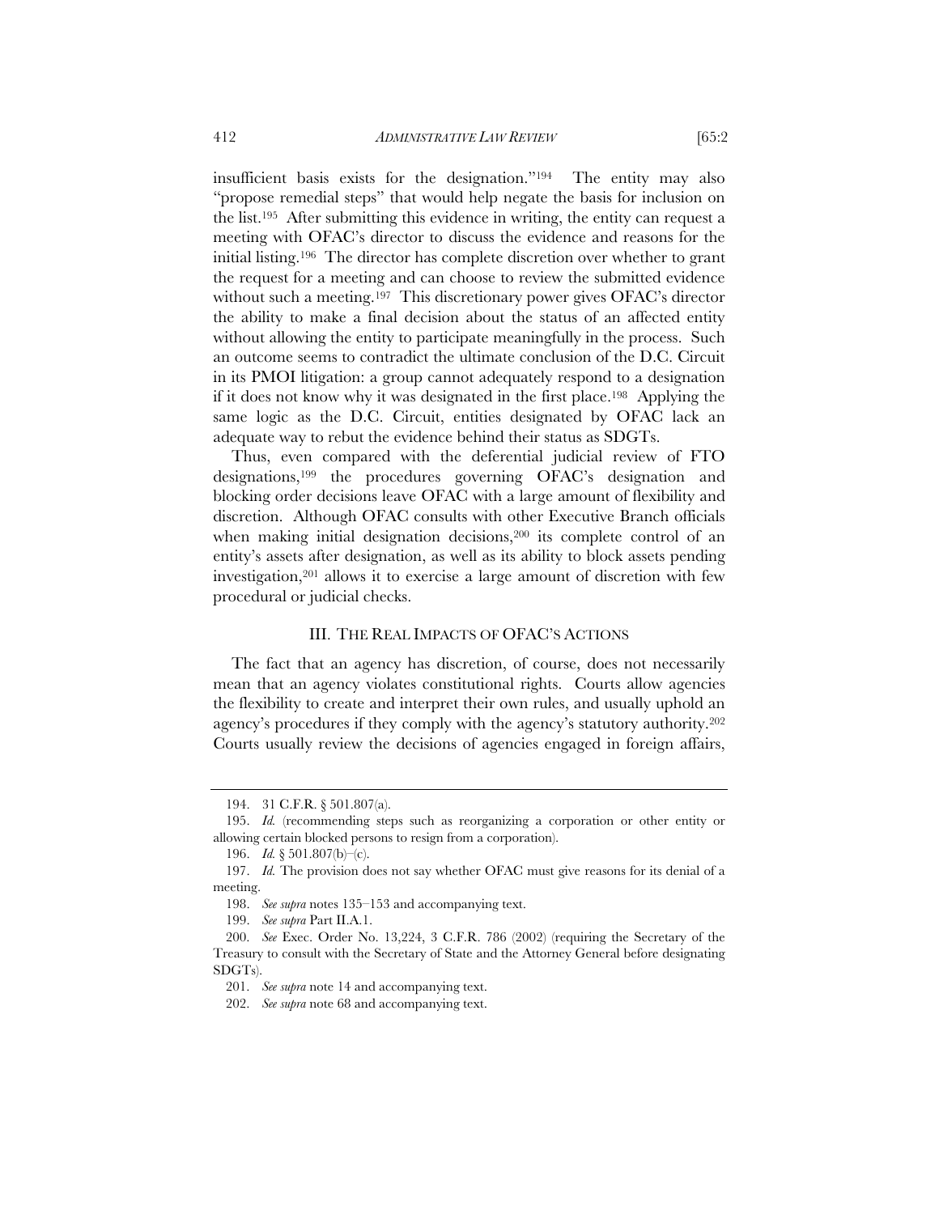insufficient basis exists for the designation."[194] The entity may also "propose remedial steps" that would help negate the basis for inclusion on the list.[195] After submitting this evidence in writing, the entity can request a meeting with OFAC's director to discuss the evidence and reasons for the initial listing.[196] The director has complete discretion over whether to grant the request for a meeting and can choose to review the submitted evidence without such a meeting.[197] This discretionary power gives OFAC's director the ability to make a final decision about the status of an affected entity without allowing the entity to participate meaningfully in the process. Such an outcome seems to contradict the ultimate conclusion of the D.C. Circuit in its PMOI litigation: a group cannot adequately respond to a designation if it does not know why it was designated in the first place.[198] Applying the same logic as the D.C. Circuit, entities designated by OFAC lack an adequate way to rebut the evidence behind their status as SDGTs.

Thus, even compared with the deferential judicial review of FTO designations,[199] the procedures governing OFAC's designation and blocking order decisions leave OFAC with a large amount of flexibility and discretion. Although OFAC consults with other Executive Branch officials when making initial designation decisions,[200] its complete control of an entity's assets after designation, as well as its ability to block assets pending investigation,[201] allows it to exercise a large amount of discretion with few procedural or judicial checks.

## III. THE REAL IMPACTS OF OFAC'S ACTIONS

The fact that an agency has discretion, of course, does not necessarily mean that an agency violates constitutional rights. Courts allow agencies the flexibility to create and interpret their own rules, and usually uphold an agency's procedures if they comply with the agency's statutory authority.[202] Courts usually review the decisions of agencies engaged in foreign affairs,

---

194. 31 C.F.R. § 501.807(a).

195. *Id.* (recommending steps such as reorganizing a corporation or other entity or allowing certain blocked persons to resign from a corporation).

196. *Id.* § 501.807(b)–(c).

197. *Id.* The provision does not say whether OFAC must give reasons for its denial of a meeting.

198. *See supra* notes 135–153 and accompanying text.

199. *See supra* Part II.A.1.

200. *See* Exec. Order No. 13,224, 3 C.F.R. 786 (2002) (requiring the Secretary of the Treasury to consult with the Secretary of State and the Attorney General before designating SDGTs).

201. *See supra* note 14 and accompanying text.

202. *See supra* note 68 and accompanying text.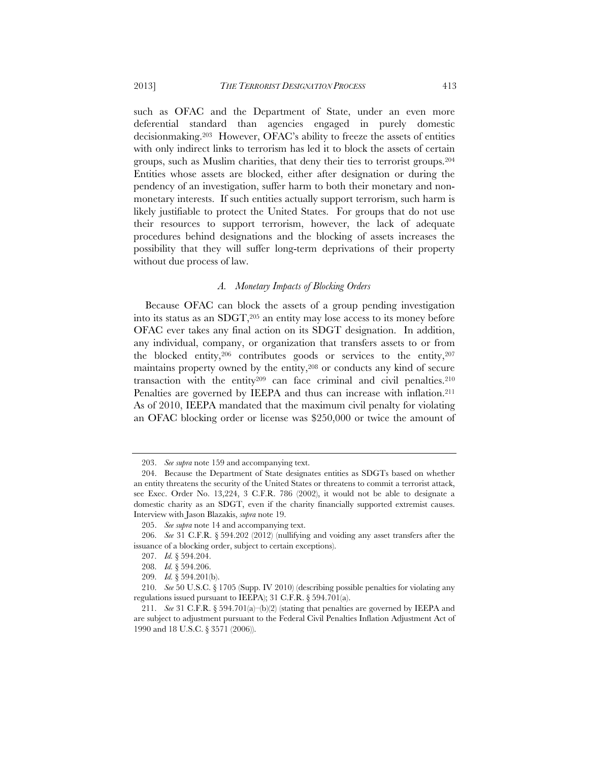such as OFAC and the Department of State, under an even more deferential standard than agencies engaged in purely domestic decisionmaking.[203] However, OFAC's ability to freeze the assets of entities with only indirect links to terrorism has led it to block the assets of certain groups, such as Muslim charities, that deny their ties to terrorist groups.[204] Entities whose assets are blocked, either after designation or during the pendency of an investigation, suffer harm to both their monetary and non-monetary interests. If such entities actually support terrorism, such harm is likely justifiable to protect the United States. For groups that do not use their resources to support terrorism, however, the lack of adequate procedures behind designations and the blocking of assets increases the possibility that they will suffer long-term deprivations of their property without due process of law.

### *A. Monetary Impacts of Blocking Orders*

Because OFAC can block the assets of a group pending investigation into its status as an SDGT,[205] an entity may lose access to its money before OFAC ever takes any final action on its SDGT designation. In addition, any individual, company, or organization that transfers assets to or from the blocked entity,[206] contributes goods or services to the entity,[207] maintains property owned by the entity,[208] or conducts any kind of secure transaction with the entity[209] can face criminal and civil penalties.[210] Penalties are governed by IEEPA and thus can increase with inflation.[211] As of 2010, IEEPA mandated that the maximum civil penalty for violating an OFAC blocking order or license was $250,000 or twice the amount of

---

203. *See supra* note 159 and accompanying text.

204. Because the Department of State designates entities as SDGTs based on whether an entity threatens the security of the United States or threatens to commit a terrorist attack, see Exec. Order No. 13,224, 3 C.F.R. 786 (2002), it would not be able to designate a domestic charity as an SDGT, even if the charity financially supported extremist causes. Interview with Jason Blazakis, *supra* note 19.

205. *See supra* note 14 and accompanying text.

206. *See* 31 C.F.R. § 594.202 (2012) (nullifying and voiding any asset transfers after the issuance of a blocking order, subject to certain exceptions).

207. *Id.* § 594.204.

208. *Id.* § 594.206.

209. *Id.* § 594.201(b).

210. *See* 50 U.S.C. § 1705 (Supp. IV 2010) (describing possible penalties for violating any regulations issued pursuant to IEEPA); 31 C.F.R. § 594.701(a).

211. *See* 31 C.F.R. § 594.701(a)–(b)(2) (stating that penalties are governed by IEEPA and are subject to adjustment pursuant to the Federal Civil Penalties Inflation Adjustment Act of 1990 and 18 U.S.C. § 3571 (2006)).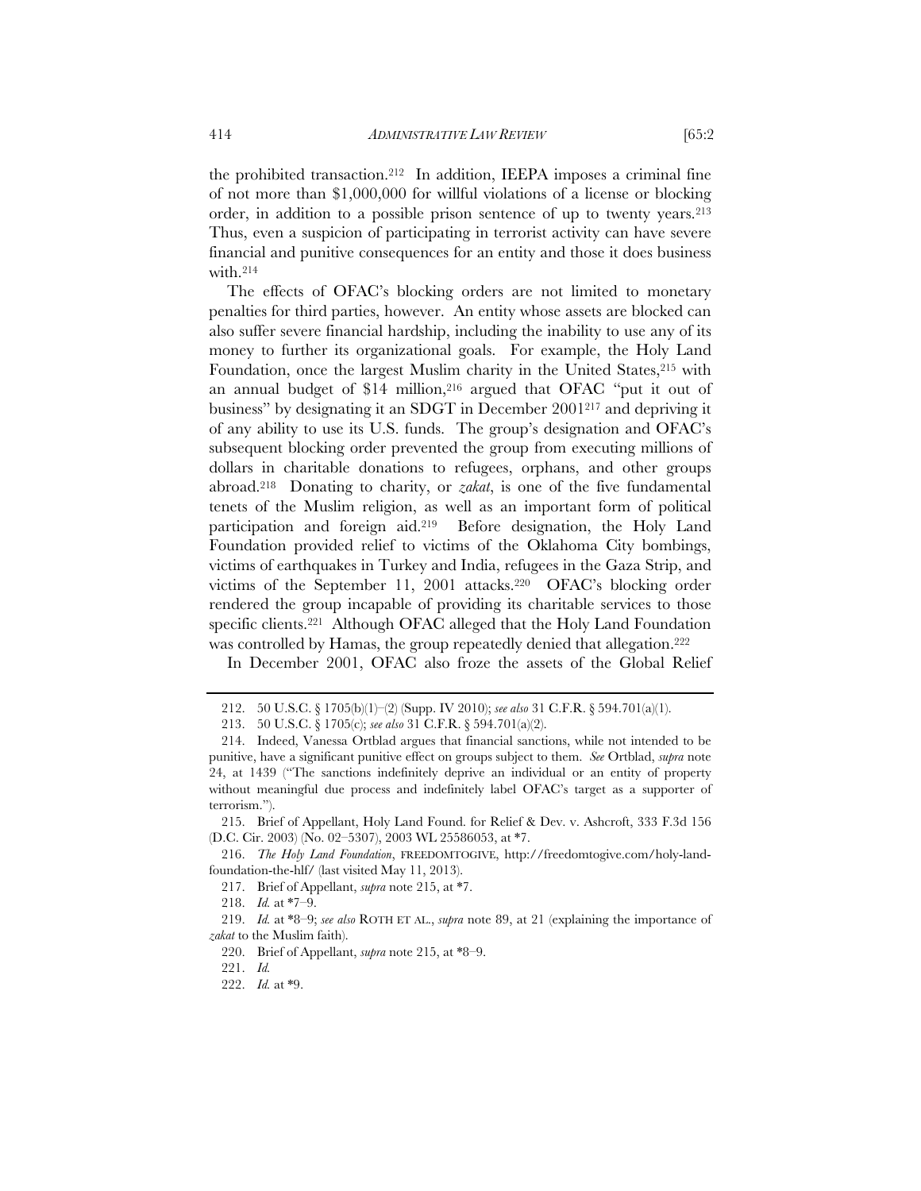the prohibited transaction.[212] In addition, IEEPA imposes a criminal fine of not more than $1,000,000 for willful violations of a license or blocking order, in addition to a possible prison sentence of up to twenty years.[213] Thus, even a suspicion of participating in terrorist activity can have severe financial and punitive consequences for an entity and those it does business with.[214]

The effects of OFAC's blocking orders are not limited to monetary penalties for third parties, however. An entity whose assets are blocked can also suffer severe financial hardship, including the inability to use any of its money to further its organizational goals. For example, the Holy Land Foundation, once the largest Muslim charity in the United States,[215] with an annual budget of $14 million,[216] argued that OFAC "put it out of business" by designating it an SDGT in December 2001[217] and depriving it of any ability to use its U.S. funds. The group's designation and OFAC's subsequent blocking order prevented the group from executing millions of dollars in charitable donations to refugees, orphans, and other groups abroad.[218] Donating to charity, or *zakat*, is one of the five fundamental tenets of the Muslim religion, as well as an important form of political participation and foreign aid.[219] Before designation, the Holy Land Foundation provided relief to victims of the Oklahoma City bombings, victims of earthquakes in Turkey and India, refugees in the Gaza Strip, and victims of the September 11, 2001 attacks.[220] OFAC's blocking order rendered the group incapable of providing its charitable services to those specific clients.[221] Although OFAC alleged that the Holy Land Foundation was controlled by Hamas, the group repeatedly denied that allegation.[222]

In December 2001, OFAC also froze the assets of the Global Relief

---

212. 50 U.S.C. § 1705(b)(1)–(2) (Supp. IV 2010); *see also* 31 C.F.R. § 594.701(a)(1).

213. 50 U.S.C. § 1705(c); *see also* 31 C.F.R. § 594.701(a)(2).

214. Indeed, Vanessa Ortblad argues that financial sanctions, while not intended to be punitive, have a significant punitive effect on groups subject to them. *See* Ortblad, *supra* note 24, at 1439 ("The sanctions indefinitely deprive an individual or an entity of property without meaningful due process and indefinitely label OFAC's target as a supporter of terrorism.").

215. Brief of Appellant, Holy Land Found. for Relief & Dev. v. Ashcroft, 333 F.3d 156 (D.C. Cir. 2003) (No. 02–5307), 2003 WL 25586053, at *7.

216. *The Holy Land Foundation*, FREEDOMTOGIVE, http://freedomtogive.com/holy-land-foundation-the-hlf/ (last visited May 11, 2013).

217. Brief of Appellant, *supra* note 215, at *7.

218. *Id.* at *7–9.

219. *Id.* at *8–9; *see also* ROTH ET AL., *supra* note 89, at 21 (explaining the importance of *zakat* to the Muslim faith).

220. Brief of Appellant, *supra* note 215, at *8–9.

221. *Id.*

222. *Id.* at *9.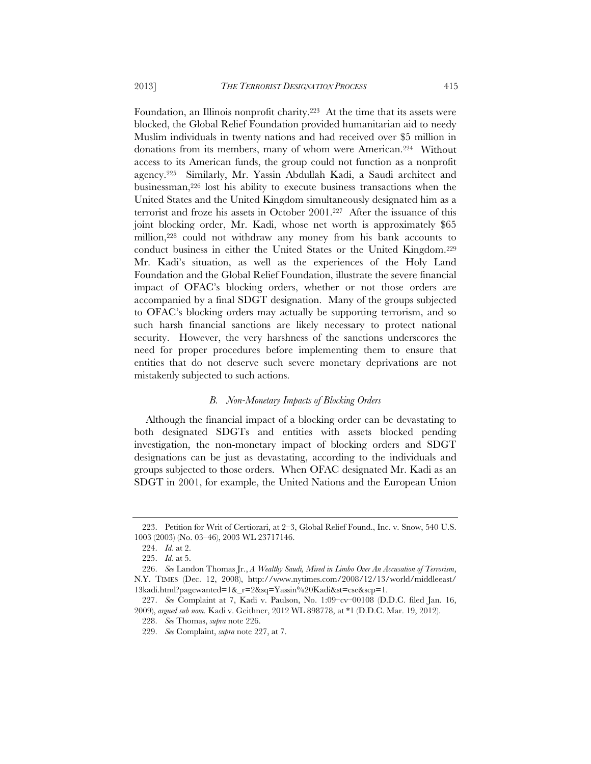Foundation, an Illinois nonprofit charity.[223] At the time that its assets were blocked, the Global Relief Foundation provided humanitarian aid to needy Muslim individuals in twenty nations and had received over $5 million in donations from its members, many of whom were American.[224] Without access to its American funds, the group could not function as a nonprofit agency.[225] Similarly, Mr. Yassin Abdullah Kadi, a Saudi architect and businessman,[226] lost his ability to execute business transactions when the United States and the United Kingdom simultaneously designated him as a terrorist and froze his assets in October 2001.[227] After the issuance of this joint blocking order, Mr. Kadi, whose net worth is approximately $65 million,[228] could not withdraw any money from his bank accounts to conduct business in either the United States or the United Kingdom.[229] Mr. Kadi's situation, as well as the experiences of the Holy Land Foundation and the Global Relief Foundation, illustrate the severe financial impact of OFAC's blocking orders, whether or not those orders are accompanied by a final SDGT designation. Many of the groups subjected to OFAC's blocking orders may actually be supporting terrorism, and so such harsh financial sanctions are likely necessary to protect national security. However, the very harshness of the sanctions underscores the need for proper procedures before implementing them to ensure that entities that do not deserve such severe monetary deprivations are not mistakenly subjected to such actions.

### *B. Non-Monetary Impacts of Blocking Orders*

Although the financial impact of a blocking order can be devastating to both designated SDGTs and entities with assets blocked pending investigation, the non-monetary impact of blocking orders and SDGT designations can be just as devastating, according to the individuals and groups subjected to those orders. When OFAC designated Mr. Kadi as an SDGT in 2001, for example, the United Nations and the European Union

---

223. Petition for Writ of Certiorari, at 2–3, Global Relief Found., Inc. v. Snow, 540 U.S. 1003 (2003) (No. 03–46), 2003 WL 23717146.

224. *Id.* at 2.

225. *Id.* at 5.

226. *See* Landon Thomas Jr., *A Wealthy Saudi, Mired in Limbo Over An Accusation of Terrorism*, N.Y. TIMES (Dec. 12, 2008), http://www.nytimes.com/2008/12/13/world/middleeast/13kadi.html?pagewanted=1&_r=2&sq=Yassin%20Kadi&st=cse&scp=1.

227. *See* Complaint at 7, Kadi v. Paulson, No. 1:09–cv–00108 (D.D.C. filed Jan. 16, 2009), *argued sub nom.* Kadi v. Geithner, 2012 WL 898778, at *1 (D.D.C. Mar. 19, 2012).

228. *See* Thomas, *supra* note 226.

229. *See* Complaint, *supra* note 227, at 7.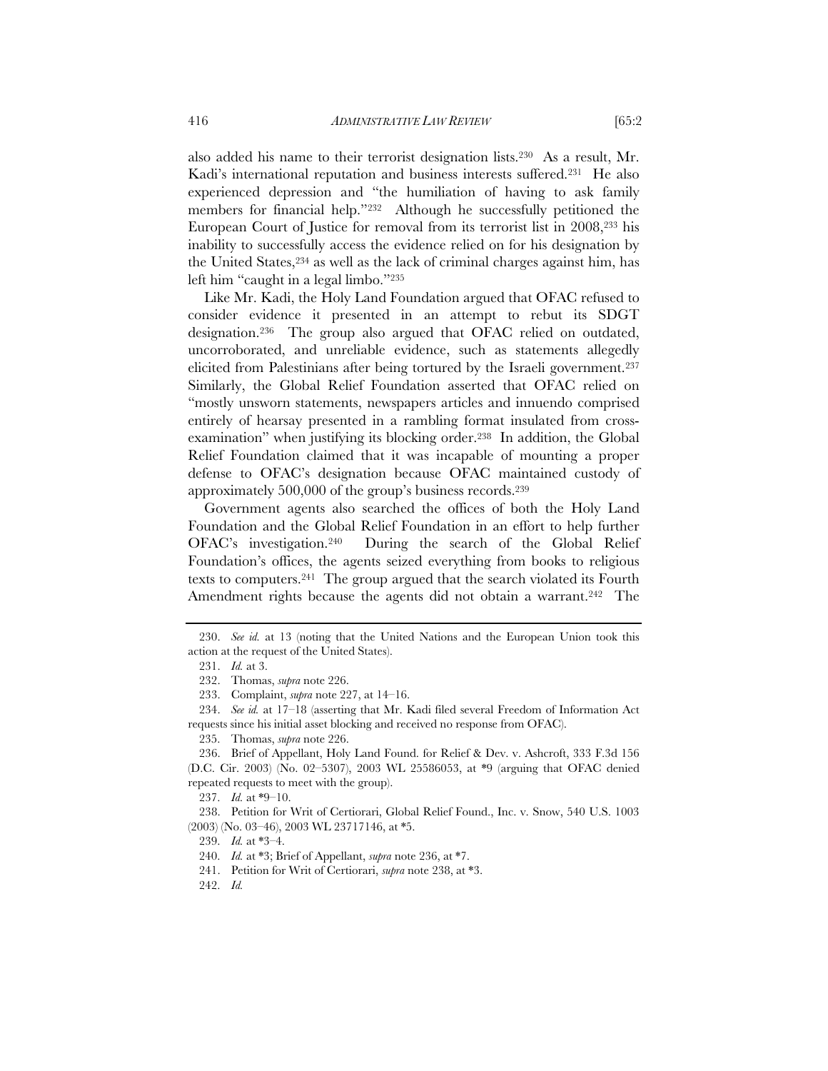also added his name to their terrorist designation lists.[230] As a result, Mr. Kadi's international reputation and business interests suffered.[231] He also experienced depression and "the humiliation of having to ask family members for financial help."[232] Although he successfully petitioned the European Court of Justice for removal from its terrorist list in 2008,[233] his inability to successfully access the evidence relied on for his designation by the United States,[234] as well as the lack of criminal charges against him, has left him "caught in a legal limbo."[235]

Like Mr. Kadi, the Holy Land Foundation argued that OFAC refused to consider evidence it presented in an attempt to rebut its SDGT designation.[236] The group also argued that OFAC relied on outdated, uncorroborated, and unreliable evidence, such as statements allegedly elicited from Palestinians after being tortured by the Israeli government.[237] Similarly, the Global Relief Foundation asserted that OFAC relied on "mostly unsworn statements, newspapers articles and innuendo comprised entirely of hearsay presented in a rambling format insulated from cross-examination" when justifying its blocking order.[238] In addition, the Global Relief Foundation claimed that it was incapable of mounting a proper defense to OFAC's designation because OFAC maintained custody of approximately 500,000 of the group's business records.[239]

Government agents also searched the offices of both the Holy Land Foundation and the Global Relief Foundation in an effort to help further OFAC's investigation.[240] During the search of the Global Relief Foundation's offices, the agents seized everything from books to religious texts to computers.[241] The group argued that the search violated its Fourth Amendment rights because the agents did not obtain a warrant.[242] The

---

230. *See id.* at 13 (noting that the United Nations and the European Union took this action at the request of the United States).

231. *Id.* at 3.

232. Thomas, *supra* note 226.

233. Complaint, *supra* note 227, at 14–16.

234. *See id.* at 17–18 (asserting that Mr. Kadi filed several Freedom of Information Act requests since his initial asset blocking and received no response from OFAC).

235. Thomas, *supra* note 226.

236. Brief of Appellant, Holy Land Found. for Relief & Dev. v. Ashcroft, 333 F.3d 156 (D.C. Cir. 2003) (No. 02–5307), 2003 WL 25586053, at *9 (arguing that OFAC denied repeated requests to meet with the group).

237. *Id.* at *9–10.

238. Petition for Writ of Certiorari, Global Relief Found., Inc. v. Snow, 540 U.S. 1003 (2003) (No. 03–46), 2003 WL 23717146, at *5.

239. *Id.* at *3–4.

240. *Id.* at *3; Brief of Appellant, *supra* note 236, at *7.

241. Petition for Writ of Certiorari, *supra* note 238, at *3.

242. *Id.*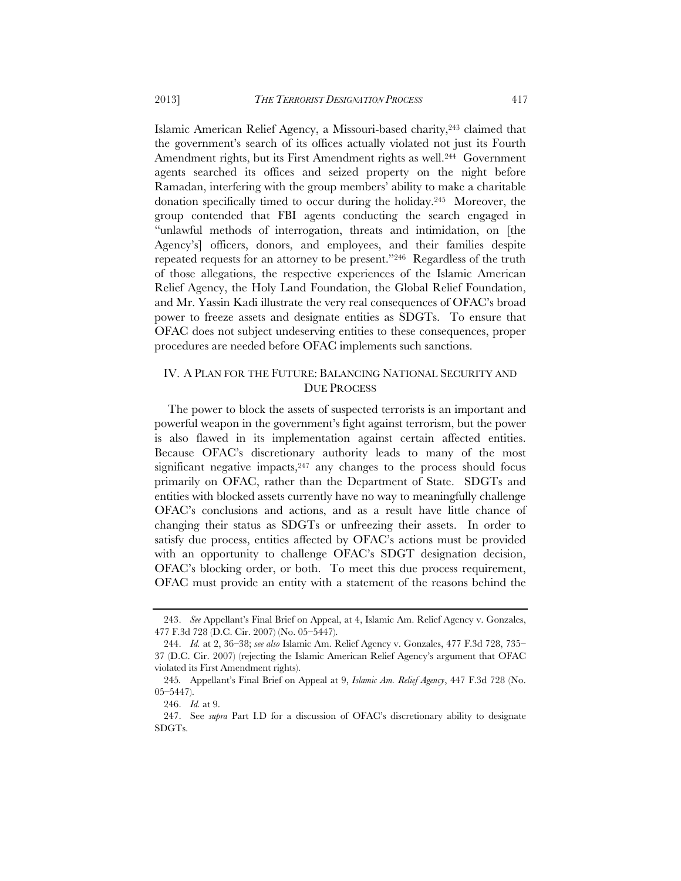Islamic American Relief Agency, a Missouri-based charity,[243] claimed that the government's search of its offices actually violated not just its Fourth Amendment rights, but its First Amendment rights as well.[244] Government agents searched its offices and seized property on the night before Ramadan, interfering with the group members' ability to make a charitable donation specifically timed to occur during the holiday.[245] Moreover, the group contended that FBI agents conducting the search engaged in "unlawful methods of interrogation, threats and intimidation, on [the Agency's] officers, donors, and employees, and their families despite repeated requests for an attorney to be present."[246] Regardless of the truth of those allegations, the respective experiences of the Islamic American Relief Agency, the Holy Land Foundation, the Global Relief Foundation, and Mr. Yassin Kadi illustrate the very real consequences of OFAC's broad power to freeze assets and designate entities as SDGTs. To ensure that OFAC does not subject undeserving entities to these consequences, proper procedures are needed before OFAC implements such sanctions.

## IV. A PLAN FOR THE FUTURE: BALANCING NATIONAL SECURITY AND DUE PROCESS

The power to block the assets of suspected terrorists is an important and powerful weapon in the government's fight against terrorism, but the power is also flawed in its implementation against certain affected entities. Because OFAC's discretionary authority leads to many of the most significant negative impacts,[247] any changes to the process should focus primarily on OFAC, rather than the Department of State. SDGTs and entities with blocked assets currently have no way to meaningfully challenge OFAC's conclusions and actions, and as a result have little chance of changing their status as SDGTs or unfreezing their assets. In order to satisfy due process, entities affected by OFAC's actions must be provided with an opportunity to challenge OFAC's SDGT designation decision, OFAC's blocking order, or both. To meet this due process requirement, OFAC must provide an entity with a statement of the reasons behind the

---

243. *See* Appellant's Final Brief on Appeal, at 4, Islamic Am. Relief Agency v. Gonzales, 477 F.3d 728 (D.C. Cir. 2007) (No. 05–5447).

244. *Id.* at 2, 36–38; *see also* Islamic Am. Relief Agency v. Gonzales, 477 F.3d 728, 735–37 (D.C. Cir. 2007) (rejecting the Islamic American Relief Agency's argument that OFAC violated its First Amendment rights).

245. Appellant's Final Brief on Appeal at 9, *Islamic Am. Relief Agency*, 447 F.3d 728 (No. 05–5447).

246. *Id.* at 9.

247. See *supra* Part I.D for a discussion of OFAC's discretionary ability to designate SDGTs.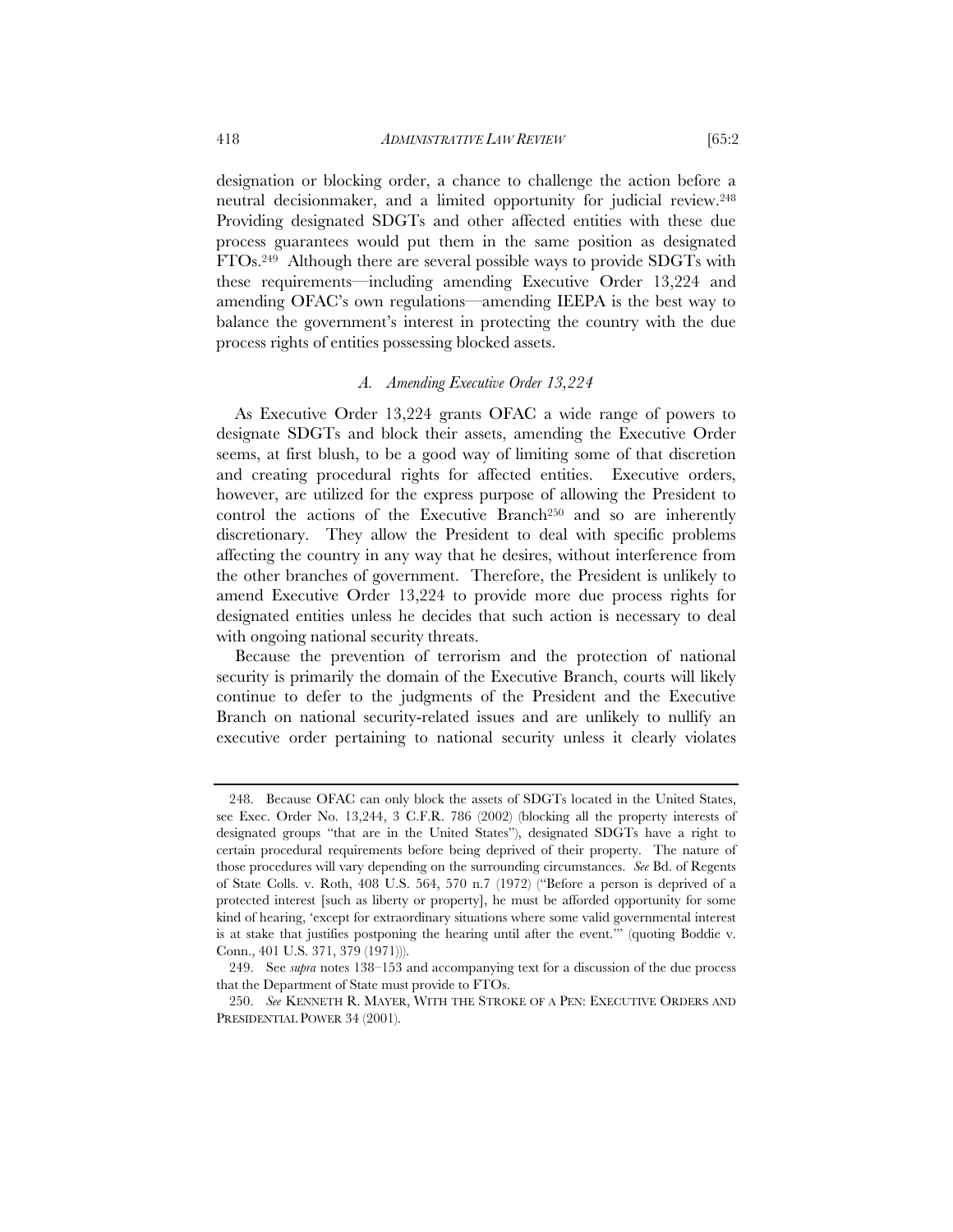designation or blocking order, a chance to challenge the action before a neutral decisionmaker, and a limited opportunity for judicial review.[248] Providing designated SDGTs and other affected entities with these due process guarantees would put them in the same position as designated FTOs.[249] Although there are several possible ways to provide SDGTs with these requirements—including amending Executive Order 13,224 and amending OFAC's own regulations—amending IEEPA is the best way to balance the government's interest in protecting the country with the due process rights of entities possessing blocked assets.

### *A. Amending Executive Order 13,224*

As Executive Order 13,224 grants OFAC a wide range of powers to designate SDGTs and block their assets, amending the Executive Order seems, at first blush, to be a good way of limiting some of that discretion and creating procedural rights for affected entities. Executive orders, however, are utilized for the express purpose of allowing the President to control the actions of the Executive Branch[250] and so are inherently discretionary. They allow the President to deal with specific problems affecting the country in any way that he desires, without interference from the other branches of government. Therefore, the President is unlikely to amend Executive Order 13,224 to provide more due process rights for designated entities unless he decides that such action is necessary to deal with ongoing national security threats.

Because the prevention of terrorism and the protection of national security is primarily the domain of the Executive Branch, courts will likely continue to defer to the judgments of the President and the Executive Branch on national security-related issues and are unlikely to nullify an executive order pertaining to national security unless it clearly violates

---

248. Because OFAC can only block the assets of SDGTs located in the United States, see Exec. Order No. 13,244, 3 C.F.R. 786 (2002) (blocking all the property interests of designated groups "that are in the United States"), designated SDGTs have a right to certain procedural requirements before being deprived of their property. The nature of those procedures will vary depending on the surrounding circumstances. *See* Bd. of Regents of State Colls. v. Roth, 408 U.S. 564, 570 n.7 (1972) ("Before a person is deprived of a protected interest [such as liberty or property], he must be afforded opportunity for some kind of hearing, 'except for extraordinary situations where some valid governmental interest is at stake that justifies postponing the hearing until after the event.'" (quoting Boddie v. Conn., 401 U.S. 371, 379 (1971))).

249. See *supra* notes 138–153 and accompanying text for a discussion of the due process that the Department of State must provide to FTOs.

250. *See* KENNETH R. MAYER, WITH THE STROKE OF A PEN: EXECUTIVE ORDERS AND PRESIDENTIAL POWER 34 (2001).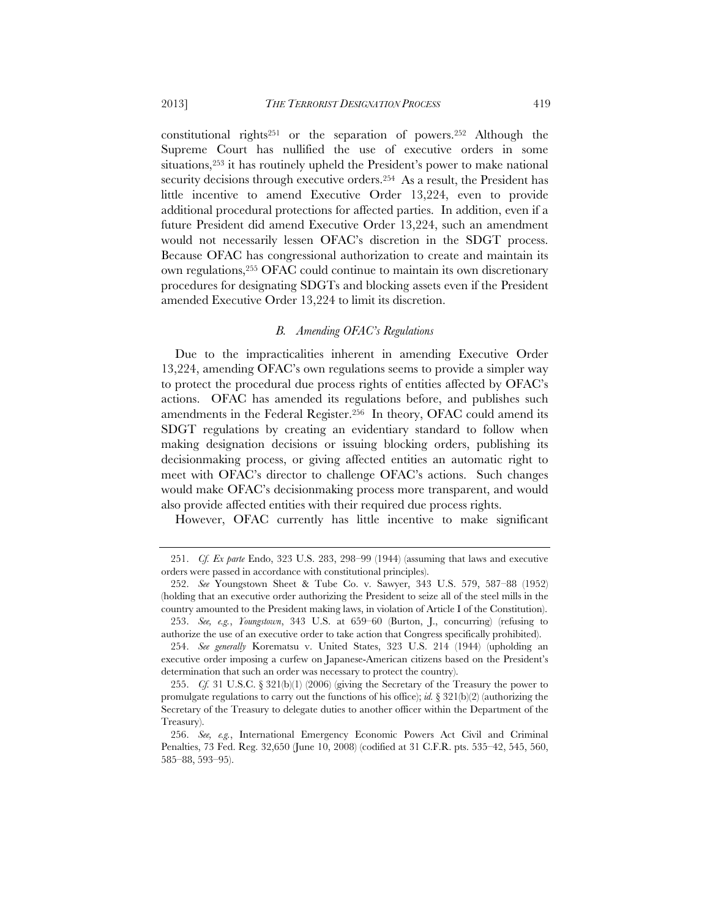constitutional rights[251] or the separation of powers.[252] Although the Supreme Court has nullified the use of executive orders in some situations,[253] it has routinely upheld the President's power to make national security decisions through executive orders.[254] As a result, the President has little incentive to amend Executive Order 13,224, even to provide additional procedural protections for affected parties. In addition, even if a future President did amend Executive Order 13,224, such an amendment would not necessarily lessen OFAC's discretion in the SDGT process. Because OFAC has congressional authorization to create and maintain its own regulations,[255] OFAC could continue to maintain its own discretionary procedures for designating SDGTs and blocking assets even if the President amended Executive Order 13,224 to limit its discretion.

### *B. Amending OFAC's Regulations*

Due to the impracticalities inherent in amending Executive Order 13,224, amending OFAC's own regulations seems to provide a simpler way to protect the procedural due process rights of entities affected by OFAC's actions. OFAC has amended its regulations before, and publishes such amendments in the Federal Register.[256] In theory, OFAC could amend its SDGT regulations by creating an evidentiary standard to follow when making designation decisions or issuing blocking orders, publishing its decisionmaking process, or giving affected entities an automatic right to meet with OFAC's director to challenge OFAC's actions. Such changes would make OFAC's decisionmaking process more transparent, and would also provide affected entities with their required due process rights.

However, OFAC currently has little incentive to make significant

---

251. *Cf. Ex parte* Endo, 323 U.S. 283, 298–99 (1944) (assuming that laws and executive orders were passed in accordance with constitutional principles).

252. *See* Youngstown Sheet & Tube Co. v. Sawyer, 343 U.S. 579, 587–88 (1952) (holding that an executive order authorizing the President to seize all of the steel mills in the country amounted to the President making laws, in violation of Article I of the Constitution).

253. *See, e.g.*, *Youngstown*, 343 U.S. at 659–60 (Burton, J., concurring) (refusing to authorize the use of an executive order to take action that Congress specifically prohibited).

254. *See generally* Korematsu v. United States, 323 U.S. 214 (1944) (upholding an executive order imposing a curfew on Japanese-American citizens based on the President's determination that such an order was necessary to protect the country).

255. *Cf.* 31 U.S.C. § 321(b)(1) (2006) (giving the Secretary of the Treasury the power to promulgate regulations to carry out the functions of his office); *id.* § 321(b)(2) (authorizing the Secretary of the Treasury to delegate duties to another officer within the Department of the Treasury).

256. *See, e.g.*, International Emergency Economic Powers Act Civil and Criminal Penalties, 73 Fed. Reg. 32,650 (June 10, 2008) (codified at 31 C.F.R. pts. 535–42, 545, 560, 585–88, 593–95).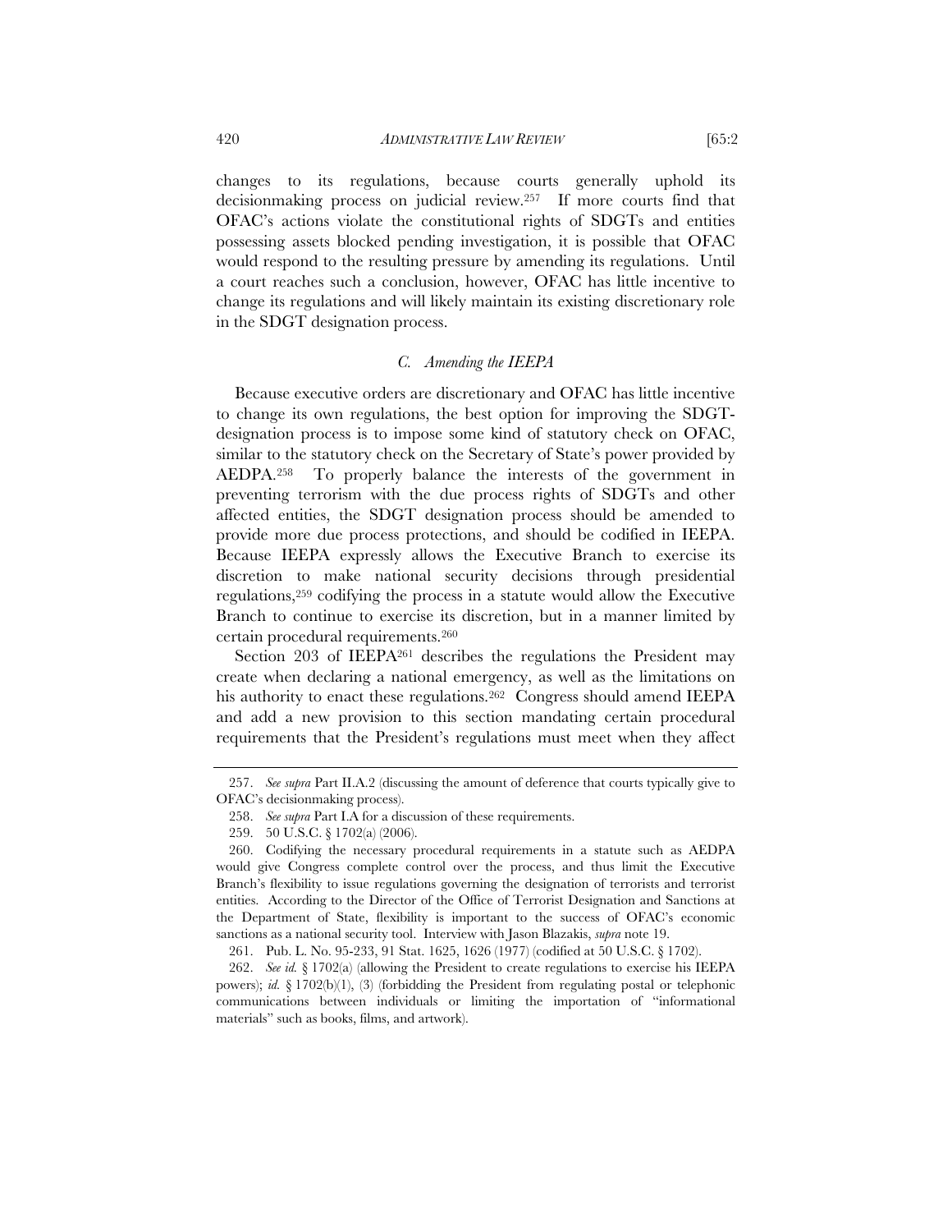changes to its regulations, because courts generally uphold its decisionmaking process on judicial review.[257] If more courts find that OFAC's actions violate the constitutional rights of SDGTs and entities possessing assets blocked pending investigation, it is possible that OFAC would respond to the resulting pressure by amending its regulations. Until a court reaches such a conclusion, however, OFAC has little incentive to change its regulations and will likely maintain its existing discretionary role in the SDGT designation process.

### *C. Amending the IEEPA*

Because executive orders are discretionary and OFAC has little incentive to change its own regulations, the best option for improving the SDGT-designation process is to impose some kind of statutory check on OFAC, similar to the statutory check on the Secretary of State's power provided by AEDPA.[258] To properly balance the interests of the government in preventing terrorism with the due process rights of SDGTs and other affected entities, the SDGT designation process should be amended to provide more due process protections, and should be codified in IEEPA. Because IEEPA expressly allows the Executive Branch to exercise its discretion to make national security decisions through presidential regulations,[259] codifying the process in a statute would allow the Executive Branch to continue to exercise its discretion, but in a manner limited by certain procedural requirements.[260]

Section 203 of IEEPA[261] describes the regulations the President may create when declaring a national emergency, as well as the limitations on his authority to enact these regulations.[262] Congress should amend IEEPA and add a new provision to this section mandating certain procedural requirements that the President's regulations must meet when they affect

---

257. *See supra* Part II.A.2 (discussing the amount of deference that courts typically give to OFAC's decisionmaking process).

258. *See supra* Part I.A for a discussion of these requirements.

259. 50 U.S.C. § 1702(a) (2006).

260. Codifying the necessary procedural requirements in a statute such as AEDPA would give Congress complete control over the process, and thus limit the Executive Branch's flexibility to issue regulations governing the designation of terrorists and terrorist entities. According to the Director of the Office of Terrorist Designation and Sanctions at the Department of State, flexibility is important to the success of OFAC's economic sanctions as a national security tool. Interview with Jason Blazakis, *supra* note 19.

261. Pub. L. No. 95-233, 91 Stat. 1625, 1626 (1977) (codified at 50 U.S.C. § 1702).

262. *See id.* § 1702(a) (allowing the President to create regulations to exercise his IEEPA powers); *id.* § 1702(b)(1), (3) (forbidding the President from regulating postal or telephonic communications between individuals or limiting the importation of "informational materials" such as books, films, and artwork).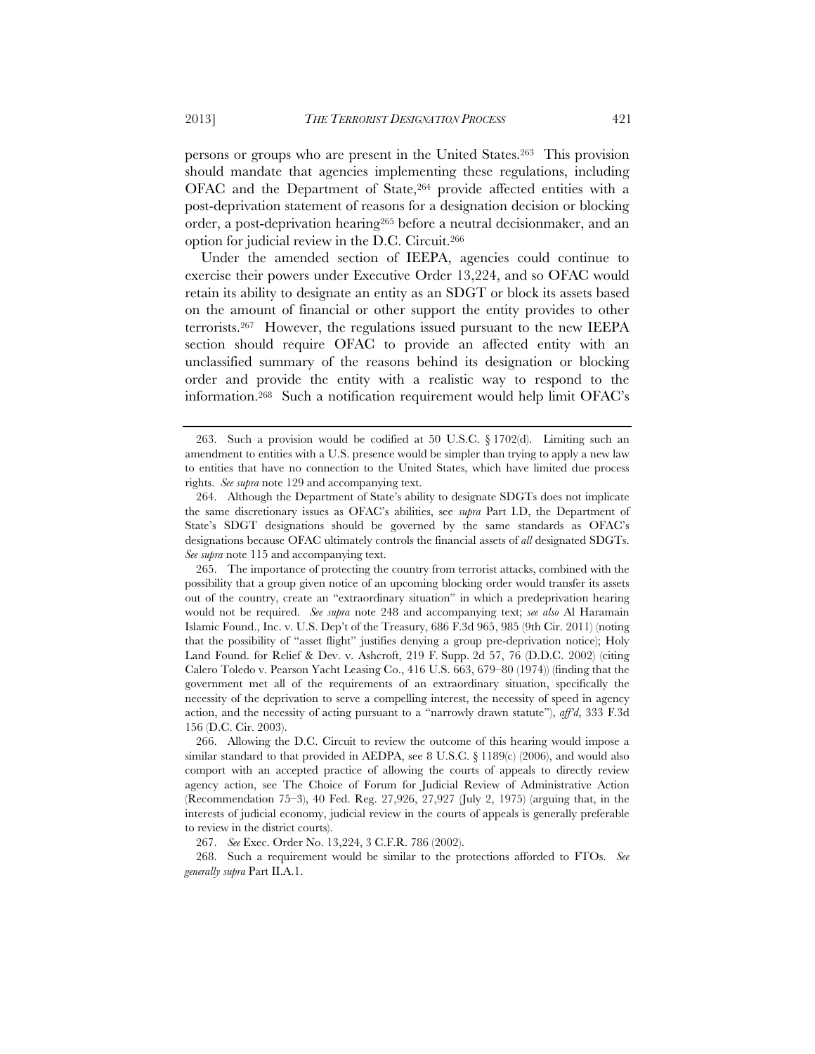persons or groups who are present in the United States.[263] This provision should mandate that agencies implementing these regulations, including OFAC and the Department of State,[264] provide affected entities with a post-deprivation statement of reasons for a designation decision or blocking order, a post-deprivation hearing[265] before a neutral decisionmaker, and an option for judicial review in the D.C. Circuit.[266]

Under the amended section of IEEPA, agencies could continue to exercise their powers under Executive Order 13,224, and so OFAC would retain its ability to designate an entity as an SDGT or block its assets based on the amount of financial or other support the entity provides to other terrorists.[267] However, the regulations issued pursuant to the new IEEPA section should require OFAC to provide an affected entity with an unclassified summary of the reasons behind its designation or blocking order and provide the entity with a realistic way to respond to the information.[268] Such a notification requirement would help limit OFAC's

---

263. Such a provision would be codified at 50 U.S.C. § 1702(d). Limiting such an amendment to entities with a U.S. presence would be simpler than trying to apply a new law to entities that have no connection to the United States, which have limited due process rights. *See supra* note 129 and accompanying text.

264. Although the Department of State's ability to designate SDGTs does not implicate the same discretionary issues as OFAC's abilities, see *supra* Part I.D, the Department of State's SDGT designations should be governed by the same standards as OFAC's designations because OFAC ultimately controls the financial assets of *all* designated SDGTs. *See supra* note 115 and accompanying text.

265. The importance of protecting the country from terrorist attacks, combined with the possibility that a group given notice of an upcoming blocking order would transfer its assets out of the country, create an "extraordinary situation" in which a predeprivation hearing would not be required. *See supra* note 248 and accompanying text; *see also* Al Haramain Islamic Found., Inc. v. U.S. Dep't of the Treasury, 686 F.3d 965, 985 (9th Cir. 2011) (noting that the possibility of "asset flight" justifies denying a group pre-deprivation notice); Holy Land Found. for Relief & Dev. v. Ashcroft, 219 F. Supp. 2d 57, 76 (D.D.C. 2002) (citing Calero Toledo v. Pearson Yacht Leasing Co., 416 U.S. 663, 679–80 (1974)) (finding that the government met all of the requirements of an extraordinary situation, specifically the necessity of the deprivation to serve a compelling interest, the necessity of speed in agency action, and the necessity of acting pursuant to a "narrowly drawn statute"), *aff'd*, 333 F.3d 156 (D.C. Cir. 2003).

266. Allowing the D.C. Circuit to review the outcome of this hearing would impose a similar standard to that provided in AEDPA, see 8 U.S.C. § 1189(c) (2006), and would also comport with an accepted practice of allowing the courts of appeals to directly review agency action, see The Choice of Forum for Judicial Review of Administrative Action (Recommendation 75–3), 40 Fed. Reg. 27,926, 27,927 (July 2, 1975) (arguing that, in the interests of judicial economy, judicial review in the courts of appeals is generally preferable to review in the district courts).

267. *See* Exec. Order No. 13,224, 3 C.F.R. 786 (2002).

268. Such a requirement would be similar to the protections afforded to FTOs. *See generally supra* Part II.A.1.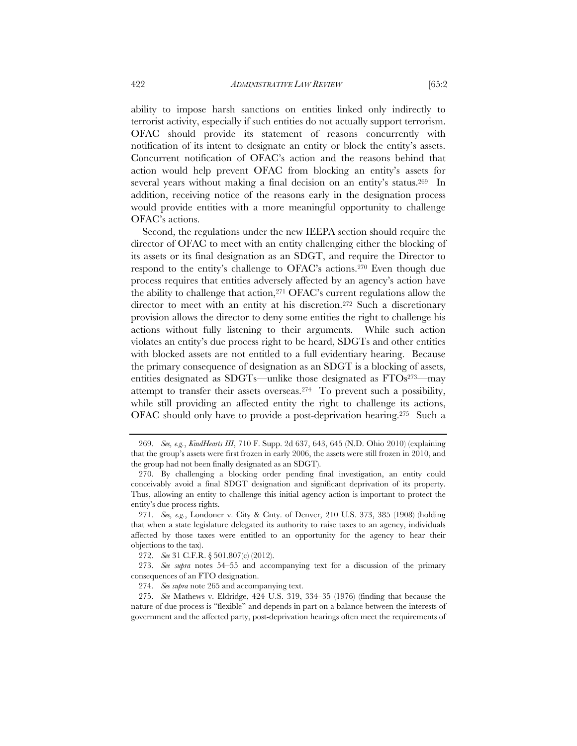ability to impose harsh sanctions on entities linked only indirectly to terrorist activity, especially if such entities do not actually support terrorism. OFAC should provide its statement of reasons concurrently with notification of its intent to designate an entity or block the entity's assets. Concurrent notification of OFAC's action and the reasons behind that action would help prevent OFAC from blocking an entity's assets for several years without making a final decision on an entity's status.[269] In addition, receiving notice of the reasons early in the designation process would provide entities with a more meaningful opportunity to challenge OFAC's actions.

Second, the regulations under the new IEEPA section should require the director of OFAC to meet with an entity challenging either the blocking of its assets or its final designation as an SDGT, and require the Director to respond to the entity's challenge to OFAC's actions.[270] Even though due process requires that entities adversely affected by an agency's action have the ability to challenge that action,[271] OFAC's current regulations allow the director to meet with an entity at his discretion.[272] Such a discretionary provision allows the director to deny some entities the right to challenge his actions without fully listening to their arguments. While such action violates an entity's due process right to be heard, SDGTs and other entities with blocked assets are not entitled to a full evidentiary hearing. Because the primary consequence of designation as an SDGT is a blocking of assets, entities designated as SDGTs—unlike those designated as FTOs[273]—may attempt to transfer their assets overseas.[274] To prevent such a possibility, while still providing an affected entity the right to challenge its actions, OFAC should only have to provide a post-deprivation hearing.[275] Such a

---

269. *See, e.g.*, *KindHearts III*, 710 F. Supp. 2d 637, 643, 645 (N.D. Ohio 2010) (explaining that the group's assets were first frozen in early 2006, the assets were still frozen in 2010, and the group had not been finally designated as an SDGT).

270. By challenging a blocking order pending final investigation, an entity could conceivably avoid a final SDGT designation and significant deprivation of its property. Thus, allowing an entity to challenge this initial agency action is important to protect the entity's due process rights.

271. *See, e.g.*, Londoner v. City & Cnty. of Denver, 210 U.S. 373, 385 (1908) (holding that when a state legislature delegated its authority to raise taxes to an agency, individuals affected by those taxes were entitled to an opportunity for the agency to hear their objections to the tax).

272. *See* 31 C.F.R. § 501.807(c) (2012).

273. *See supra* notes 54–55 and accompanying text for a discussion of the primary consequences of an FTO designation.

274. *See supra* note 265 and accompanying text.

275. *See* Mathews v. Eldridge, 424 U.S. 319, 334–35 (1976) (finding that because the nature of due process is "flexible" and depends in part on a balance between the interests of government and the affected party, post-deprivation hearings often meet the requirements of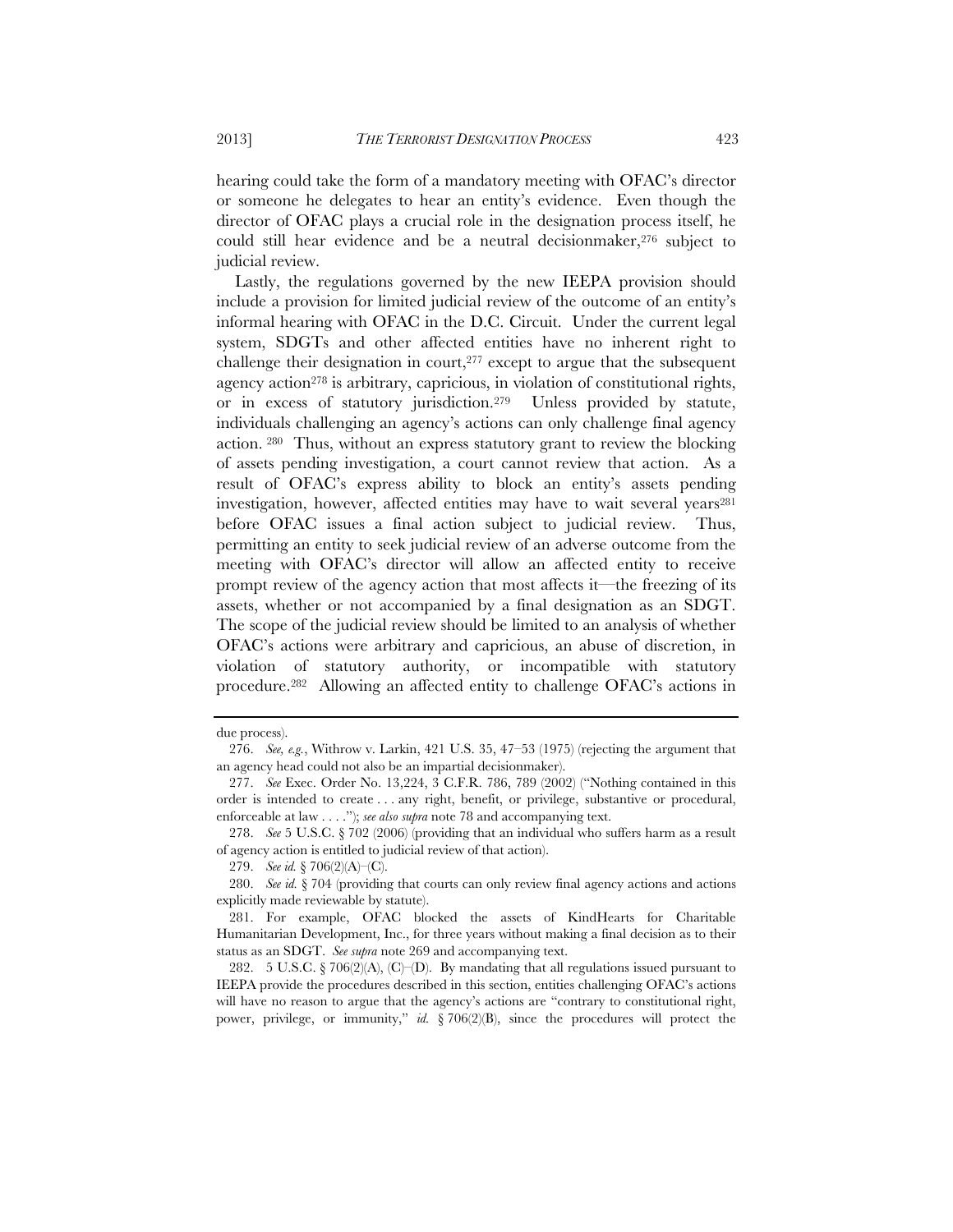hearing could take the form of a mandatory meeting with OFAC's director or someone he delegates to hear an entity's evidence. Even though the director of OFAC plays a crucial role in the designation process itself, he could still hear evidence and be a neutral decisionmaker,[276] subject to judicial review.

Lastly, the regulations governed by the new IEEPA provision should include a provision for limited judicial review of the outcome of an entity's informal hearing with OFAC in the D.C. Circuit. Under the current legal system, SDGTs and other affected entities have no inherent right to challenge their designation in court,[277] except to argue that the subsequent agency action[278] is arbitrary, capricious, in violation of constitutional rights, or in excess of statutory jurisdiction.[279] Unless provided by statute, individuals challenging an agency's actions can only challenge final agency action.[280] Thus, without an express statutory grant to review the blocking of assets pending investigation, a court cannot review that action. As a result of OFAC's express ability to block an entity's assets pending investigation, however, affected entities may have to wait several years[281] before OFAC issues a final action subject to judicial review. Thus, permitting an entity to seek judicial review of an adverse outcome from the meeting with OFAC's director will allow an affected entity to receive prompt review of the agency action that most affects it—the freezing of its assets, whether or not accompanied by a final designation as an SDGT. The scope of the judicial review should be limited to an analysis of whether OFAC's actions were arbitrary and capricious, an abuse of discretion, in violation of statutory authority, or incompatible with statutory procedure.[282] Allowing an affected entity to challenge OFAC's actions in

---

due process).

276. *See, e.g.*, Withrow v. Larkin, 421 U.S. 35, 47–53 (1975) (rejecting the argument that an agency head could not also be an impartial decisionmaker).

277. *See* Exec. Order No. 13,224, 3 C.F.R. 786, 789 (2002) ("Nothing contained in this order is intended to create . . . any right, benefit, or privilege, substantive or procedural, enforceable at law . . . ."); *see also supra* note 78 and accompanying text.

278. *See* 5 U.S.C. § 702 (2006) (providing that an individual who suffers harm as a result of agency action is entitled to judicial review of that action).

279. *See id.* § 706(2)(A)–(C).

280. *See id.* § 704 (providing that courts can only review final agency actions and actions explicitly made reviewable by statute).

281. For example, OFAC blocked the assets of KindHearts for Charitable Humanitarian Development, Inc., for three years without making a final decision as to their status as an SDGT. *See supra* note 269 and accompanying text.

282. 5 U.S.C. § 706(2)(A), (C)–(D). By mandating that all regulations issued pursuant to IEEPA provide the procedures described in this section, entities challenging OFAC's actions will have no reason to argue that the agency's actions are "contrary to constitutional right, power, privilege, or immunity," *id.* § 706(2)(B), since the procedures will protect the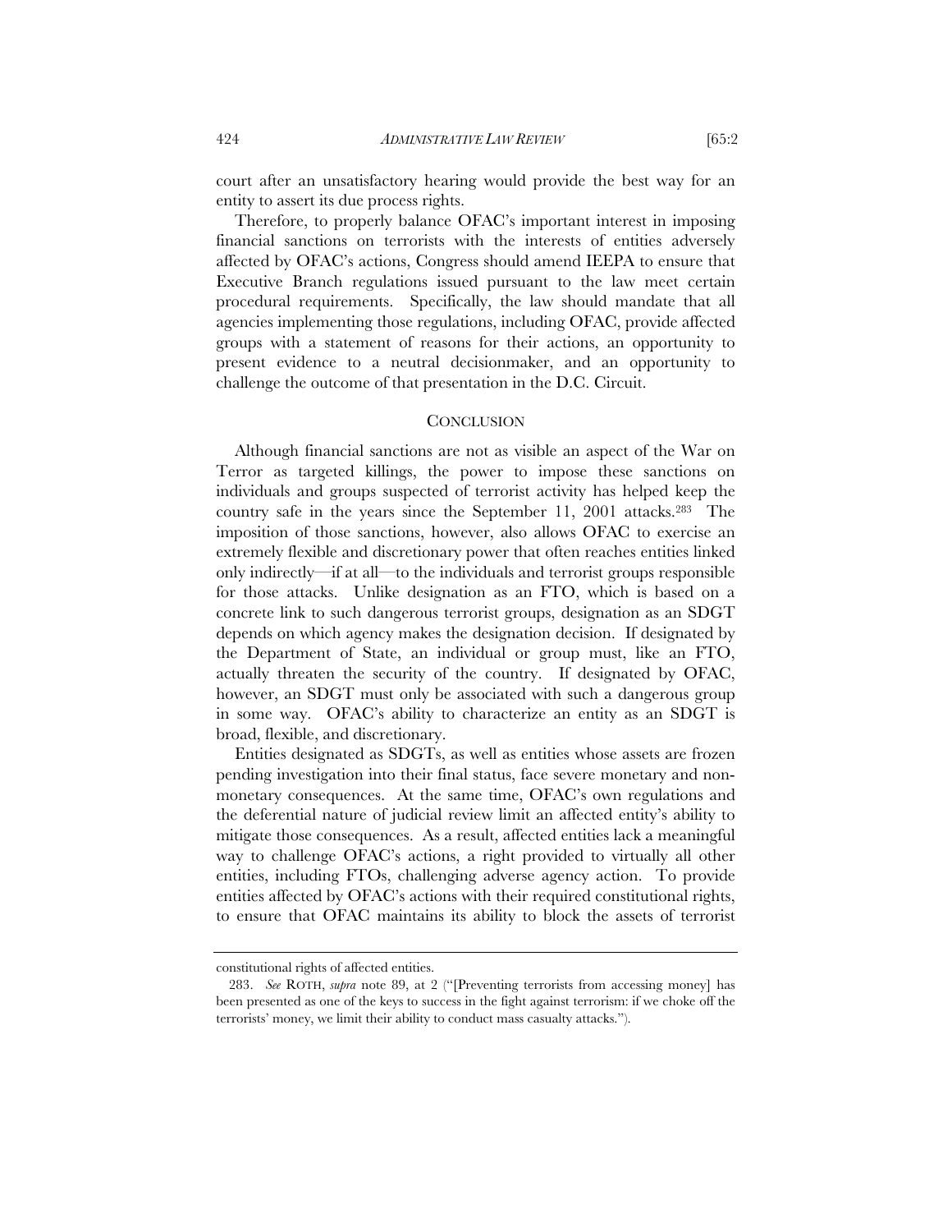court after an unsatisfactory hearing would provide the best way for an entity to assert its due process rights.

Therefore, to properly balance OFAC's important interest in imposing financial sanctions on terrorists with the interests of entities adversely affected by OFAC's actions, Congress should amend IEEPA to ensure that Executive Branch regulations issued pursuant to the law meet certain procedural requirements. Specifically, the law should mandate that all agencies implementing those regulations, including OFAC, provide affected groups with a statement of reasons for their actions, an opportunity to present evidence to a neutral decisionmaker, and an opportunity to challenge the outcome of that presentation in the D.C. Circuit.

## CONCLUSION

Although financial sanctions are not as visible an aspect of the War on Terror as targeted killings, the power to impose these sanctions on individuals and groups suspected of terrorist activity has helped keep the country safe in the years since the September 11, 2001 attacks.[283] The imposition of those sanctions, however, also allows OFAC to exercise an extremely flexible and discretionary power that often reaches entities linked only indirectly—if at all—to the individuals and terrorist groups responsible for those attacks. Unlike designation as an FTO, which is based on a concrete link to such dangerous terrorist groups, designation as an SDGT depends on which agency makes the designation decision. If designated by the Department of State, an individual or group must, like an FTO, actually threaten the security of the country. If designated by OFAC, however, an SDGT must only be associated with such a dangerous group in some way. OFAC's ability to characterize an entity as an SDGT is broad, flexible, and discretionary.

Entities designated as SDGTs, as well as entities whose assets are frozen pending investigation into their final status, face severe monetary and non-monetary consequences. At the same time, OFAC's own regulations and the deferential nature of judicial review limit an affected entity's ability to mitigate those consequences. As a result, affected entities lack a meaningful way to challenge OFAC's actions, a right provided to virtually all other entities, including FTOs, challenging adverse agency action. To provide entities affected by OFAC's actions with their required constitutional rights, to ensure that OFAC maintains its ability to block the assets of terrorist

---

constitutional rights of affected entities.

283. *See* ROTH, *supra* note 89, at 2 ("[Preventing terrorists from accessing money] has been presented as one of the keys to success in the fight against terrorism: if we choke off the terrorists' money, we limit their ability to conduct mass casualty attacks.").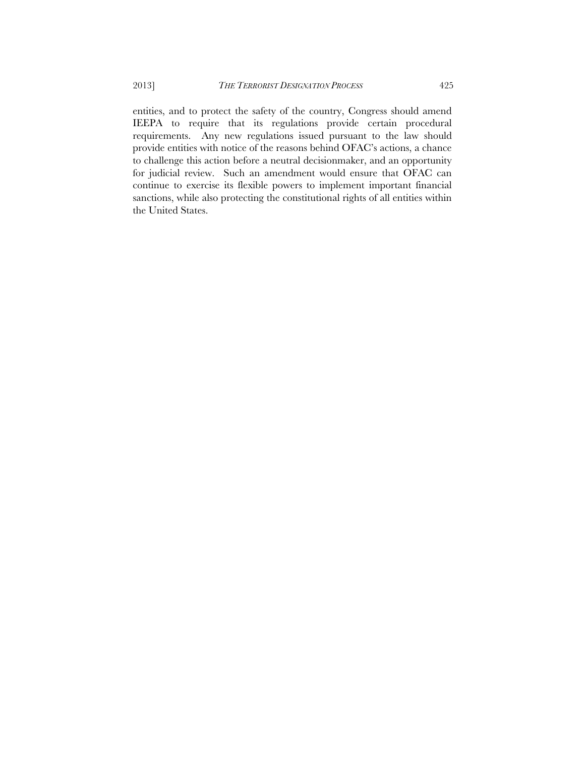entities, and to protect the safety of the country, Congress should amend IEEPA to require that its regulations provide certain procedural requirements. Any new regulations issued pursuant to the law should provide entities with notice of the reasons behind OFAC's actions, a chance to challenge this action before a neutral decisionmaker, and an opportunity for judicial review. Such an amendment would ensure that OFAC can continue to exercise its flexible powers to implement important financial sanctions, while also protecting the constitutional rights of all entities within the United States.